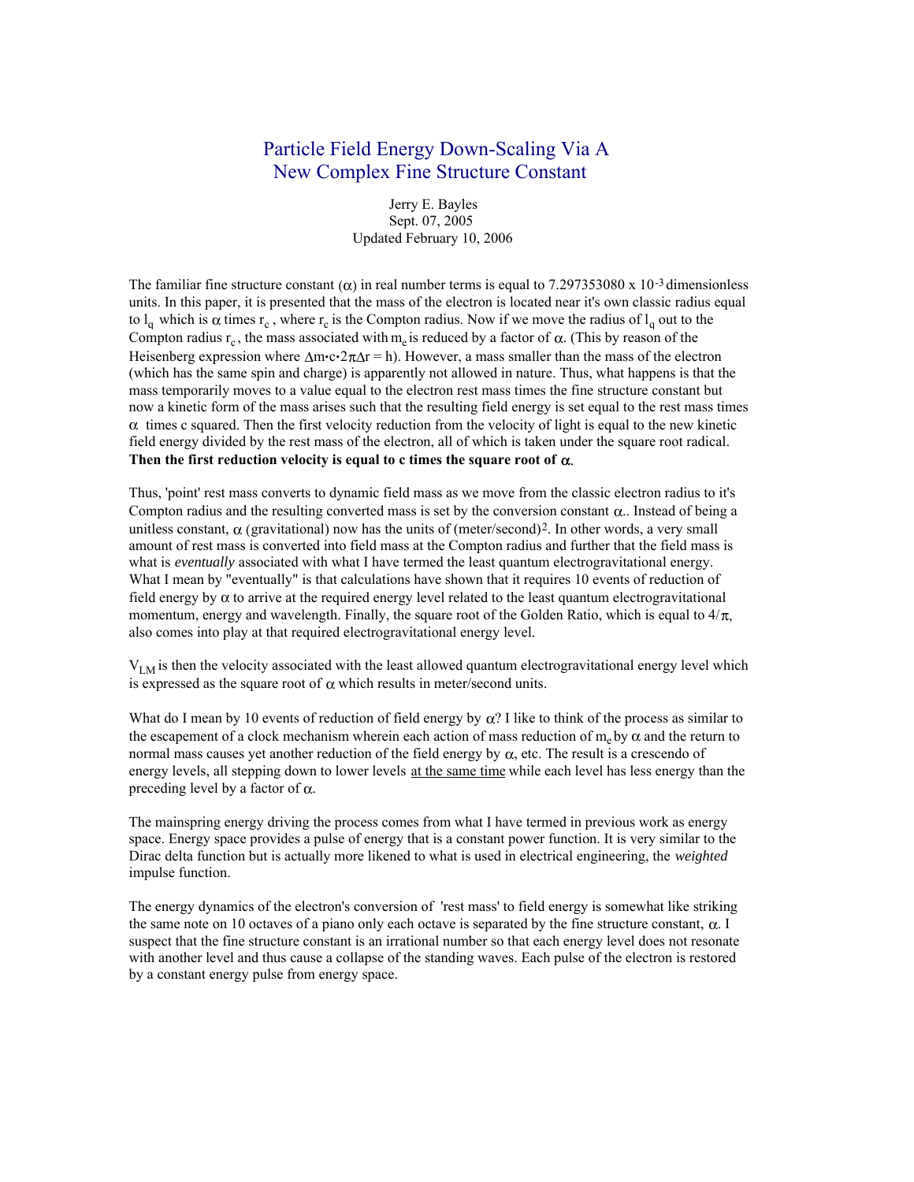# Particle Field Energy Down-Scaling Via A New Complex Fine Structure Constant

Jerry E. Bayles
Sept. 07, 2005
Updated February 10, 2006

The familiar fine structure constant ($\alpha$) in real number terms is equal to 7.297353080 x $10^{-3}$ dimensionless units. In this paper, it is presented that the mass of the electron is located near it's own classic radius equal to $l_q$ which is $\alpha$ times $r_c$ , where $r_c$ is the Compton radius. Now if we move the radius of $l_q$ out to the Compton radius $r_c$ , the mass associated with $m_e$ is reduced by a factor of $\alpha$. (This by reason of the Heisenberg expression where $\Delta m \cdot c \cdot 2\pi \Delta r = h$). However, a mass smaller than the mass of the electron (which has the same spin and charge) is apparently not allowed in nature. Thus, what happens is that the mass temporarily moves to a value equal to the electron rest mass times the fine structure constant but now a kinetic form of the mass arises such that the resulting field energy is set equal to the rest mass times $\alpha$ times c squared. Then the first velocity reduction from the velocity of light is equal to the new kinetic field energy divided by the rest mass of the electron, all of which is taken under the square root radical. **Then the first reduction velocity is equal to c times the square root of $\alpha$.**

Thus, 'point' rest mass converts to dynamic field mass as we move from the classic electron radius to it's Compton radius and the resulting converted mass is set by the conversion constant $\alpha$.. Instead of being a unitless constant, $\alpha$ (gravitational) now has the units of (meter/second)$^2$. In other words, a very small amount of rest mass is converted into field mass at the Compton radius and further that the field mass is what is *eventually* associated with what I have termed the least quantum electrogravitational energy. What I mean by "eventually" is that calculations have shown that it requires 10 events of reduction of field energy by $\alpha$ to arrive at the required energy level related to the least quantum electrogravitational momentum, energy and wavelength. Finally, the square root of the Golden Ratio, which is equal to $4/\pi$, also comes into play at that required electrogravitational energy level.

$V_{LM}$ is then the velocity associated with the least allowed quantum electrogravitational energy level which is expressed as the square root of $\alpha$ which results in meter/second units.

What do I mean by 10 events of reduction of field energy by $\alpha$? I like to think of the process as similar to the escapement of a clock mechanism wherein each action of mass reduction of $m_e$ by $\alpha$ and the return to normal mass causes yet another reduction of the field energy by $\alpha$, etc. The result is a crescendo of energy levels, all stepping down to lower levels at the same time while each level has less energy than the preceding level by a factor of $\alpha$.

The mainspring energy driving the process comes from what I have termed in previous work as energy space. Energy space provides a pulse of energy that is a constant power function. It is very similar to the Dirac delta function but is actually more likened to what is used in electrical engineering, the *weighted* impulse function.

The energy dynamics of the electron's conversion of 'rest mass' to field energy is somewhat like striking the same note on 10 octaves of a piano only each octave is separated by the fine structure constant, $\alpha$. I suspect that the fine structure constant is an irrational number so that each energy level does not resonate with another level and thus cause a collapse of the standing waves. Each pulse of the electron is restored by a constant energy pulse from energy space.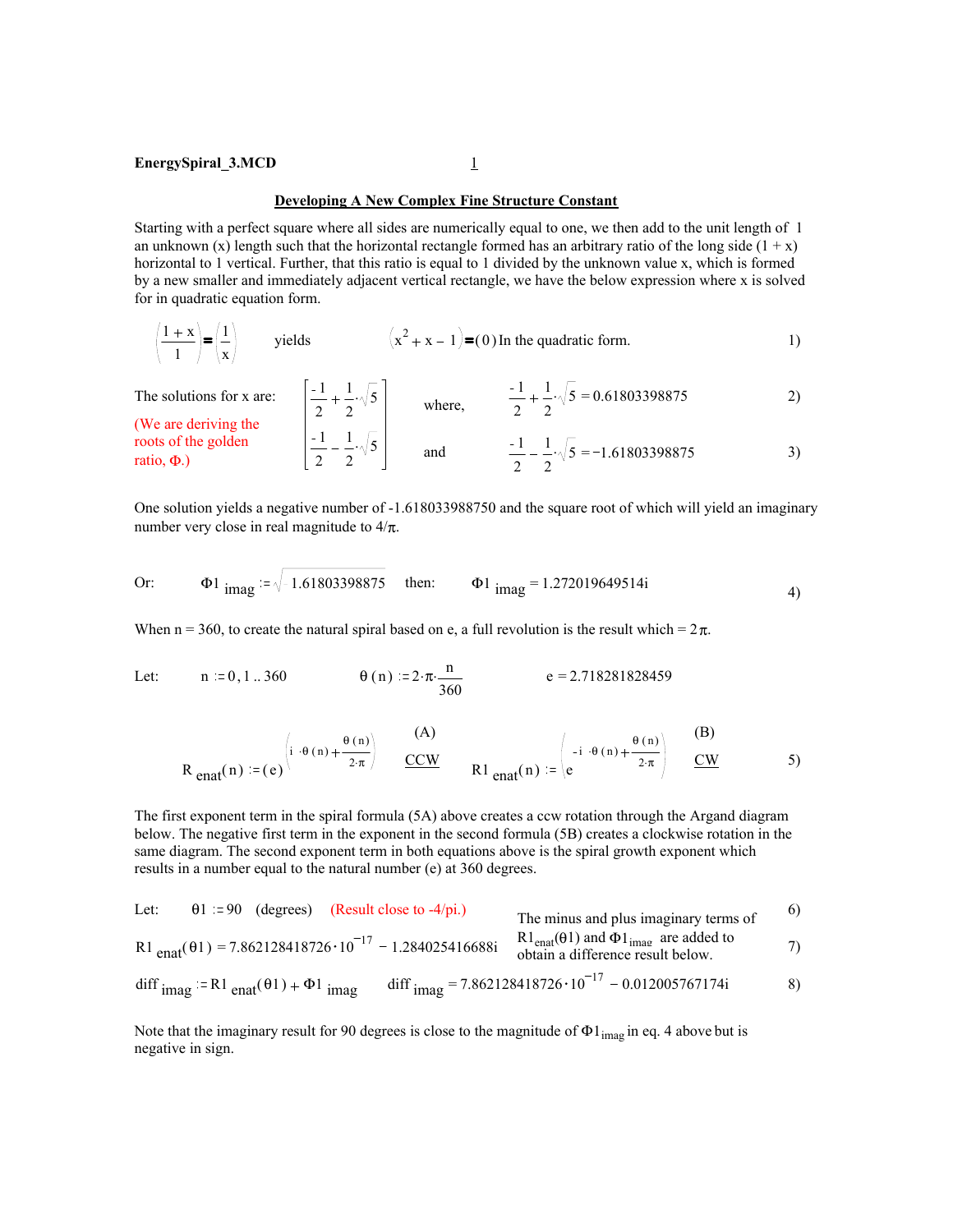**EnergySpiral_3.MCD**

## Developing A New Complex Fine Structure Constant

Starting with a perfect square where all sides are numerically equal to one, we then add to the unit length of 1 an unknown (x) length such that the horizontal rectangle formed has an arbitrary ratio of the long side (1 + x) horizontal to 1 vertical. Further, that this ratio is equal to 1 divided by the unknown value x, which is formed by a new smaller and immediately adjacent vertical rectangle, we have the below expression where x is solved for in quadratic equation form.

$$\left(\frac{1+x}{1}\right) = \left(\frac{1}{x}\right) \quad \text{yields} \quad \left(x^2 + x - 1\right) = (0) \text{ In the quadratic form.} \qquad 1)$$

The solutions for x are:

(We are deriving the roots of the golden ratio, $\Phi$.)

$$\begin{bmatrix} \frac{-1}{2} + \frac{1}{2}\cdot\sqrt{5} \\ \frac{-1}{2} - \frac{1}{2}\cdot\sqrt{5} \end{bmatrix} \quad \text{where,} \quad \frac{-1}{2} + \frac{1}{2}\cdot\sqrt{5} = 0.61803398875 \qquad 2)$$

$$\text{and} \quad \frac{-1}{2} - \frac{1}{2}\cdot\sqrt{5} = -1.61803398875 \qquad 3)$$

One solution yields a negative number of -1.618033988750 and the square root of which will yield an imaginary number very close in real magnitude to $4/\pi$.

$$\text{Or:} \quad \Phi1_{imag} := \sqrt{-1.61803398875} \quad \text{then:} \quad \Phi1_{imag} = 1.272019649514i \qquad 4)$$

When n = 360, to create the natural spiral based on e, a full revolution is the result which = $2\pi$.

$$\text{Let:} \quad n := 0, 1 .. 360 \qquad \theta(n) := 2\cdot\pi\cdot\frac{n}{360} \qquad e = 2.718281828459$$

$$R_{enat}(n) := (e)^{\left(i\cdot\theta(n) + \frac{\theta(n)}{2\cdot\pi}\right)} \quad \text{(A) CCW} \qquad R1_{enat}(n) := e^{\left(-i\cdot\theta(n) + \frac{\theta(n)}{2\cdot\pi}\right)} \quad \text{(B) CW} \qquad 5)$$

The first exponent term in the spiral formula (5A) above creates a ccw rotation through the Argand diagram below. The negative first term in the exponent in the second formula (5B) creates a clockwise rotation in the same diagram. The second exponent term in both equations above is the spiral growth exponent which results in a number equal to the natural number (e) at 360 degrees.

Let: $\theta1 := 90$ (degrees) (Result close to -4/pi.) 6)

$$R1_{enat}(\theta1) = 7.862128418726\cdot10^{-17} - 1.284025416688i \qquad 7)$$

The minus and plus imaginary terms of $R1_{enat}(\theta1)$ and $\Phi1_{imag}$ are added to obtain a difference result below.

$$diff_{imag} := R1_{enat}(\theta1) + \Phi1_{imag} \qquad diff_{imag} = 7.862128418726\cdot10^{-17} - 0.012005767174i \qquad 8)$$

Note that the imaginary result for 90 degrees is close to the magnitude of $\Phi1_{imag}$ in eq. 4 above but is negative in sign.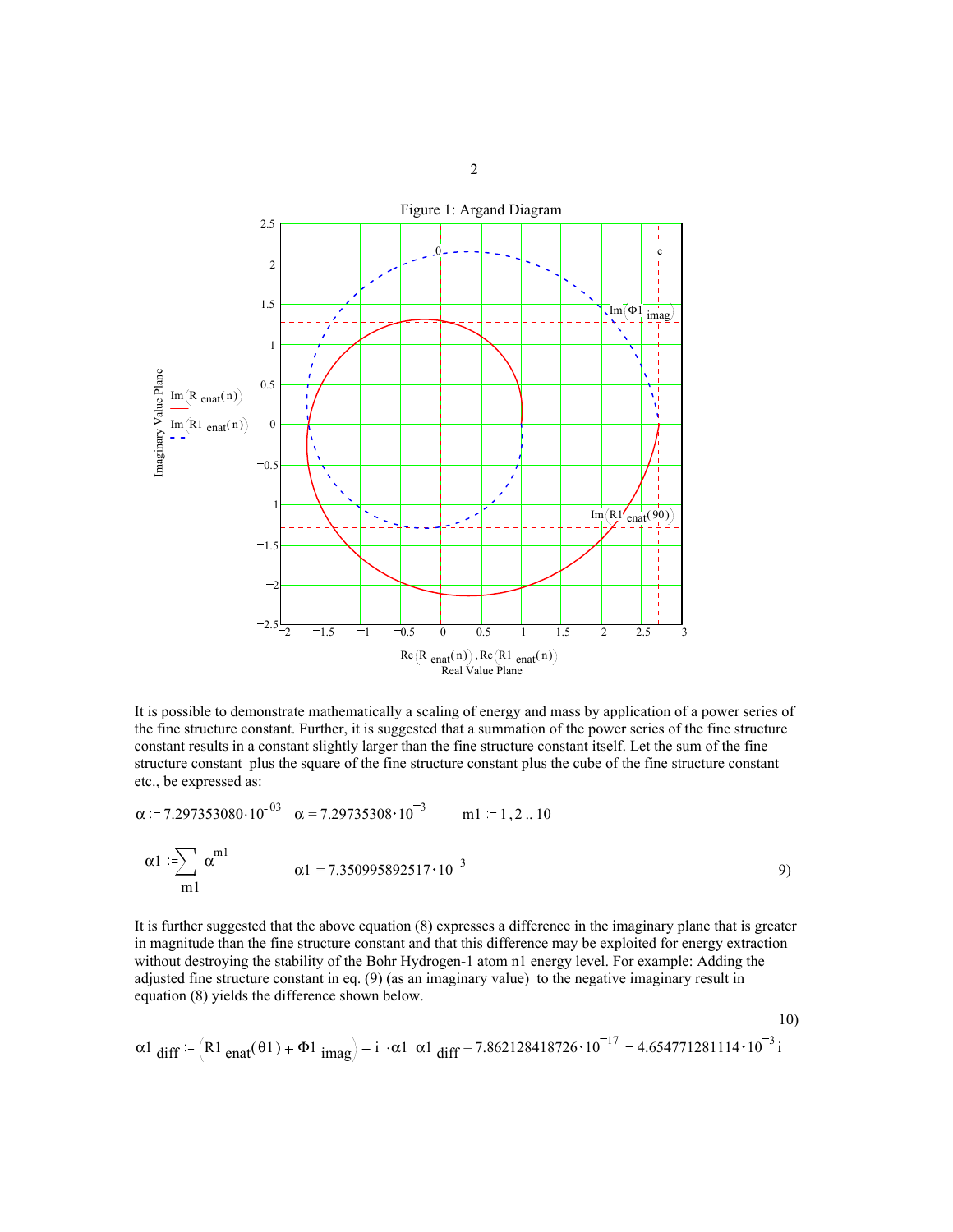Figure 1: Argand Diagram

2.5
2
1.5
1
0.5
0
−0.5
−1
−1.5
−2
−2.5

−2 −1.5 −1 −0.5 0 0.5 1 1.5 2 2.5 3

0
e
Im(Φ1 imag)
Im(R1 enat(90))

Imaginary Value Plane
Im(R enat(n))
Im(R1 enat(n))

Re(R enat(n)), Re(R1 enat(n))
Real Value Plane

It is possible to demonstrate mathematically a scaling of energy and mass by application of a power series of the fine structure constant. Further, it is suggested that a summation of the power series of the fine structure constant results in a constant slightly larger than the fine structure constant itself. Let the sum of the fine structure constant plus the square of the fine structure constant plus the cube of the fine structure constant etc., be expressed as:

$$\alpha := 7.297353080 \cdot 10^{-03} \quad \alpha = 7.29735308 \cdot 10^{-3} \qquad m1 := 1, 2 .. 10$$

$$\alpha 1 := \sum_{m1} \alpha^{m1} \qquad \alpha 1 = 7.350995892517 \cdot 10^{-3} \tag{9}$$

It is further suggested that the above equation (8) expresses a difference in the imaginary plane that is greater in magnitude than the fine structure constant and that this difference may be exploited for energy extraction without destroying the stability of the Bohr Hydrogen-1 atom n1 energy level. For example: Adding the adjusted fine structure constant in eq. (9) (as an imaginary value) to the negative imaginary result in equation (8) yields the difference shown below.

$$\alpha 1_{diff} := \left(R1_{enat}(\theta 1) + \Phi 1_{imag}\right) + i \cdot \alpha 1 \quad \alpha 1_{diff} = 7.862128418726 \cdot 10^{-17} - 4.654771281114 \cdot 10^{-3} i \tag{10}$$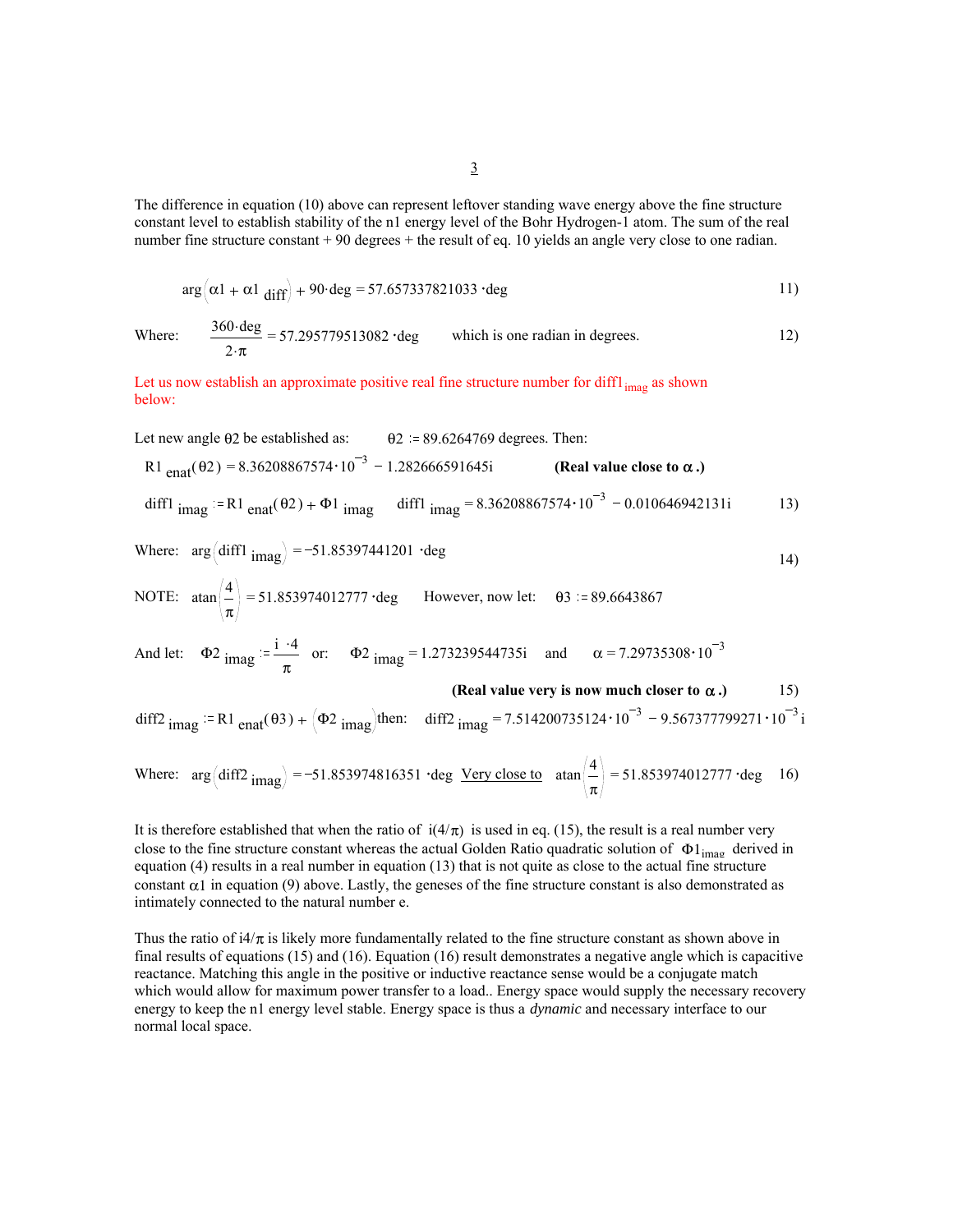The difference in equation (10) above can represent leftover standing wave energy above the fine structure constant level to establish stability of the n1 energy level of the Bohr Hydrogen-1 atom. The sum of the real number fine structure constant + 90 degrees + the result of eq. 10 yields an angle very close to one radian.

$$\arg\left(\alpha 1 + \alpha 1_{\,diff}\right) + 90\cdot \deg = 57.657337821033 \cdot \deg \qquad 11)$$

Where: $$\frac{360\cdot \deg}{2\cdot \pi} = 57.295779513082 \cdot \deg \quad \text{which is one radian in degrees.} \qquad 12)$$

Let us now establish an approximate positive real fine structure number for $diff1_{imag}$ as shown below:

Let new angle θ2 be established as: $\theta 2 := 89.6264769$ degrees. Then:

$$R1_{\,enat}(\theta 2) = 8.36208867574\cdot 10^{-3} - 1.282666591645i \qquad \textbf{(Real value close to } \alpha\textbf{.)}$$

$$diff1_{\,imag} := R1_{\,enat}(\theta 2) + \Phi 1_{\,imag} \qquad diff1_{\,imag} = 8.36208867574\cdot 10^{-3} - 0.010646942131i \qquad 13)$$

Where: $$\arg\left(diff1_{\,imag}\right) = -51.85397441201 \cdot \deg \qquad 14)$$

NOTE: $\operatorname{atan}\left(\frac{4}{\pi}\right) = 51.853974012777 \cdot \deg$ However, now let: $\theta 3 := 89.6643867$

And let: $\Phi 2_{\,imag} := \frac{i \cdot 4}{\pi}$ or: $\Phi 2_{\,imag} = 1.273239544735i$ and $\alpha = 7.29735308\cdot 10^{-3}$

**(Real value very is now much closer to α.)** 15)

$$diff2_{\,imag} := R1_{\,enat}(\theta 3) + \left(\Phi 2_{\,imag}\right) \text{then:} \quad diff2_{\,imag} = 7.514200735124\cdot 10^{-3} - 9.567377799271\cdot 10^{-3}\, i$$

Where: $\arg\left(diff2_{\,imag}\right) = -51.853974816351 \cdot \deg$ <u>Very close to</u> $\operatorname{atan}\left(\frac{4}{\pi}\right) = 51.853974012777 \cdot \deg$ 16)

It is therefore established that when the ratio of $i(4/\pi)$ is used in eq. (15), the result is a real number very close to the fine structure constant whereas the actual Golden Ratio quadratic solution of $\Phi 1_{imag}$ derived in equation (4) results in a real number in equation (13) that is not quite as close to the actual fine structure constant $\alpha 1$ in equation (9) above. Lastly, the geneses of the fine structure constant is also demonstrated as intimately connected to the natural number e.

Thus the ratio of $i4/\pi$ is likely more fundamentally related to the fine structure constant as shown above in final results of equations (15) and (16). Equation (16) result demonstrates a negative angle which is capacitive reactance. Matching this angle in the positive or inductive reactance sense would be a conjugate match which would allow for maximum power transfer to a load.. Energy space would supply the necessary recovery energy to keep the n1 energy level stable. Energy space is thus a *dynamic* and necessary interface to our normal local space.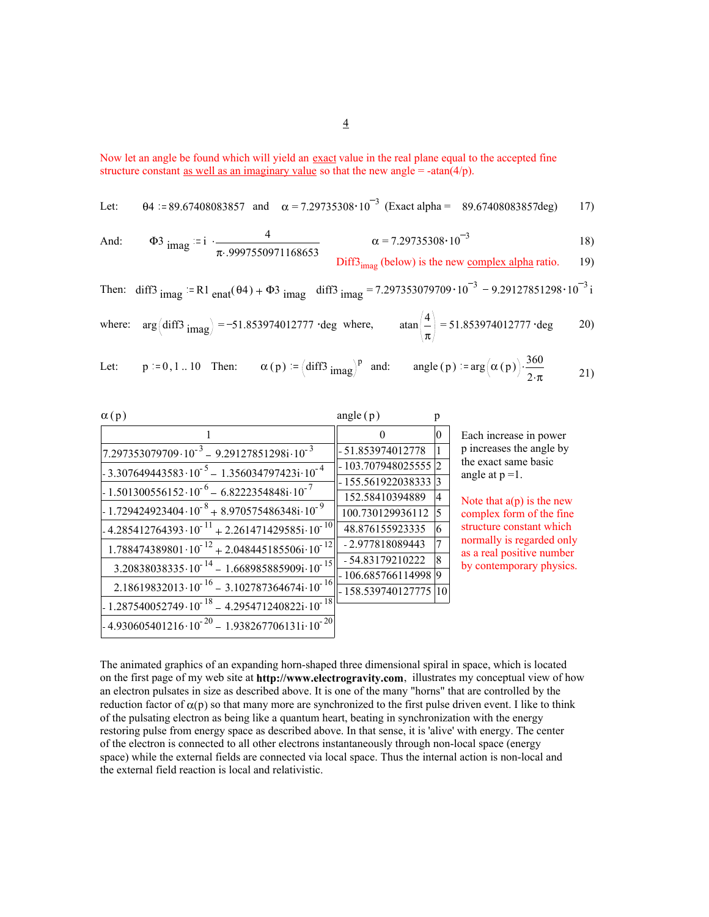Now let an angle be found which will yield an exact value in the real plane equal to the accepted fine structure constant as well as an imaginary value so that the new angle = -atan(4/p).

Let: $\theta 4 := 89.67408083857$ and $\alpha = 7.29735308 \cdot 10^{-3}$ (Exact alpha = 89.67408083857deg) 17)

And: $\Phi 3_{imag} := i \cdot \dfrac{4}{\pi \cdot .9997550971168653}$ $\alpha = 7.29735308 \cdot 10^{-3}$ 18)

$Diff3_{imag}$ (below) is the new complex alpha ratio. 19)

Then: $diff3_{imag} := R1_{enat}(\theta 4) + \Phi 3_{imag}$ $diff3_{imag} = 7.297353079709 \cdot 10^{-3} - 9.29127851298 \cdot 10^{-3} i$

where: $\arg(diff3_{imag}) = -51.853974012777 \cdot deg$ where, $\operatorname{atan}\left(\dfrac{4}{\pi}\right) = 51.853974012777 \cdot deg$ 20)

Let: $p := 0, 1 .. 10$ Then: $\alpha(p) := (diff3_{imag})^p$ and: $angle(p) := \arg(\alpha(p)) \cdot \dfrac{360}{2 \cdot \pi}$ 21)

| $\alpha(p)$ | angle(p) | p |
|---|---|---|
| 1 | 0 | 0 |
| $7.297353079709 \cdot 10^{-3} - 9.29127851298i \cdot 10^{-3}$ | -51.853974012778 | 1 |
| $-3.307649443583 \cdot 10^{-5} - 1.356034797423i \cdot 10^{-4}$ | -103.707948025555 | 2 |
| $-1.501300556152 \cdot 10^{-6} - 6.8222354848i \cdot 10^{-7}$ | -155.561922038333 | 3 |
| $-1.729424923404 \cdot 10^{-8} + 8.970575486348i \cdot 10^{-9}$ | 152.58410394889 | 4 |
| $-4.285412764393 \cdot 10^{-11} + 2.261471429585i \cdot 10^{-10}$ | 100.730129936112 | 5 |
| $1.788474389801 \cdot 10^{-12} + 2.048445185506i \cdot 10^{-12}$ | 48.876155923335 | 6 |
| $3.20838038335 \cdot 10^{-14} - 1.668985885909i \cdot 10^{-15}$ | -2.977818089443 | 7 |
| $2.18619832013 \cdot 10^{-16} - 3.102787364674i \cdot 10^{-16}$ | -54.83179210222 | 8 |
| $-1.287540052749 \cdot 10^{-18} - 4.295471240822i \cdot 10^{-18}$ | -106.685766114998 | 9 |
| $-4.930605401216 \cdot 10^{-20} - 1.938267706131i \cdot 10^{-20}$ | -158.539740127775 | 10 |

Each increase in power p increases the angle by the exact same basic angle at p =1.

Note that a(p) is the new complex form of the fine structure constant which normally is regarded only as a real positive number by contemporary physics.

The animated graphics of an expanding horn-shaped three dimensional spiral in space, which is located on the first page of my web site at **http://www.electrogravity.com**, illustrates my conceptual view of how an electron pulsates in size as described above. It is one of the many "horns" that are controlled by the reduction factor of $\alpha(p)$ so that many more are synchronized to the first pulse driven event. I like to think of the pulsating electron as being like a quantum heart, beating in synchronization with the energy restoring pulse from energy space as described above. In that sense, it is 'alive' with energy. The center of the electron is connected to all other electrons instantaneously through non-local space (energy space) while the external fields are connected via local space. Thus the internal action is non-local and the external field reaction is local and relativistic.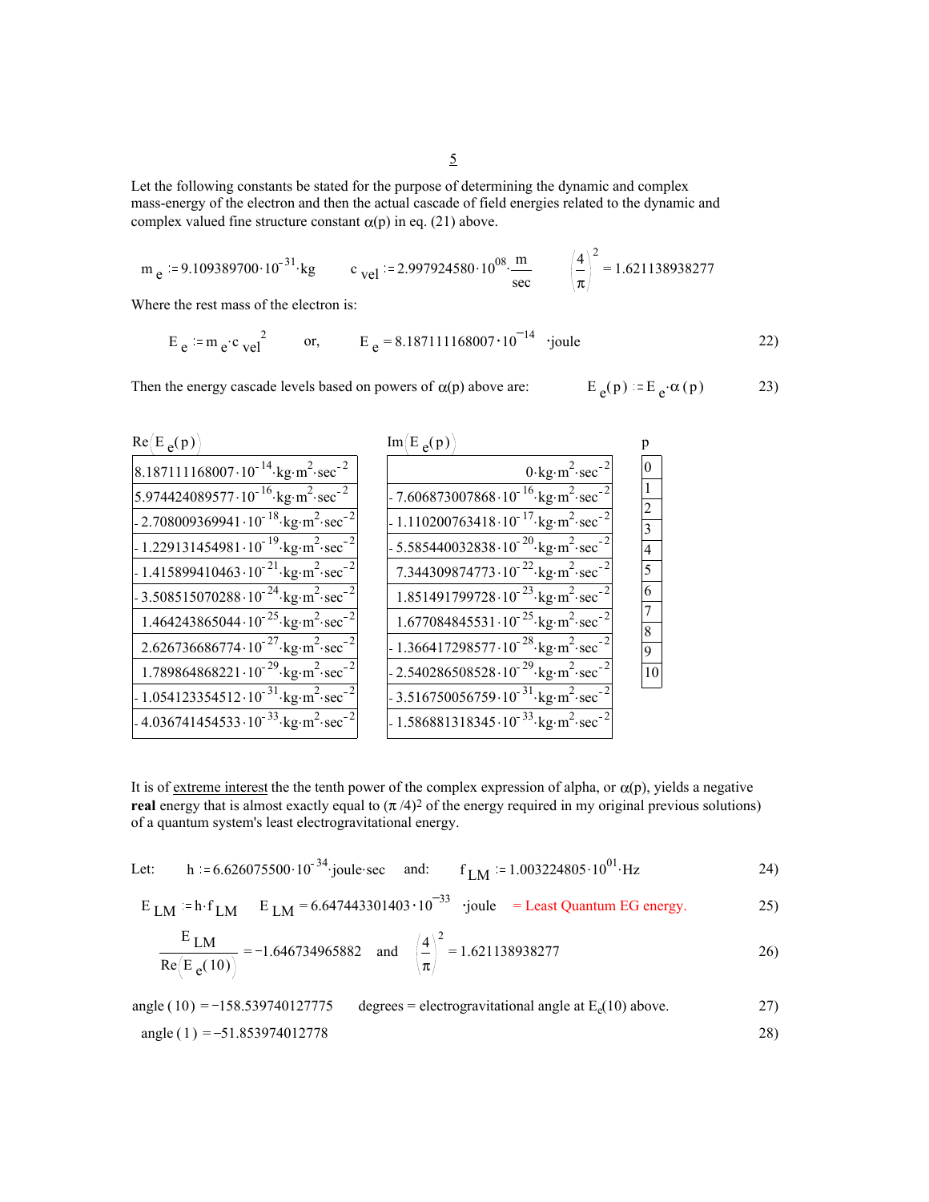Let the following constants be stated for the purpose of determining the dynamic and complex mass-energy of the electron and then the actual cascade of field energies related to the dynamic and complex valued fine structure constant $\alpha(p)$ in eq. (21) above.

$$m_e := 9.109389700 \cdot 10^{-31} \cdot kg \qquad c_{vel} := 2.997924580 \cdot 10^{08} \cdot \frac{m}{sec} \qquad \left(\frac{4}{\pi}\right)^2 = 1.621138938277$$

Where the rest mass of the electron is:

$$E_e := m_e \cdot c_{vel}^2 \qquad \text{or,} \qquad E_e = 8.187111168007 \cdot 10^{-14} \cdot joule \tag{22}$$

Then the energy cascade levels based on powers of $\alpha(p)$ above are: $\quad E_e(p) := E_e \cdot \alpha(p) \tag{23}$

| $Re(E_e(p))$ | $Im(E_e(p))$ | p |
|---|---|---|
| $8.187111168007 \cdot 10^{-14} \cdot kg \cdot m^2 \cdot sec^{-2}$ | $0 \cdot kg \cdot m^2 \cdot sec^{-2}$ | 0 |
| $5.974424089577 \cdot 10^{-16} \cdot kg \cdot m^2 \cdot sec^{-2}$ | $-7.606873007868 \cdot 10^{-16} \cdot kg \cdot m^2 \cdot sec^{-2}$ | 1 |
| $-2.708009369941 \cdot 10^{-18} \cdot kg \cdot m^2 \cdot sec^{-2}$ | $-1.110200763418 \cdot 10^{-17} \cdot kg \cdot m^2 \cdot sec^{-2}$ | 2 |
| $-1.229131454981 \cdot 10^{-19} \cdot kg \cdot m^2 \cdot sec^{-2}$ | $-5.585440032838 \cdot 10^{-20} \cdot kg \cdot m^2 \cdot sec^{-2}$ | 3 |
| $-1.415899410463 \cdot 10^{-21} \cdot kg \cdot m^2 \cdot sec^{-2}$ | $7.344309874773 \cdot 10^{-22} \cdot kg \cdot m^2 \cdot sec^{-2}$ | 4 |
| $-3.508515070288 \cdot 10^{-24} \cdot kg \cdot m^2 \cdot sec^{-2}$ | $1.851491799728 \cdot 10^{-23} \cdot kg \cdot m^2 \cdot sec^{-2}$ | 5 |
| $1.464243865044 \cdot 10^{-25} \cdot kg \cdot m^2 \cdot sec^{-2}$ | $1.677084845531 \cdot 10^{-25} \cdot kg \cdot m^2 \cdot sec^{-2}$ | 6 |
| $2.626736686774 \cdot 10^{-27} \cdot kg \cdot m^2 \cdot sec^{-2}$ | $-1.366417298577 \cdot 10^{-28} \cdot kg \cdot m^2 \cdot sec^{-2}$ | 7 |
| $1.789864868221 \cdot 10^{-29} \cdot kg \cdot m^2 \cdot sec^{-2}$ | $-2.540286508528 \cdot 10^{-29} \cdot kg \cdot m^2 \cdot sec^{-2}$ | 8 |
| $-1.054123354512 \cdot 10^{-31} \cdot kg \cdot m^2 \cdot sec^{-2}$ | $-3.516750056759 \cdot 10^{-31} \cdot kg \cdot m^2 \cdot sec^{-2}$ | 9 |
| $-4.036741454533 \cdot 10^{-33} \cdot kg \cdot m^2 \cdot sec^{-2}$ | $-1.586881318345 \cdot 10^{-33} \cdot kg \cdot m^2 \cdot sec^{-2}$ | 10 |

It is of extreme interest the the tenth power of the complex expression of alpha, or $\alpha(p)$, yields a negative **real** energy that is almost exactly equal to $(\pi/4)^2$ of the energy required in my original previous solutions) of a quantum system's least electrogravitational energy.

Let: $\quad h := 6.626075500 \cdot 10^{-34} \cdot joule \cdot sec \quad$ and: $\quad f_{LM} := 1.003224805 \cdot 10^{01} \cdot Hz \tag{24}$

$$E_{LM} := h \cdot f_{LM} \qquad E_{LM} = 6.647443301403 \cdot 10^{-33} \cdot joule \quad = \text{Least Quantum EG energy.} \tag{25}$$

$$\frac{E_{LM}}{Re(E_e(10))} = -1.646734965882 \quad \text{and} \quad \left(\frac{4}{\pi}\right)^2 = 1.621138938277 \tag{26}$$

$$angle(10) = -158.539740127775 \quad \text{degrees = electrogravitational angle at } E_e(10) \text{ above.} \tag{27}$$

$$angle(1) = -51.853974012778 \tag{28}$$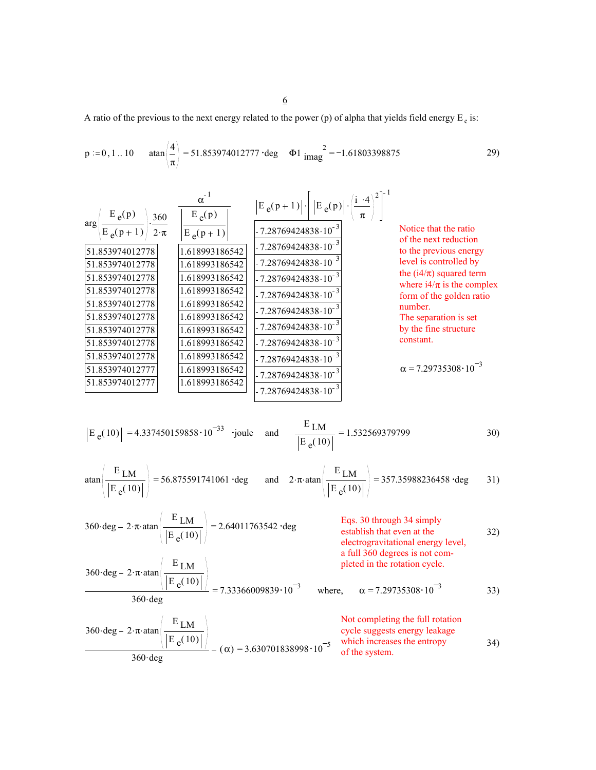A ratio of the previous to the next energy related to the power (p) of alpha that yields field energy $E_e$ is:

$$p := 0, 1 .. 10 \qquad \operatorname{atan}\left(\frac{4}{\pi}\right) = 51.853974012777 \cdot \text{deg} \qquad {\Phi1_{imag}}^{2} = -1.61803398875 \tag{29}$$

| $\arg\left(\frac{E_e(p)}{E_e(p+1)}\right) \cdot \frac{360}{2 \cdot \pi}$ | $\frac{\alpha^{-1}}{\left\lvert \frac{E_e(p)}{E_e(p+1)} \right\rvert}$ | $\lvert E_e(p+1) \rvert \cdot \left[ \lvert E_e(p) \rvert \cdot \left( \frac{i \cdot 4}{\pi} \right)^2 \right]^{-1}$ |
|---|---|---|
| 51.853974012778 | 1.618993186542 | $-7.28769424838 \cdot 10^{-3}$ |
| 51.853974012778 | 1.618993186542 | $-7.28769424838 \cdot 10^{-3}$ |
| 51.853974012778 | 1.618993186542 | $-7.28769424838 \cdot 10^{-3}$ |
| 51.853974012778 | 1.618993186542 | $-7.28769424838 \cdot 10^{-3}$ |
| 51.853974012778 | 1.618993186542 | $-7.28769424838 \cdot 10^{-3}$ |
| 51.853974012778 | 1.618993186542 | $-7.28769424838 \cdot 10^{-3}$ |
| 51.853974012778 | 1.618993186542 | $-7.28769424838 \cdot 10^{-3}$ |
| 51.853974012778 | 1.618993186542 | $-7.28769424838 \cdot 10^{-3}$ |
| 51.853974012778 | 1.618993186542 | $-7.28769424838 \cdot 10^{-3}$ |
| 51.853974012777 | 1.618993186542 | $-7.28769424838 \cdot 10^{-3}$ |
| 51.853974012777 | 1.618993186542 | $-7.28769424838 \cdot 10^{-3}$ |

Notice that the ratio of the next reduction to the previous energy level is controlled by the $(i4/\pi)$ squared term where $i4/\pi$ is the complex form of the golden ratio number. The separation is set by the fine structure constant.

$$\alpha = 7.29735308 \cdot 10^{-3}$$

$$\lvert E_e(10) \rvert = 4.337450159858 \cdot 10^{-33} \cdot \text{joule} \quad \text{and} \quad \frac{E_{LM}}{\lvert E_e(10) \rvert} = 1.532569379799 \tag{30}$$

$$\operatorname{atan}\left(\frac{E_{LM}}{\lvert E_e(10) \rvert}\right) = 56.875591741061 \cdot \text{deg} \quad \text{and} \quad 2 \cdot \pi \cdot \operatorname{atan}\left(\frac{E_{LM}}{\lvert E_e(10) \rvert}\right) = 357.35988236458 \cdot \text{deg} \tag{31}$$

$$360 \cdot \text{deg} - 2 \cdot \pi \cdot \operatorname{atan}\left(\frac{E_{LM}}{\lvert E_e(10) \rvert}\right) = 2.64011763542 \cdot \text{deg} \tag{32}$$

Eqs. 30 through 34 simply establish that even at the electrogravitational energy level, a full 360 degrees is not completed in the rotation cycle.

$$\frac{360 \cdot \text{deg} - 2 \cdot \pi \cdot \operatorname{atan}\left(\frac{E_{LM}}{\lvert E_e(10) \rvert}\right)}{360 \cdot \text{deg}} = 7.33366009839 \cdot 10^{-3} \quad \text{where,} \quad \alpha = 7.29735308 \cdot 10^{-3} \tag{33}$$

$$\frac{360 \cdot \text{deg} - 2 \cdot \pi \cdot \operatorname{atan}\left(\frac{E_{LM}}{\lvert E_e(10) \rvert}\right)}{360 \cdot \text{deg}} - (\alpha) = 3.630701838998 \cdot 10^{-5} \tag{34}$$

Not completing the full rotation cycle suggests energy leakage which increases the entropy of the system.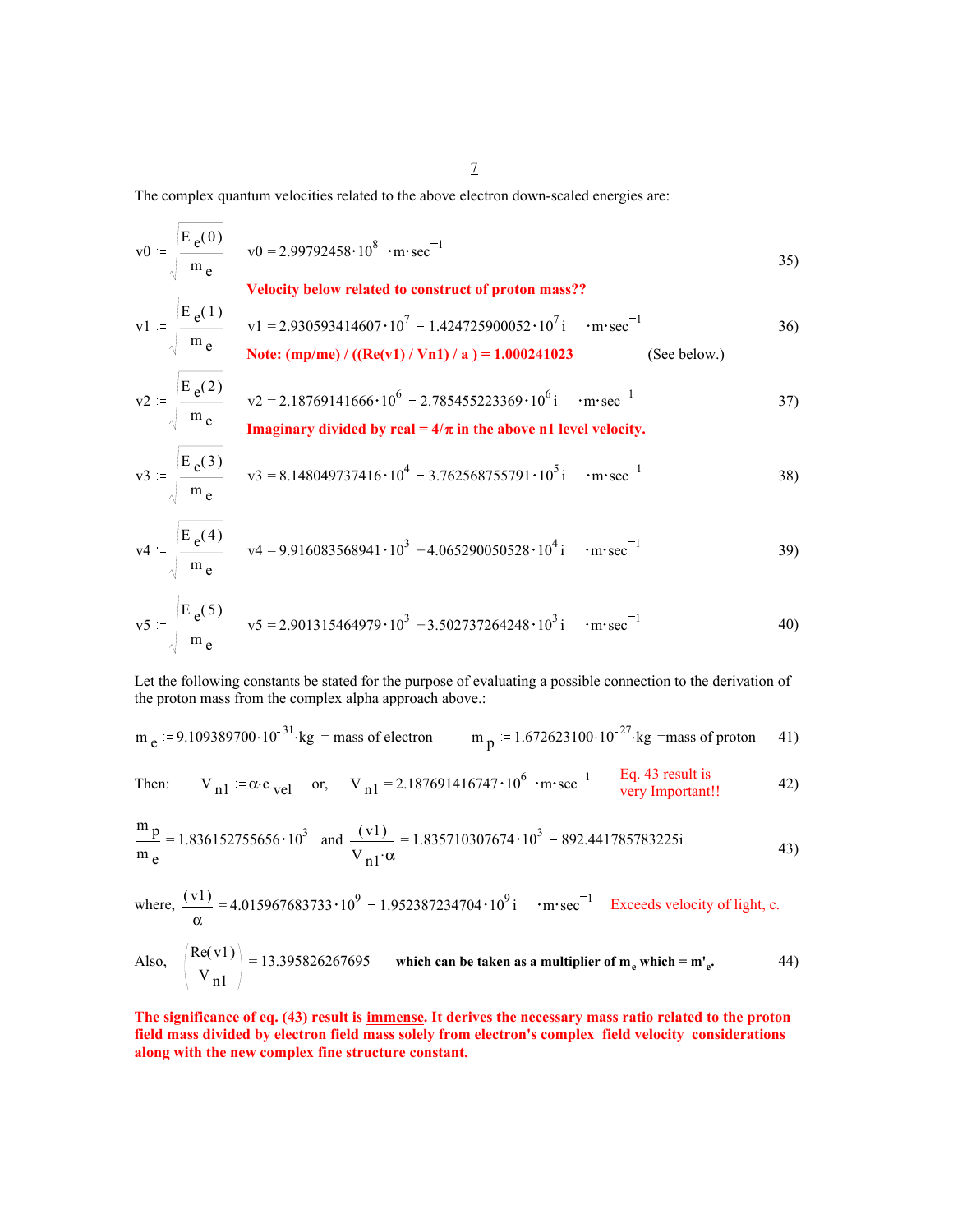The complex quantum velocities related to the above electron down-scaled energies are:

$$v0 := \sqrt{\frac{E_e(0)}{m_e}} \qquad v0 = 2.99792458 \cdot 10^{8} \cdot m \cdot sec^{-1} \tag{35}$$

**Velocity below related to construct of proton mass??**

$$v1 := \sqrt{\frac{E_e(1)}{m_e}} \qquad v1 = 2.930593414607 \cdot 10^{7} - 1.424725900052 \cdot 10^{7}\, i \quad \cdot m \cdot sec^{-1} \tag{36}$$

**Note: (mp/me) / ((Re(v1) / Vn1) / a ) = 1.000241023** (See below.)

$$v2 := \sqrt{\frac{E_e(2)}{m_e}} \qquad v2 = 2.18769141666 \cdot 10^{6} - 2.785455223369 \cdot 10^{6}\, i \quad \cdot m \cdot sec^{-1} \tag{37}$$

**Imaginary divided by real = 4/π in the above n1 level velocity.**

$$v3 := \sqrt{\frac{E_e(3)}{m_e}} \qquad v3 = 8.148049737416 \cdot 10^{4} - 3.762568755791 \cdot 10^{5}\, i \quad \cdot m \cdot sec^{-1} \tag{38}$$

$$v4 := \sqrt{\frac{E_e(4)}{m_e}} \qquad v4 = 9.916083568941 \cdot 10^{3} + 4.065290050528 \cdot 10^{4}\, i \quad \cdot m \cdot sec^{-1} \tag{39}$$

$$v5 := \sqrt{\frac{E_e(5)}{m_e}} \qquad v5 = 2.901315464979 \cdot 10^{3} + 3.502737264248 \cdot 10^{3}\, i \quad \cdot m \cdot sec^{-1} \tag{40}$$

Let the following constants be stated for the purpose of evaluating a possible connection to the derivation of the proton mass from the complex alpha approach above.:

$$m_e := 9.109389700 \cdot 10^{-31} \cdot kg = \text{mass of electron} \qquad m_p := 1.672623100 \cdot 10^{-27} \cdot kg = \text{mass of proton} \tag{41}$$

$$\text{Then:} \quad V_{n1} := \alpha \cdot c_{vel} \quad \text{or,} \quad V_{n1} = 2.187691416747 \cdot 10^{6} \cdot m \cdot sec^{-1} \tag{42}$$

Eq. 43 result is very Important!!

$$\frac{m_p}{m_e} = 1.836152755656 \cdot 10^{3} \quad \text{and} \quad \frac{(v1)}{V_{n1} \cdot \alpha} = 1.835710307674 \cdot 10^{3} - 892.441785783225i \tag{43}$$

$$\text{where,} \quad \frac{(v1)}{\alpha} = 4.015967683733 \cdot 10^{9} - 1.952387234704 \cdot 10^{9}\, i \quad \cdot m \cdot sec^{-1}$$

Exceeds velocity of light, c.

$$\text{Also,} \quad \left| \frac{Re(v1)}{V_{n1}} \right| = 13.395826267695 \tag{44}$$

**which can be taken as a multiplier of $m_e$ which = $m'_e$.**

**The significance of eq. (43) result is <u>immense</u>. It derives the necessary mass ratio related to the proton field mass divided by electron field mass solely from electron's complex field velocity considerations along with the new complex fine structure constant.**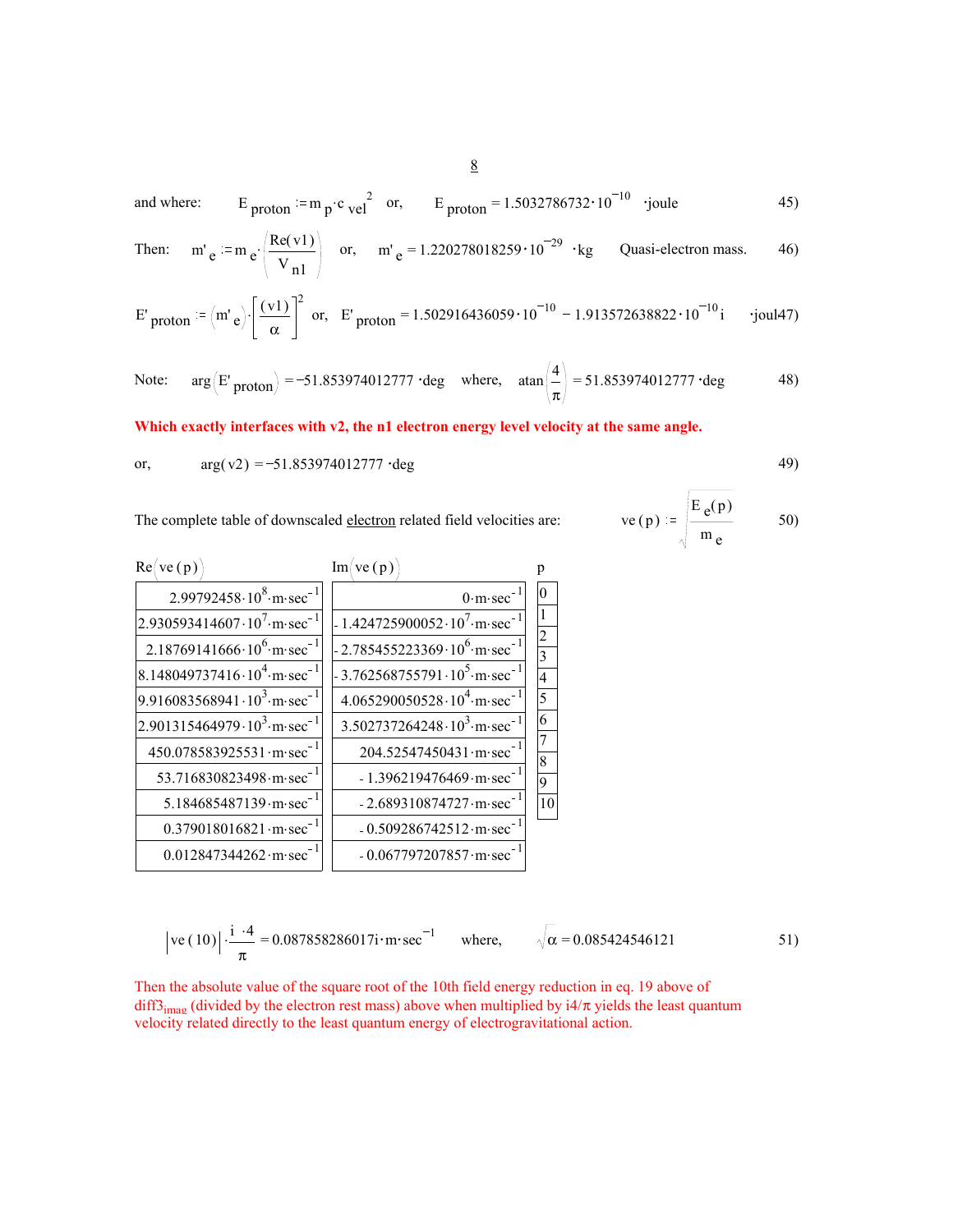and where: $E_{proton} := m_p \cdot c_{vel}^2$ or, $E_{proton} = 1.5032786732 \cdot 10^{-10}$ ·joule 45)

Then: $m'_e := m_e \cdot \left(\frac{Re(v1)}{V_{n1}}\right)$ or, $m'_e = 1.220278018259 \cdot 10^{-29}$ ·kg Quasi-electron mass. 46)

$E'_{proton} := (m'_e) \cdot \left[\frac{(v1)}{\alpha}\right]^2$ or, $E'_{proton} = 1.502916436059 \cdot 10^{-10} - 1.913572638822 \cdot 10^{-10} i$ ·joul47)

Note: $\arg(E'_{proton}) = -51.853974012777$ ·deg where, $\operatorname{atan}\left(\frac{4}{\pi}\right) = 51.853974012777$ ·deg 48)

**Which exactly interfaces with v2, the n1 electron energy level velocity at the same angle.**

or, $\arg(v2) = -51.853974012777$ ·deg 49)

The complete table of downscaled electron related field velocities are: $ve(p) := \sqrt{\frac{E_e(p)}{m_e}}$ 50)

| $Re(ve(p))$ | $Im(ve(p))$ | p |
|---|---|---|
| $2.99792458 \cdot 10^{8} \cdot m \cdot sec^{-1}$ | $0 \cdot m \cdot sec^{-1}$ | 0 |
| $2.930593414607 \cdot 10^{7} \cdot m \cdot sec^{-1}$ | $-1.424725900052 \cdot 10^{7} \cdot m \cdot sec^{-1}$ | 1 |
| $2.18769141666 \cdot 10^{6} \cdot m \cdot sec^{-1}$ | $-2.785455223369 \cdot 10^{6} \cdot m \cdot sec^{-1}$ | 2 |
| $8.148049737416 \cdot 10^{4} \cdot m \cdot sec^{-1}$ | $-3.762568755791 \cdot 10^{5} \cdot m \cdot sec^{-1}$ | 3 |
| $9.916083568941 \cdot 10^{3} \cdot m \cdot sec^{-1}$ | $4.065290050528 \cdot 10^{4} \cdot m \cdot sec^{-1}$ | 4 |
| $2.901315464979 \cdot 10^{3} \cdot m \cdot sec^{-1}$ | $3.502737264248 \cdot 10^{3} \cdot m \cdot sec^{-1}$ | 5 |
| $450.078583925531 \cdot m \cdot sec^{-1}$ | $204.52547450431 \cdot m \cdot sec^{-1}$ | 6 |
| $53.716830823498 \cdot m \cdot sec^{-1}$ | $-1.396219476469 \cdot m \cdot sec^{-1}$ | 7 |
| $5.184685487139 \cdot m \cdot sec^{-1}$ | $-2.689310874727 \cdot m \cdot sec^{-1}$ | 8 |
| $0.379018016821 \cdot m \cdot sec^{-1}$ | $-0.509286742512 \cdot m \cdot sec^{-1}$ | 9 |
| $0.012847344262 \cdot m \cdot sec^{-1}$ | $-0.067797207857 \cdot m \cdot sec^{-1}$ | 10 |

$|ve(10)| \cdot \frac{i \cdot 4}{\pi} = 0.087858286017i \cdot m \cdot sec^{-1}$ where, $\sqrt{\alpha} = 0.085424546121$ 51)

Then the absolute value of the square root of the 10th field energy reduction in eq. 19 above of $diff3_{imag}$ (divided by the electron rest mass) above when multiplied by $i4/\pi$ yields the least quantum velocity related directly to the least quantum energy of electrogravitational action.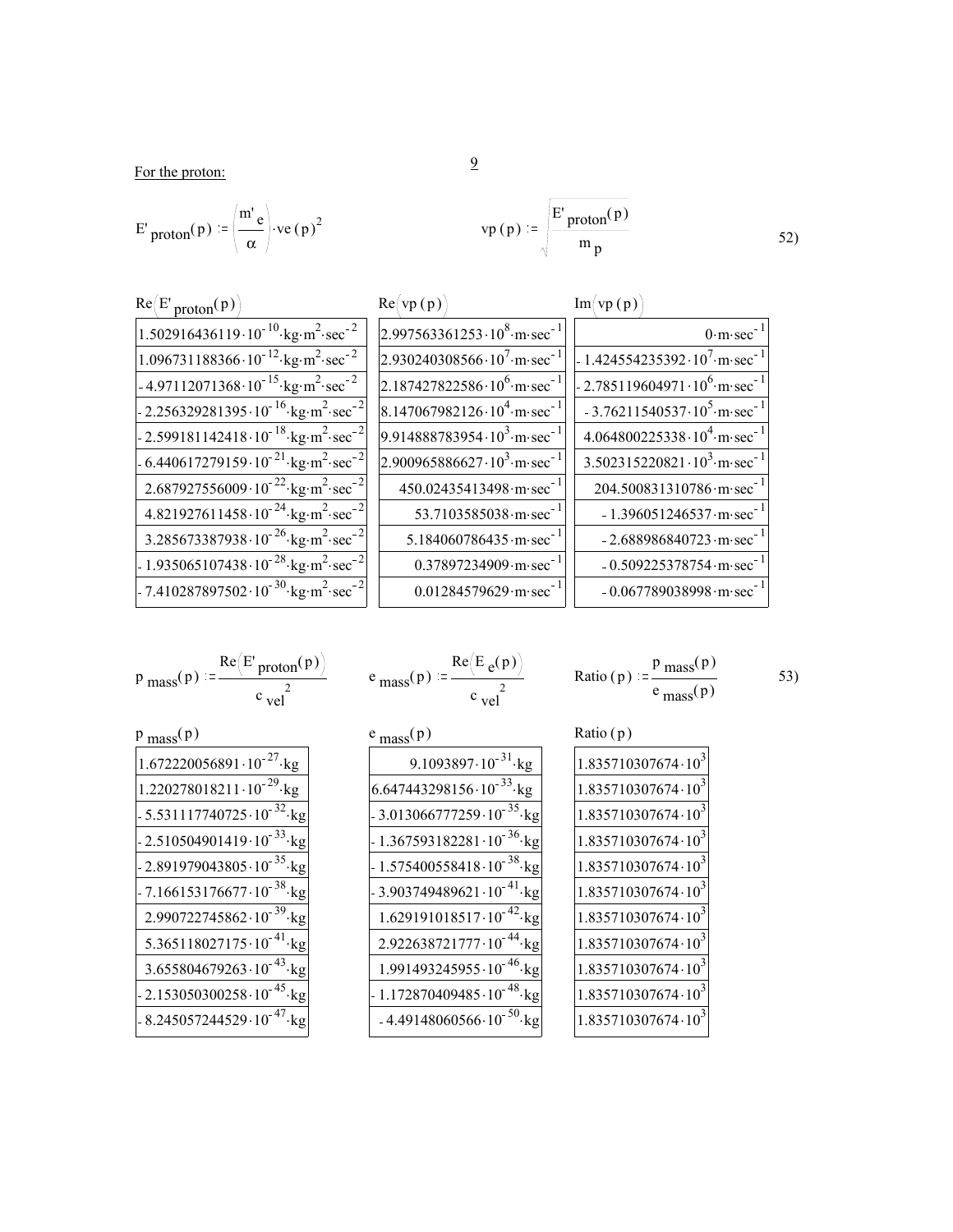For the proton:

$$E'_{proton}(p) := \left(\frac{m'_e}{\alpha}\right) \cdot ve(p)^2 \qquad\qquad vp(p) := \sqrt{\frac{E'_{proton}(p)}{m_p}} \qquad\qquad 52)$$

| $Re\left(E'_{proton}(p)\right)$ | $Re\left(vp(p)\right)$ | $Im\left(vp(p)\right)$ |
|---|---|---|
| $1.502916436119 \cdot 10^{-10} \cdot kg \cdot m^2 \cdot sec^{-2}$ | $2.997563361253 \cdot 10^{8} \cdot m \cdot sec^{-1}$ | $0 \cdot m \cdot sec^{-1}$ |
| $1.096731188366 \cdot 10^{-12} \cdot kg \cdot m^2 \cdot sec^{-2}$ | $2.930240308566 \cdot 10^{7} \cdot m \cdot sec^{-1}$ | $-1.424554235392 \cdot 10^{7} \cdot m \cdot sec^{-1}$ |
| $-4.97112071368 \cdot 10^{-15} \cdot kg \cdot m^2 \cdot sec^{-2}$ | $2.187427822586 \cdot 10^{6} \cdot m \cdot sec^{-1}$ | $-2.785119604971 \cdot 10^{6} \cdot m \cdot sec^{-1}$ |
| $-2.256329281395 \cdot 10^{-16} \cdot kg \cdot m^2 \cdot sec^{-2}$ | $8.147067982126 \cdot 10^{4} \cdot m \cdot sec^{-1}$ | $-3.76211540537 \cdot 10^{5} \cdot m \cdot sec^{-1}$ |
| $-2.599181142418 \cdot 10^{-18} \cdot kg \cdot m^2 \cdot sec^{-2}$ | $9.914888783954 \cdot 10^{3} \cdot m \cdot sec^{-1}$ | $4.064800225338 \cdot 10^{4} \cdot m \cdot sec^{-1}$ |
| $-6.440617279159 \cdot 10^{-21} \cdot kg \cdot m^2 \cdot sec^{-2}$ | $2.900965886627 \cdot 10^{3} \cdot m \cdot sec^{-1}$ | $3.502315220821 \cdot 10^{3} \cdot m \cdot sec^{-1}$ |
| $2.687927556009 \cdot 10^{-22} \cdot kg \cdot m^2 \cdot sec^{-2}$ | $450.02435413498 \cdot m \cdot sec^{-1}$ | $204.500831310786 \cdot m \cdot sec^{-1}$ |
| $4.821927611458 \cdot 10^{-24} \cdot kg \cdot m^2 \cdot sec^{-2}$ | $53.7103585038 \cdot m \cdot sec^{-1}$ | $-1.396051246537 \cdot m \cdot sec^{-1}$ |
| $3.285673387938 \cdot 10^{-26} \cdot kg \cdot m^2 \cdot sec^{-2}$ | $5.184060786435 \cdot m \cdot sec^{-1}$ | $-2.688986840723 \cdot m \cdot sec^{-1}$ |
| $-1.935065107438 \cdot 10^{-28} \cdot kg \cdot m^2 \cdot sec^{-2}$ | $0.37897234909 \cdot m \cdot sec^{-1}$ | $-0.509225378754 \cdot m \cdot sec^{-1}$ |
| $-7.410287897502 \cdot 10^{-30} \cdot kg \cdot m^2 \cdot sec^{-2}$ | $0.01284579629 \cdot m \cdot sec^{-1}$ | $-0.067789038998 \cdot m \cdot sec^{-1}$ |

$$p_{mass}(p) := \frac{Re\left(E'_{proton}(p)\right)}{c_{vel}^{\,2}} \qquad\qquad e_{mass}(p) := \frac{Re\left(E_e(p)\right)}{c_{vel}^{\,2}} \qquad\qquad Ratio(p) := \frac{p_{mass}(p)}{e_{mass}(p)} \qquad\qquad 53)$$

| $p_{mass}(p)$ | $e_{mass}(p)$ | $Ratio(p)$ |
|---|---|---|
| $1.672220056891 \cdot 10^{-27} \cdot kg$ | $9.1093897 \cdot 10^{-31} \cdot kg$ | $1.835710307674 \cdot 10^{3}$ |
| $1.220278018211 \cdot 10^{-29} \cdot kg$ | $6.647443298156 \cdot 10^{-33} \cdot kg$ | $1.835710307674 \cdot 10^{3}$ |
| $-5.531117740725 \cdot 10^{-32} \cdot kg$ | $-3.013066777259 \cdot 10^{-35} \cdot kg$ | $1.835710307674 \cdot 10^{3}$ |
| $-2.510504901419 \cdot 10^{-33} \cdot kg$ | $-1.367593182281 \cdot 10^{-36} \cdot kg$ | $1.835710307674 \cdot 10^{3}$ |
| $-2.891979043805 \cdot 10^{-35} \cdot kg$ | $-1.575400558418 \cdot 10^{-38} \cdot kg$ | $1.835710307674 \cdot 10^{3}$ |
| $-7.166153176677 \cdot 10^{-38} \cdot kg$ | $-3.903749489621 \cdot 10^{-41} \cdot kg$ | $1.835710307674 \cdot 10^{3}$ |
| $2.990722745862 \cdot 10^{-39} \cdot kg$ | $1.629191018517 \cdot 10^{-42} \cdot kg$ | $1.835710307674 \cdot 10^{3}$ |
| $5.365118027175 \cdot 10^{-41} \cdot kg$ | $2.922638721777 \cdot 10^{-44} \cdot kg$ | $1.835710307674 \cdot 10^{3}$ |
| $3.655804679263 \cdot 10^{-43} \cdot kg$ | $1.991493245955 \cdot 10^{-46} \cdot kg$ | $1.835710307674 \cdot 10^{3}$ |
| $-2.153050300258 \cdot 10^{-45} \cdot kg$ | $-1.172870409485 \cdot 10^{-48} \cdot kg$ | $1.835710307674 \cdot 10^{3}$ |
| $-8.245057244529 \cdot 10^{-47} \cdot kg$ | $-4.49148060566 \cdot 10^{-50} \cdot kg$ | $1.835710307674 \cdot 10^{3}$ |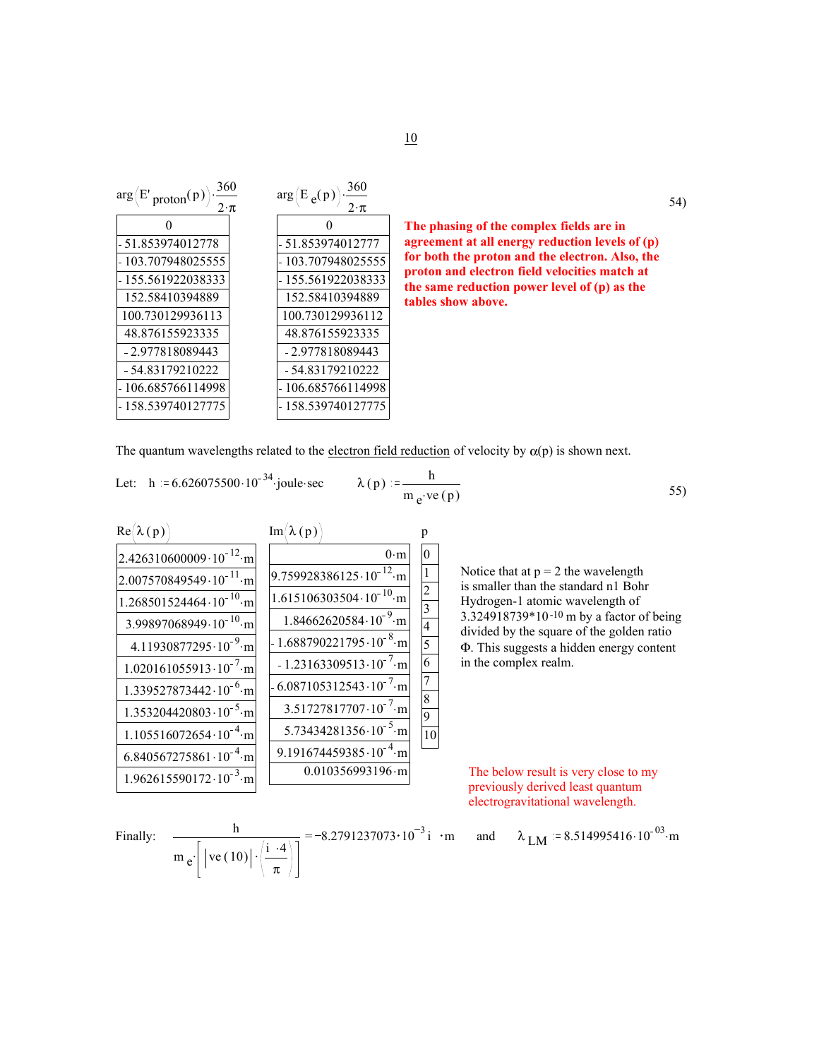| $\arg\left(E'_{proton}(p)\right)\cdot\frac{360}{2\cdot\pi}$ | $\arg\left(E_{e}(p)\right)\cdot\frac{360}{2\cdot\pi}$ |
|---|---|
| 0 | 0 |
| -51.853974012778 | -51.853974012777 |
| -103.707948025555 | -103.707948025555 |
| -155.561922038333 | -155.561922038333 |
| 152.58410394889 | 152.58410394889 |
| 100.730129936113 | 100.730129936112 |
| 48.876155923335 | 48.876155923335 |
| -2.977818089443 | -2.977818089443 |
| -54.83179210222 | -54.83179210222 |
| -106.685766114998 | -106.685766114998 |
| -158.539740127775 | -158.539740127775 |

54)

**The phasing of the complex fields are in agreement at all energy reduction levels of (p) for both the proton and the electron. Also, the proton and electron field velocities match at the same reduction power level of (p) as the tables show above.**

The quantum wavelengths related to the electron field reduction of velocity by $\alpha(p)$ is shown next.

Let: $h := 6.626075500\cdot 10^{-34}\cdot \text{joule}\cdot\text{sec}$ $\qquad \lambda(p) := \dfrac{h}{m_e\cdot ve(p)}$ $\qquad$ 55)

| $\text{Re}\left(\lambda(p)\right)$ | $\text{Im}\left(\lambda(p)\right)$ | p |
|---|---|---|
| $2.426310600009\cdot 10^{-12}\cdot m$ | $0\cdot m$ | 0 |
| $2.007570849549\cdot 10^{-11}\cdot m$ | $9.759928386125\cdot 10^{-12}\cdot m$ | 1 |
| $1.268501524464\cdot 10^{-10}\cdot m$ | $1.615106303504\cdot 10^{-10}\cdot m$ | 2 |
| $3.99897068949\cdot 10^{-10}\cdot m$ | $1.84662620584\cdot 10^{-9}\cdot m$ | 3 |
| $4.11930877295\cdot 10^{-9}\cdot m$ | $-1.688790221795\cdot 10^{-8}\cdot m$ | 4 |
| $1.020161055913\cdot 10^{-7}\cdot m$ | $-1.23163309513\cdot 10^{-7}\cdot m$ | 5 |
| $1.339527873442\cdot 10^{-6}\cdot m$ | $-6.087105312543\cdot 10^{-7}\cdot m$ | 6 |
| $1.353204420803\cdot 10^{-5}\cdot m$ | $3.51727817707\cdot 10^{-7}\cdot m$ | 7 |
| $1.105516072654\cdot 10^{-4}\cdot m$ | $5.73434281356\cdot 10^{-5}\cdot m$ | 8 |
| $6.840567275861\cdot 10^{-4}\cdot m$ | $9.191674459385\cdot 10^{-4}\cdot m$ | 9 |
| $1.962615590172\cdot 10^{-3}\cdot m$ | $0.010356993196\cdot m$ | 10 |

Notice that at p = 2 the wavelength is smaller than the standard n1 Bohr Hydrogen-1 atomic wavelength of $3.324918739\cdot 10^{-10}$ m by a factor of being divided by the square of the golden ratio $\Phi$. This suggests a hidden energy content in the complex realm.

The below result is very close to my previously derived least quantum electrogravitational wavelength.

Finally: $\dfrac{h}{m_e\cdot\left[\left|ve(10)\right|\cdot\left(\dfrac{i\cdot 4}{\pi}\right)\right]} = -8.2791237073\cdot 10^{-3}\,i\cdot m$ $\quad$ and $\quad$ $\lambda_{LM} := 8.514995416\cdot 10^{-03}\cdot m$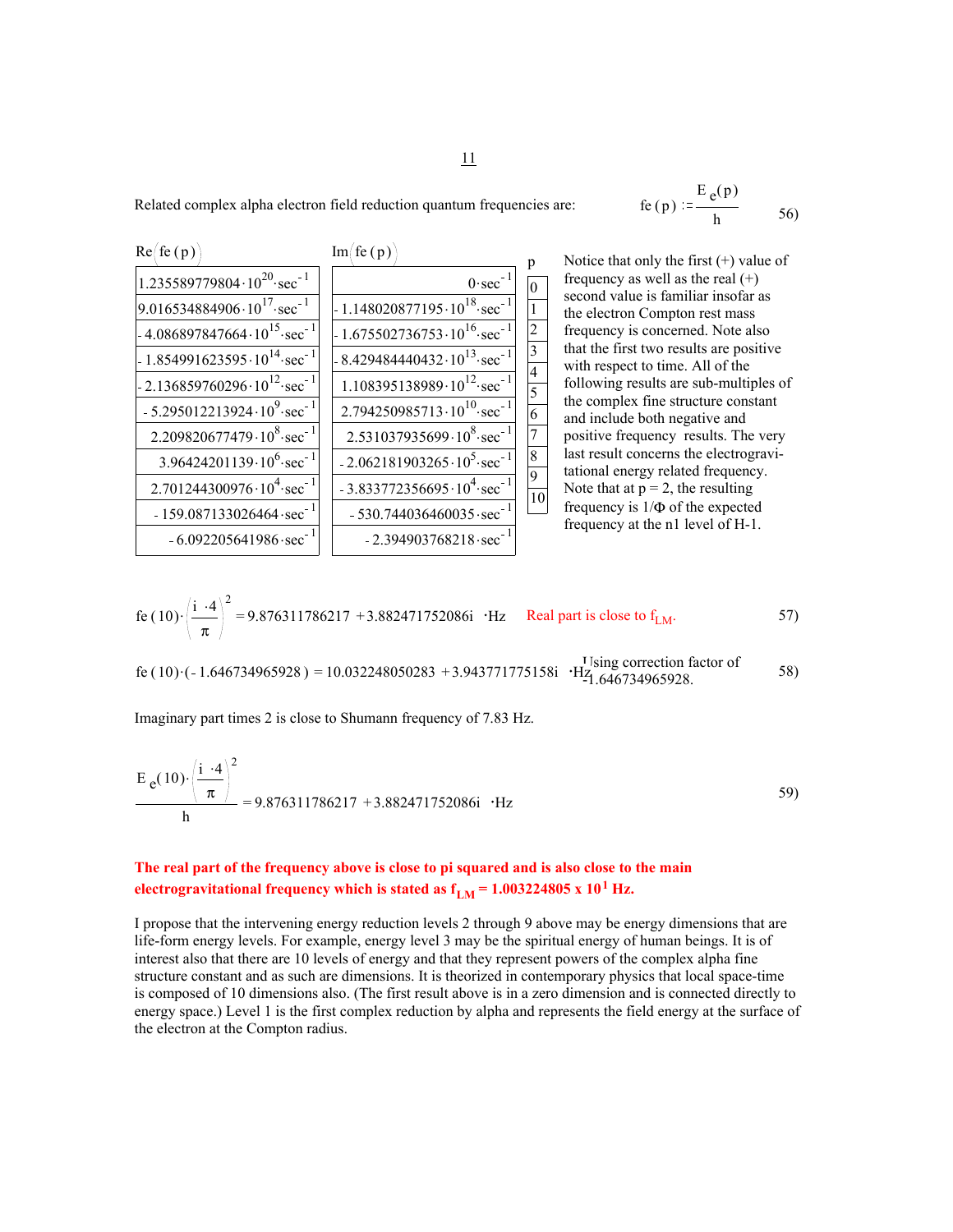Related complex alpha electron field reduction quantum frequencies are: $$fe(p) := \frac{E_e(p)}{h} \qquad 56)$$

| $Re(fe(p))$ | $Im(fe(p))$ | p |
|---|---|---|
| $1.235589779804 \cdot 10^{20} \cdot sec^{-1}$ | $0 \cdot sec^{-1}$ | 0 |
| $9.016534884906 \cdot 10^{17} \cdot sec^{-1}$ | $-1.148020877195 \cdot 10^{18} \cdot sec^{-1}$ | 1 |
| $-4.086897847664 \cdot 10^{15} \cdot sec^{-1}$ | $-1.675502736753 \cdot 10^{16} \cdot sec^{-1}$ | 2 |
| $-1.854991623595 \cdot 10^{14} \cdot sec^{-1}$ | $-8.429484440432 \cdot 10^{13} \cdot sec^{-1}$ | 3 |
| $-2.136859760296 \cdot 10^{12} \cdot sec^{-1}$ | $1.108395138989 \cdot 10^{12} \cdot sec^{-1}$ | 4 |
| $-5.295012213924 \cdot 10^{9} \cdot sec^{-1}$ | $2.794250985713 \cdot 10^{10} \cdot sec^{-1}$ | 5 |
| $2.209820677479 \cdot 10^{8} \cdot sec^{-1}$ | $2.531037935699 \cdot 10^{8} \cdot sec^{-1}$ | 6 |
| $3.96424201139 \cdot 10^{6} \cdot sec^{-1}$ | $-2.062181903265 \cdot 10^{5} \cdot sec^{-1}$ | 7 |
| $2.701244300976 \cdot 10^{4} \cdot sec^{-1}$ | $-3.833772356695 \cdot 10^{4} \cdot sec^{-1}$ | 8 |
| $-159.087133026464 \cdot sec^{-1}$ | $-530.744036460035 \cdot sec^{-1}$ | 9 |
| $-6.092205641986 \cdot sec^{-1}$ | $-2.394903768218 \cdot sec^{-1}$ | 10 |

Notice that only the first (+) value of frequency as well as the real (+) second value is familiar insofar as the electron Compton rest mass frequency is concerned. Note also that the first two results are positive with respect to time. All of the following results are sub-multiples of the complex fine structure constant and include both negative and positive frequency results. The very last result concerns the electrogravitational energy related frequency. Note that at p = 2, the resulting frequency is 1/Φ of the expected frequency at the n1 level of H-1.

$$fe(10) \cdot \left(\frac{i \cdot 4}{\pi}\right)^2 = 9.876311786217 + 3.882471752086i \cdot Hz \qquad 57)$$

Real part is close to $f_{LM}$.

$$fe(10) \cdot (-1.646734965928) = 10.032248050283 + 3.943771775158i \cdot Hz \qquad 58)$$

Using correction factor of -1.646734965928.

Imaginary part times 2 is close to Shumann frequency of 7.83 Hz.

$$\frac{E_e(10) \cdot \left(\frac{i \cdot 4}{\pi}\right)^2}{h} = 9.876311786217 + 3.882471752086i \cdot Hz \qquad 59)$$

**The real part of the frequency above is close to pi squared and is also close to the main electrogravitational frequency which is stated as $f_{LM} = 1.003224805 \times 10^1$ Hz.**

I propose that the intervening energy reduction levels 2 through 9 above may be energy dimensions that are life-form energy levels. For example, energy level 3 may be the spiritual energy of human beings. It is of interest also that there are 10 levels of energy and that they represent powers of the complex alpha fine structure constant and as such are dimensions. It is theorized in contemporary physics that local space-time is composed of 10 dimensions also. (The first result above is in a zero dimension and is connected directly to energy space.) Level 1 is the first complex reduction by alpha and represents the field energy at the surface of the electron at the Compton radius.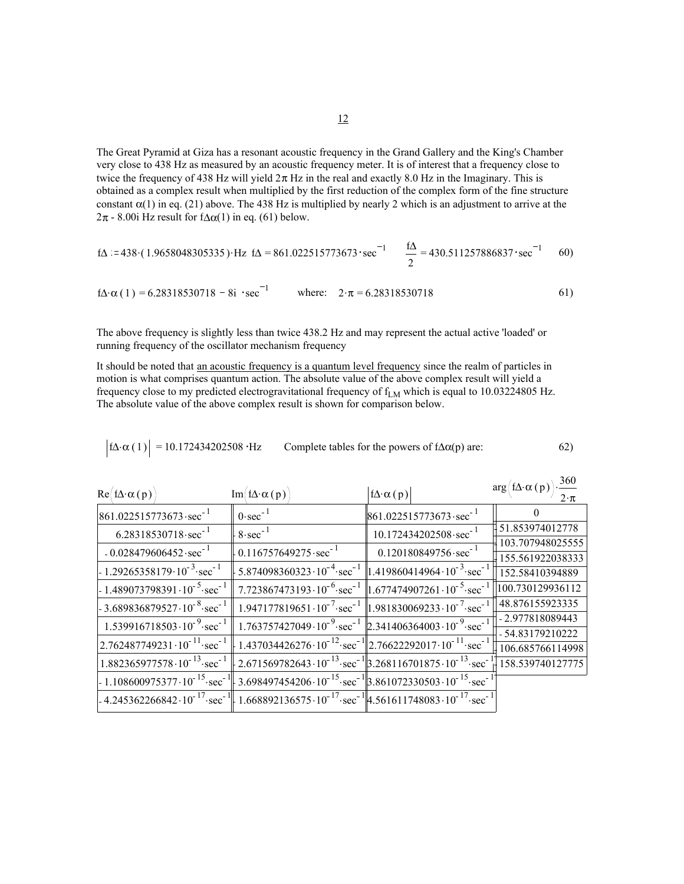The Great Pyramid at Giza has a resonant acoustic frequency in the Grand Gallery and the King's Chamber very close to 438 Hz as measured by an acoustic frequency meter. It is of interest that a frequency close to twice the frequency of 438 Hz will yield $2\pi$ Hz in the real and exactly 8.0 Hz in the Imaginary. This is obtained as a complex result when multiplied by the first reduction of the complex form of the fine structure constant $\alpha(1)$ in eq. (21) above. The 438 Hz is multiplied by nearly 2 which is an adjustment to arrive at the $2\pi$ - 8.00i Hz result for $f\Delta\alpha(1)$ in eq. (61) below.

$$f\Delta := 438\cdot(1.9658048305335)\cdot Hz \quad f\Delta = 861.022515773673\cdot sec^{-1} \qquad \frac{f\Delta}{2} = 430.511257886837\cdot sec^{-1} \qquad 60)$$

$$f\Delta\cdot\alpha(1) = 6.28318530718 - 8i\ \cdot sec^{-1} \qquad \text{where:} \quad 2\cdot\pi = 6.28318530718 \qquad 61)$$

The above frequency is slightly less than twice 438.2 Hz and may represent the actual active 'loaded' or running frequency of the oscillator mechanism frequency

It should be noted that an acoustic frequency is a quantum level frequency since the realm of particles in motion is what comprises quantum action. The absolute value of the above complex result will yield a frequency close to my predicted electrogravitational frequency of $f_{LM}$ which is equal to 10.03224805 Hz. The absolute value of the above complex result is shown for comparison below.

$$\left|f\Delta\cdot\alpha(1)\right| = 10.172434202508\cdot Hz \qquad \text{Complete tables for the powers of } f\Delta\alpha(p) \text{ are:} \qquad 62)$$

| $Re(f\Delta\cdot\alpha(p))$ | $Im(f\Delta\cdot\alpha(p))$ | $\lvert f\Delta\cdot\alpha(p)\rvert$ | $arg(f\Delta\cdot\alpha(p))\cdot\frac{360}{2\cdot\pi}$ |
|---|---|---|---|
| $861.022515773673\cdot sec^{-1}$ | $0\cdot sec^{-1}$ | $861.022515773673\cdot sec^{-1}$ | 0 |
| $6.28318530718\cdot sec^{-1}$ | $-8\cdot sec^{-1}$ | $10.172434202508\cdot sec^{-1}$ | -51.853974012778 |
| $-0.028479606452\cdot sec^{-1}$ | $-0.116757649275\cdot sec^{-1}$ | $0.120180849756\cdot sec^{-1}$ | -103.707948025555 |
| $-1.29265358179\cdot 10^{-3}\cdot sec^{-1}$ | $-5.874098360323\cdot 10^{-4}\cdot sec^{-1}$ | $1.419860414964\cdot 10^{-3}\cdot sec^{-1}$ | -155.561922038333 |
| $-1.489073798391\cdot 10^{-5}\cdot sec^{-1}$ | $7.723867473193\cdot 10^{-6}\cdot sec^{-1}$ | $1.677474907261\cdot 10^{-5}\cdot sec^{-1}$ | 152.58410394889 |
| $-3.689836879527\cdot 10^{-8}\cdot sec^{-1}$ | $1.947177819651\cdot 10^{-7}\cdot sec^{-1}$ | $1.981830069233\cdot 10^{-7}\cdot sec^{-1}$ | 100.730129936112 |
| $1.539916718503\cdot 10^{-9}\cdot sec^{-1}$ | $1.763757427049\cdot 10^{-9}\cdot sec^{-1}$ | $2.341406364003\cdot 10^{-9}\cdot sec^{-1}$ | 48.876155923335 |
| $2.762487749231\cdot 10^{-11}\cdot sec^{-1}$ | $-1.437034426276\cdot 10^{-12}\cdot sec^{-1}$ | $2.76622292017\cdot 10^{-11}\cdot sec^{-1}$ | -2.977818089443 |
| $1.882365977578\cdot 10^{-13}\cdot sec^{-1}$ | $-2.671569782643\cdot 10^{-13}\cdot sec^{-1}$ | $3.268116701875\cdot 10^{-13}\cdot sec^{-1}$ | -54.83179210222 |
| $-1.108600975377\cdot 10^{-15}\cdot sec^{-1}$ | $-3.698497454206\cdot 10^{-15}\cdot sec^{-1}$ | $3.861072330503\cdot 10^{-15}\cdot sec^{-1}$ | -106.685766114998 |
| $-4.245362266842\cdot 10^{-17}\cdot sec^{-1}$ | $-1.668892136575\cdot 10^{-17}\cdot sec^{-1}$ | $4.561611748083\cdot 10^{-17}\cdot sec^{-1}$ | -158.539740127775 |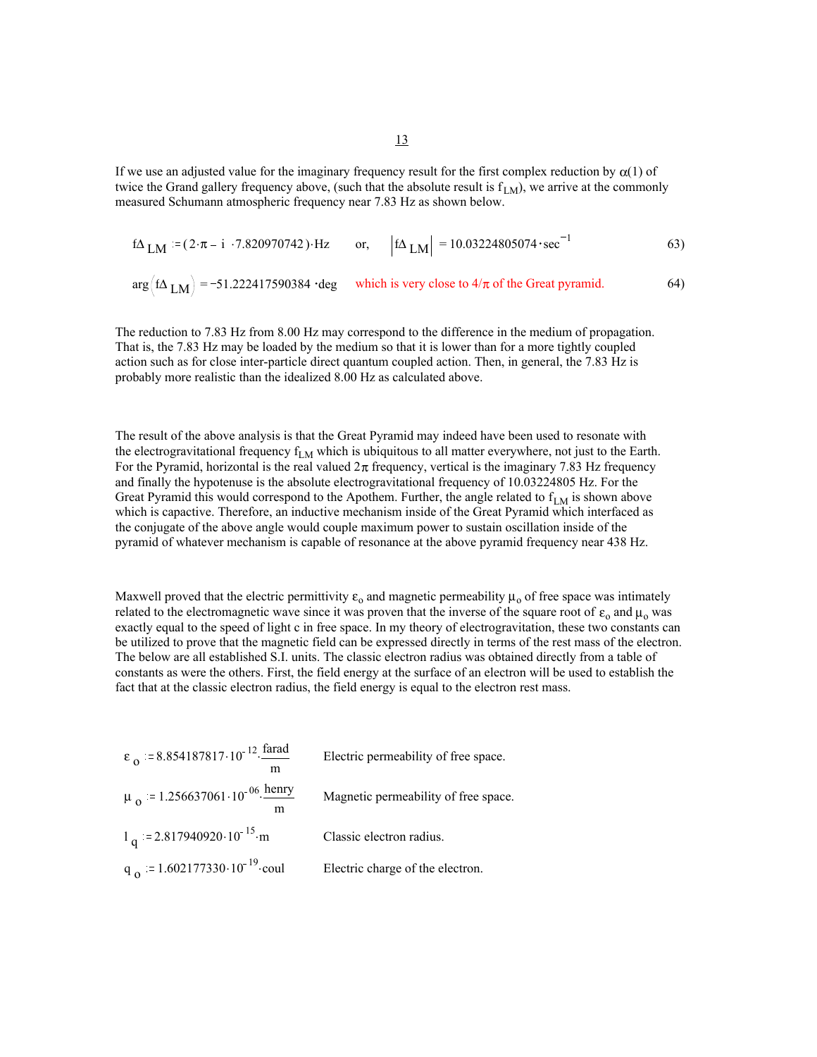If we use an adjusted value for the imaginary frequency result for the first complex reduction by $\alpha(1)$ of twice the Grand gallery frequency above, (such that the absolute result is $f_{LM}$), we arrive at the commonly measured Schumann atmospheric frequency near 7.83 Hz as shown below.

$$f\Delta_{LM} := (2\cdot\pi - i \cdot 7.820970742)\cdot Hz \qquad \text{or,} \qquad \left|f\Delta_{LM}\right| = 10.03224805074 \cdot sec^{-1} \tag{63}$$

$$\arg\left(f\Delta_{LM}\right) = -51.222417590384 \cdot deg \qquad \text{which is very close to } 4/\pi \text{ of the Great pyramid.} \tag{64}$$

The reduction to 7.83 Hz from 8.00 Hz may correspond to the difference in the medium of propagation. That is, the 7.83 Hz may be loaded by the medium so that it is lower than for a more tightly coupled action such as for close inter-particle direct quantum coupled action. Then, in general, the 7.83 Hz is probably more realistic than the idealized 8.00 Hz as calculated above.

The result of the above analysis is that the Great Pyramid may indeed have been used to resonate with the electrogravitational frequency $f_{LM}$ which is ubiquitous to all matter everywhere, not just to the Earth. For the Pyramid, horizontal is the real valued $2\pi$ frequency, vertical is the imaginary 7.83 Hz frequency and finally the hypotenuse is the absolute electrogravitational frequency of 10.03224805 Hz. For the Great Pyramid this would correspond to the Apothem. Further, the angle related to $f_{LM}$ is shown above which is capacitive. Therefore, an inductive mechanism inside of the Great Pyramid which interfaced as the conjugate of the above angle would couple maximum power to sustain oscillation inside of the pyramid of whatever mechanism is capable of resonance at the above pyramid frequency near 438 Hz.

Maxwell proved that the electric permittivity $\varepsilon_o$ and magnetic permeability $\mu_o$ of free space was intimately related to the electromagnetic wave since it was proven that the inverse of the square root of $\varepsilon_o$ and $\mu_o$ was exactly equal to the speed of light c in free space. In my theory of electrogravitation, these two constants can be utilized to prove that the magnetic field can be expressed directly in terms of the rest mass of the electron. The below are all established S.I. units. The classic electron radius was obtained directly from a table of constants as were the others. First, the field energy at the surface of an electron will be used to establish the fact that at the classic electron radius, the field energy is equal to the electron rest mass.

$\varepsilon_o := 8.854187817 \cdot 10^{-12} \cdot \dfrac{farad}{m}$ Electric permeability of free space.

$\mu_o := 1.256637061 \cdot 10^{-06} \cdot \dfrac{henry}{m}$ Magnetic permeability of free space.

$l_q := 2.817940920 \cdot 10^{-15} \cdot m$ Classic electron radius.

$q_o := 1.602177330 \cdot 10^{-19} \cdot coul$ Electric charge of the electron.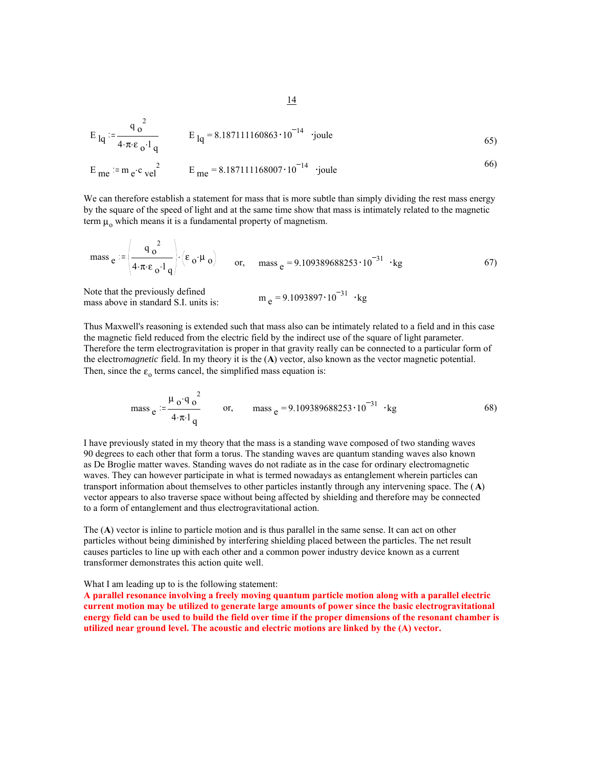$$E_{lq} := \frac{q_o^{\,2}}{4 \cdot \pi \cdot \varepsilon_o \cdot l_q} \qquad E_{lq} = 8.187111160863 \cdot 10^{-14} \cdot \text{joule} \tag{65}$$

$$E_{me} := m_e \cdot c_{vel}^{\,2} \qquad E_{me} = 8.187111168007 \cdot 10^{-14} \cdot \text{joule} \tag{66}$$

We can therefore establish a statement for mass that is more subtle than simply dividing the rest mass energy by the square of the speed of light and at the same time show that mass is intimately related to the magnetic term $\mu_o$ which means it is a fundamental property of magnetism.

$$\text{mass}_e := \left( \frac{q_o^{\,2}}{4 \cdot \pi \cdot \varepsilon_o \cdot l_q} \right) \cdot \left( \varepsilon_o \cdot \mu_o \right) \qquad \text{or,} \qquad \text{mass}_e = 9.109389688253 \cdot 10^{-31} \cdot \text{kg} \tag{67}$$

Note that the previously defined mass above in standard S.I. units is: $\qquad m_e = 9.1093897 \cdot 10^{-31} \cdot \text{kg}$

Thus Maxwell's reasoning is extended such that mass also can be intimately related to a field and in this case the magnetic field reduced from the electric field by the indirect use of the square of light parameter. Therefore the term electrogravitation is proper in that gravity really can be connected to a particular form of the electro*magnetic* field. In my theory it is the (**A**) vector, also known as the vector magnetic potential. Then, since the $\varepsilon_o$ terms cancel, the simplified mass equation is:

$$\text{mass}_e := \frac{\mu_o \cdot q_o^{\,2}}{4 \cdot \pi \cdot l_q} \qquad \text{or,} \qquad \text{mass}_e = 9.109389688253 \cdot 10^{-31} \cdot \text{kg} \tag{68}$$

I have previously stated in my theory that the mass is a standing wave composed of two standing waves 90 degrees to each other that form a torus. The standing waves are quantum standing waves also known as De Broglie matter waves. Standing waves do not radiate as in the case for ordinary electromagnetic waves. They can however participate in what is termed nowadays as entanglement wherein particles can transport information about themselves to other particles instantly through any intervening space. The (**A**) vector appears to also traverse space without being affected by shielding and therefore may be connected to a form of entanglement and thus electrogravitational action.

The (**A**) vector is inline to particle motion and is thus parallel in the same sense. It can act on other particles without being diminished by interfering shielding placed between the particles. The net result causes particles to line up with each other and a common power industry device known as a current transformer demonstrates this action quite well.

What I am leading up to is the following statement:

**A parallel resonance involving a freely moving quantum particle motion along with a parallel electric current motion may be utilized to generate large amounts of power since the basic electrogravitational energy field can be used to build the field over time if the proper dimensions of the resonant chamber is utilized near ground level. The acoustic and electric motions are linked by the (A) vector.**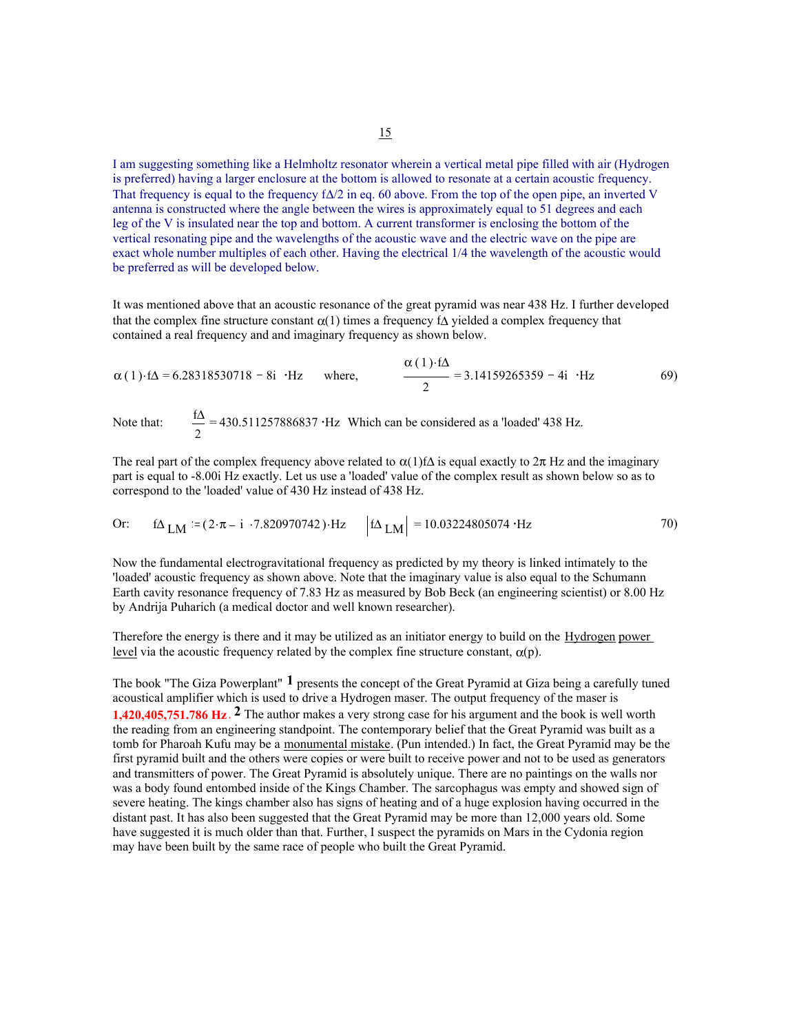I am suggesting something like a Helmholtz resonator wherein a vertical metal pipe filled with air (Hydrogen is preferred) having a larger enclosure at the bottom is allowed to resonate at a certain acoustic frequency. That frequency is equal to the frequency $f\Delta/2$ in eq. 60 above. From the top of the open pipe, an inverted V antenna is constructed where the angle between the wires is approximately equal to 51 degrees and each leg of the V is insulated near the top and bottom. A current transformer is enclosing the bottom of the vertical resonating pipe and the wavelengths of the acoustic wave and the electric wave on the pipe are exact whole number multiples of each other. Having the electrical 1/4 the wavelength of the acoustic would be preferred as will be developed below.

It was mentioned above that an acoustic resonance of the great pyramid was near 438 Hz. I further developed that the complex fine structure constant $\alpha(1)$ times a frequency $f\Delta$ yielded a complex frequency that contained a real frequency and and imaginary frequency as shown below.

$$\alpha(1)\cdot f\Delta = 6.28318530718 - 8i \cdot \text{Hz} \qquad \text{where,} \qquad \frac{\alpha(1)\cdot f\Delta}{2} = 3.14159265359 - 4i \cdot \text{Hz} \tag{69}$$

Note that: $\dfrac{f\Delta}{2} = 430.511257886837 \cdot \text{Hz}$ Which can be considered as a 'loaded' 438 Hz.

The real part of the complex frequency above related to $\alpha(1)f\Delta$ is equal exactly to $2\pi$ Hz and the imaginary part is equal to -8.00i Hz exactly. Let us use a 'loaded' value of the complex result as shown below so as to correspond to the 'loaded' value of 430 Hz instead of 438 Hz.

$$\text{Or:} \qquad f\Delta_{LM} := (2\cdot\pi - i\cdot 7.820970742)\cdot \text{Hz} \qquad \left|f\Delta_{LM}\right| = 10.03224805074 \cdot \text{Hz} \tag{70}$$

Now the fundamental electrogravitational frequency as predicted by my theory is linked intimately to the 'loaded' acoustic frequency as shown above. Note that the imaginary value is also equal to the Schumann Earth cavity resonance frequency of 7.83 Hz as measured by Bob Beck (an engineering scientist) or 8.00 Hz by Andrija Puharich (a medical doctor and well known researcher).

Therefore the energy is there and it may be utilized as an initiator energy to build on the Hydrogen power level via the acoustic frequency related by the complex fine structure constant, $\alpha(p)$.

The book "The Giza Powerplant" [1] presents the concept of the Great Pyramid at Giza being a carefully tuned acoustical amplifier which is used to drive a Hydrogen maser. The output frequency of the maser is **1,420,405,751.786 Hz**. [2] The author makes a very strong case for his argument and the book is well worth the reading from an engineering standpoint. The contemporary belief that the Great Pyramid was built as a tomb for Pharoah Kufu may be a monumental mistake. (Pun intended.) In fact, the Great Pyramid may be the first pyramid built and the others were copies or were built to receive power and not to be used as generators and transmitters of power. The Great Pyramid is absolutely unique. There are no paintings on the walls nor was a body found entombed inside of the Kings Chamber. The sarcophagus was empty and showed sign of severe heating. The kings chamber also has signs of heating and of a huge explosion having occurred in the distant past. It has also been suggested that the Great Pyramid may be more than 12,000 years old. Some have suggested it is much older than that. Further, I suspect the pyramids on Mars in the Cydonia region may have been built by the same race of people who built the Great Pyramid.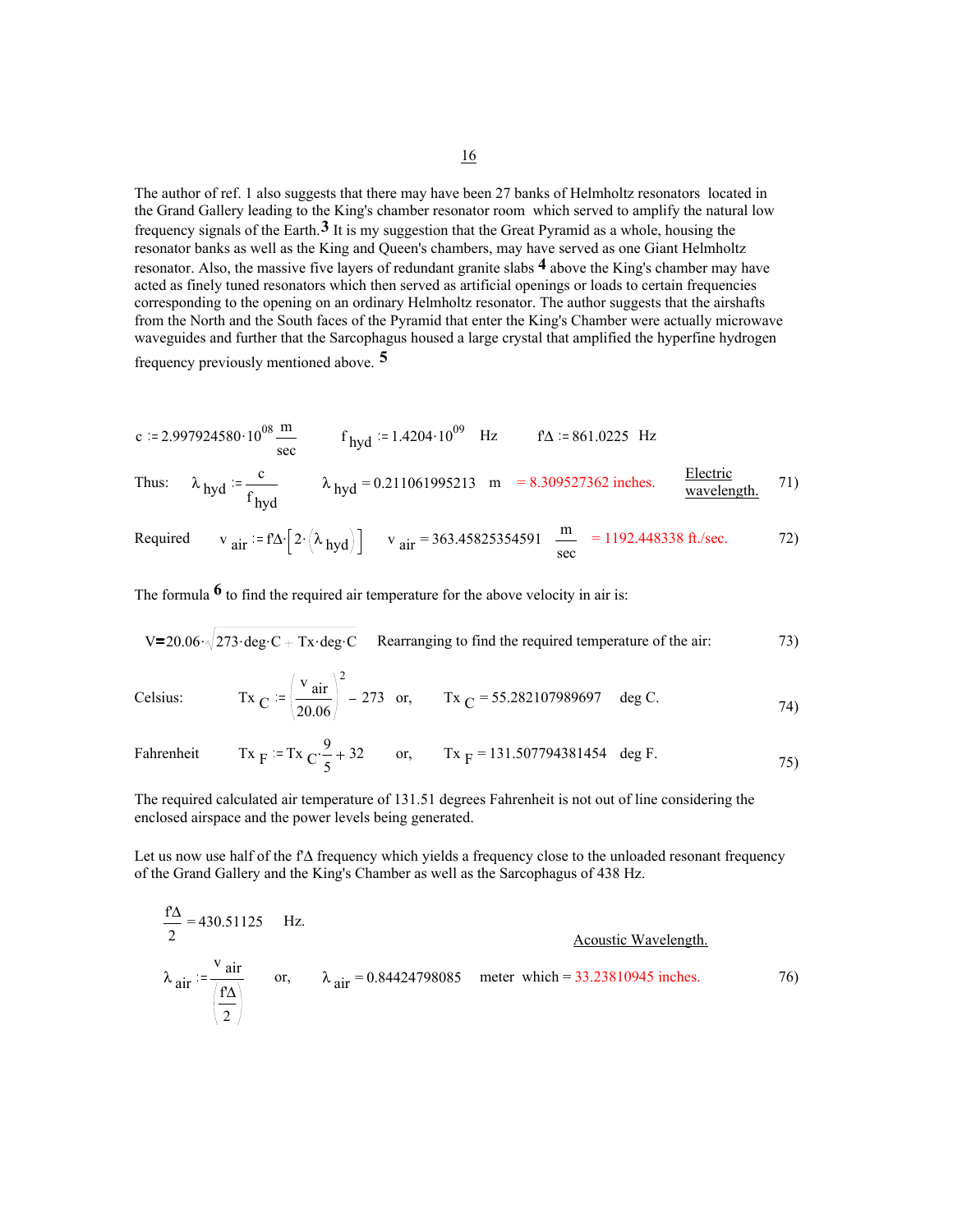The author of ref. 1 also suggests that there may have been 27 banks of Helmholtz resonators located in the Grand Gallery leading to the King's chamber resonator room which served to amplify the natural low frequency signals of the Earth.[3] It is my suggestion that the Great Pyramid as a whole, housing the resonator banks as well as the King and Queen's chambers, may have served as one Giant Helmholtz resonator. Also, the massive five layers of redundant granite slabs [4] above the King's chamber may have acted as finely tuned resonators which then served as artificial openings or loads to certain frequencies corresponding to the opening on an ordinary Helmholtz resonator. The author suggests that the airshafts from the North and the South faces of the Pyramid that enter the King's Chamber were actually microwave waveguides and further that the Sarcophagus housed a large crystal that amplified the hyperfine hydrogen frequency previously mentioned above. [5]

$$c := 2.997924580 \cdot 10^{08} \, \frac{m}{sec} \qquad f_{hyd} := 1.4204 \cdot 10^{09} \; \text{Hz} \qquad f'\Delta := 861.0225 \; \text{Hz}$$

Thus: $\lambda_{hyd} := \dfrac{c}{f_{hyd}}$ $\quad \lambda_{hyd} = 0.211061995213$ m $= 8.309527362$ inches. Electric wavelength. 71)

Required $\quad v_{air} := f'\Delta \cdot \left[ 2 \cdot \left( \lambda_{hyd} \right) \right]$ $\quad v_{air} = 363.45825354591 \; \dfrac{m}{sec}$ $= 1192.448338$ ft./sec. 72)

The formula [6] to find the required air temperature for the above velocity in air is:

$$V = 20.06 \cdot \sqrt{273 \cdot deg \cdot C + Tx \cdot deg \cdot C}$$ Rearranging to find the required temperature of the air: 73)

Celsius: $\quad Tx_C := \left( \dfrac{v_{air}}{20.06} \right)^2 - 273$ $\quad$ or, $\quad Tx_C = 55.282107989697$ deg C. 74)

Fahrenheit $\quad Tx_F := Tx_C \cdot \dfrac{9}{5} + 32$ $\quad$ or, $\quad Tx_F = 131.507794381454$ deg F. 75)

The required calculated air temperature of 131.51 degrees Fahrenheit is not out of line considering the enclosed airspace and the power levels being generated.

Let us now use half of the f'Δ frequency which yields a frequency close to the unloaded resonant frequency of the Grand Gallery and the King's Chamber as well as the Sarcophagus of 438 Hz.

$$\frac{f'\Delta}{2} = 430.51125 \quad \text{Hz.}$$

Acoustic Wavelength.

$\lambda_{air} := \dfrac{v_{air}}{\left( \dfrac{f'\Delta}{2} \right)}$ $\quad$ or, $\quad \lambda_{air} = 0.84424798085$ meter which $= 33.23810945$ inches. 76)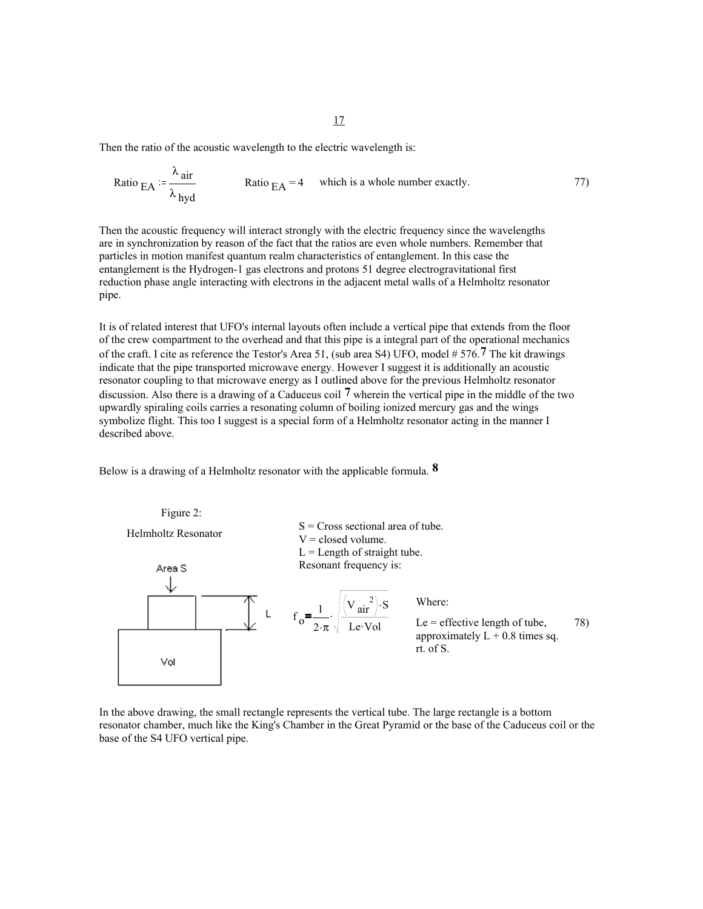Then the ratio of the acoustic wavelength to the electric wavelength is:

$$\text{Ratio}_{EA} := \frac{\lambda_{air}}{\lambda_{hyd}} \qquad \text{Ratio}_{EA} = 4 \quad \text{which is a whole number exactly.} \tag{77}$$

Then the acoustic frequency will interact strongly with the electric frequency since the wavelengths are in synchronization by reason of the fact that the ratios are even whole numbers. Remember that particles in motion manifest quantum realm characteristics of entanglement. In this case the entanglement is the Hydrogen-1 gas electrons and protons 51 degree electrogravitational first reduction phase angle interacting with electrons in the adjacent metal walls of a Helmholtz resonator pipe.

It is of related interest that UFO's internal layouts often include a vertical pipe that extends from the floor of the crew compartment to the overhead and that this pipe is a integral part of the operational mechanics of the craft. I cite as reference the Testor's Area 51, (sub area S4) UFO, model # 576.[7] The kit drawings indicate that the pipe transported microwave energy. However I suggest it is additionally an acoustic resonator coupling to that microwave energy as I outlined above for the previous Helmholtz resonator discussion. Also there is a drawing of a Caduceus coil [7] wherein the vertical pipe in the middle of the two upwardly spiraling coils carries a resonating column of boiling ionized mercury gas and the wings symbolize flight. This too I suggest is a special form of a Helmholtz resonator acting in the manner I described above.

Below is a drawing of a Helmholtz resonator with the applicable formula. [8]

Figure 2:

Helmholtz Resonator

Area S

L

Vol

S = Cross sectional area of tube.
V = closed volume.
L = Length of straight tube.
Resonant frequency is:

$$f_o = \frac{1}{2 \cdot \pi} \cdot \sqrt{\frac{\left(V_{air}^{\,2}\right) \cdot S}{Le \cdot Vol}} \tag{78}$$

Where:

Le = effective length of tube, approximately L + 0.8 times sq. rt. of S.

In the above drawing, the small rectangle represents the vertical tube. The large rectangle is a bottom resonator chamber, much like the King's Chamber in the Great Pyramid or the base of the Caduceus coil or the base of the S4 UFO vertical pipe.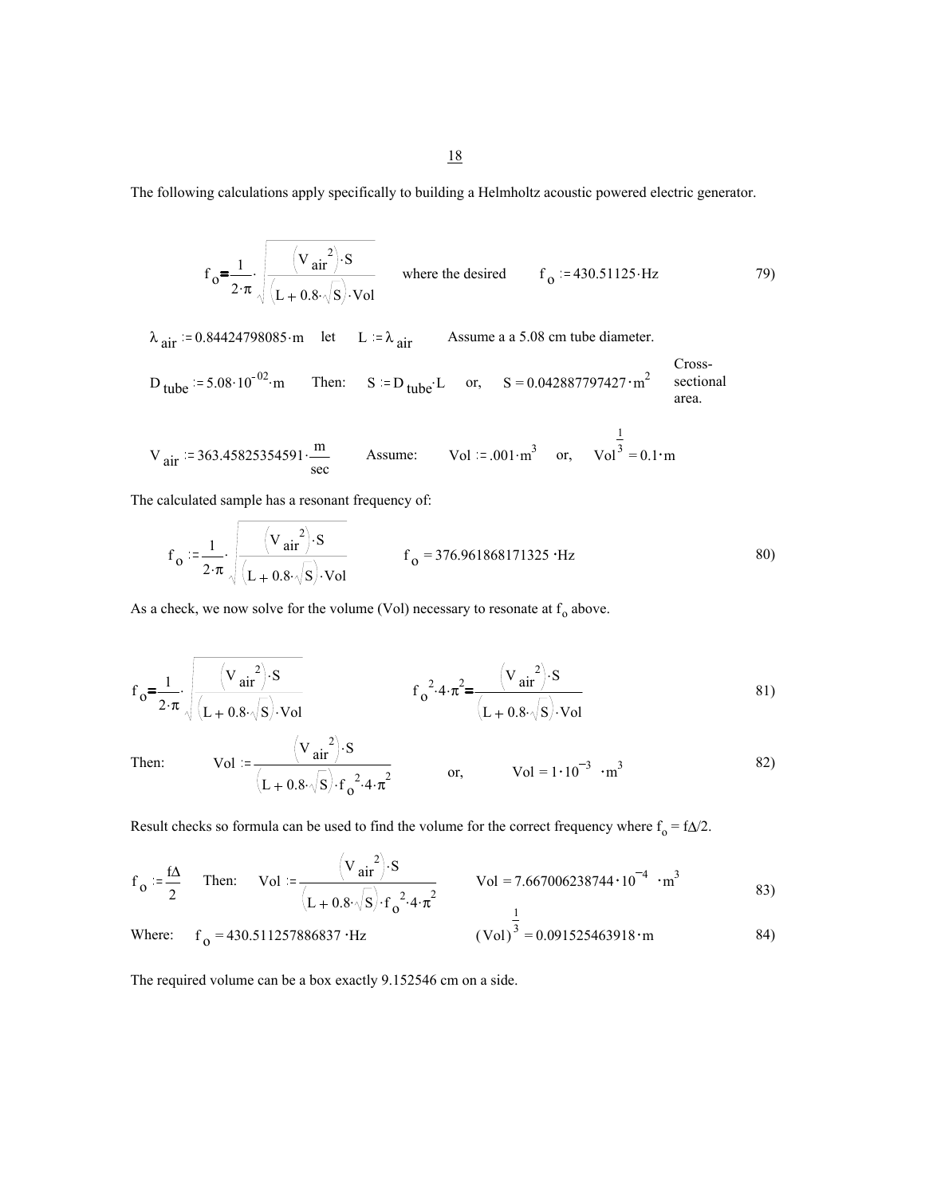The following calculations apply specifically to building a Helmholtz acoustic powered electric generator.

$$f_o = \frac{1}{2\cdot\pi}\cdot\sqrt{\frac{\left(V_{air}^{\ 2}\right)\cdot S}{\left(L + 0.8\cdot\sqrt{S}\right)\cdot Vol}} \qquad \text{where the desired} \qquad f_o := 430.51125\cdot Hz \tag{79)}$$

$\lambda_{air} := 0.84424798085\cdot m$ let $L := \lambda_{air}$ Assume a a 5.08 cm tube diameter.

$D_{tube} := 5.08\cdot 10^{-02}\cdot m$ Then: $S := D_{tube}\cdot L$ or, $S = 0.042887797427\cdot m^2$ Cross-sectional area.

$V_{air} := 363.45825354591\cdot\frac{m}{sec}$ Assume: $Vol := .001\cdot m^3$ or, $Vol^{\frac{1}{3}} = 0.1\cdot m$

The calculated sample has a resonant frequency of:

$$f_o := \frac{1}{2\cdot\pi}\cdot\sqrt{\frac{\left(V_{air}^{\ 2}\right)\cdot S}{\left(L + 0.8\cdot\sqrt{S}\right)\cdot Vol}} \qquad f_o = 376.961868171325\cdot Hz \tag{80)}$$

As a check, we now solve for the volume (Vol) necessary to resonate at $f_o$ above.

$$f_o = \frac{1}{2\cdot\pi}\cdot\sqrt{\frac{\left(V_{air}^{\ 2}\right)\cdot S}{\left(L + 0.8\cdot\sqrt{S}\right)\cdot Vol}} \qquad f_o^{\ 2}\cdot 4\cdot\pi^2 = \frac{\left(V_{air}^{\ 2}\right)\cdot S}{\left(L + 0.8\cdot\sqrt{S}\right)\cdot Vol} \tag{81)}$$

Then:

$$Vol := \frac{\left(V_{air}^{\ 2}\right)\cdot S}{\left(L + 0.8\cdot\sqrt{S}\right)\cdot f_o^{\ 2}\cdot 4\cdot\pi^2} \qquad \text{or,} \qquad Vol = 1\cdot 10^{-3}\ \cdot m^3 \tag{82)}$$

Result checks so formula can be used to find the volume for the correct frequency where $f_o = f\Delta/2$.

$$f_o := \frac{f\Delta}{2} \qquad \text{Then:} \qquad Vol := \frac{\left(V_{air}^{\ 2}\right)\cdot S}{\left(L + 0.8\cdot\sqrt{S}\right)\cdot f_o^{\ 2}\cdot 4\cdot\pi^2} \qquad Vol = 7.667006238744\cdot 10^{-4}\ \cdot m^3 \tag{83)}$$

Where: $f_o = 430.511257886837\cdot Hz$ $\qquad (Vol)^{\frac{1}{3}} = 0.091525463918\cdot m$ $\qquad$ 84)

The required volume can be a box exactly 9.152546 cm on a side.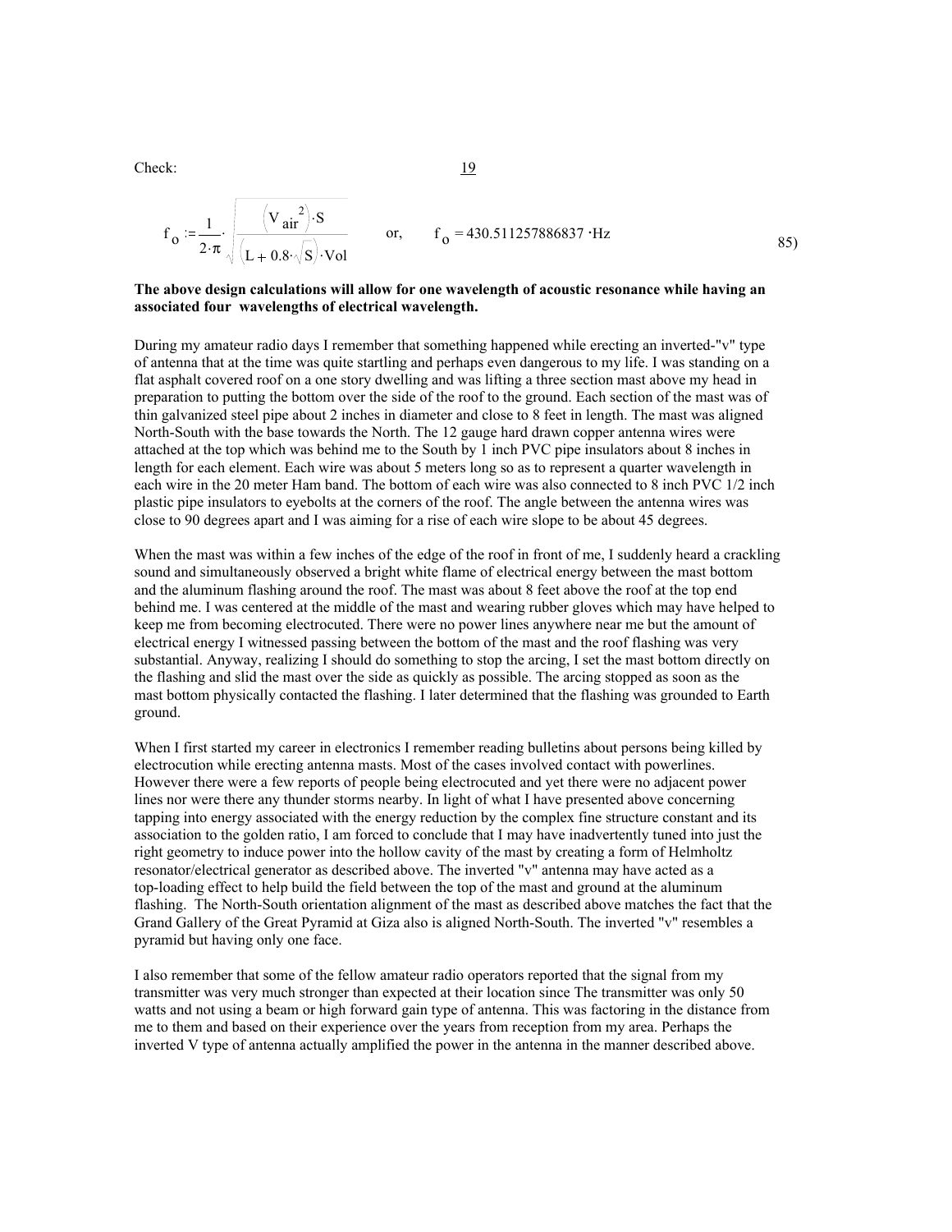Check: <u>19</u>

$$f_o := \frac{1}{2\cdot\pi}\cdot\sqrt{\frac{\left(V_{air}^{\,2}\right)\cdot S}{\left(L + 0.8\cdot\sqrt{S}\right)\cdot Vol}} \qquad \text{or,} \qquad f_o = 430.511257886837\cdot Hz \tag{85}$$

**The above design calculations will allow for one wavelength of acoustic resonance while having an associated four wavelengths of electrical wavelength.**

During my amateur radio days I remember that something happened while erecting an inverted-"v" type of antenna that at the time was quite startling and perhaps even dangerous to my life. I was standing on a flat asphalt covered roof on a one story dwelling and was lifting a three section mast above my head in preparation to putting the bottom over the side of the roof to the ground. Each section of the mast was of thin galvanized steel pipe about 2 inches in diameter and close to 8 feet in length. The mast was aligned North-South with the base towards the North. The 12 gauge hard drawn copper antenna wires were attached at the top which was behind me to the South by 1 inch PVC pipe insulators about 8 inches in length for each element. Each wire was about 5 meters long so as to represent a quarter wavelength in each wire in the 20 meter Ham band. The bottom of each wire was also connected to 8 inch PVC 1/2 inch plastic pipe insulators to eyebolts at the corners of the roof. The angle between the antenna wires was close to 90 degrees apart and I was aiming for a rise of each wire slope to be about 45 degrees.

When the mast was within a few inches of the edge of the roof in front of me, I suddenly heard a crackling sound and simultaneously observed a bright white flame of electrical energy between the mast bottom and the aluminum flashing around the roof. The mast was about 8 feet above the roof at the top end behind me. I was centered at the middle of the mast and wearing rubber gloves which may have helped to keep me from becoming electrocuted. There were no power lines anywhere near me but the amount of electrical energy I witnessed passing between the bottom of the mast and the roof flashing was very substantial. Anyway, realizing I should do something to stop the arcing, I set the mast bottom directly on the flashing and slid the mast over the side as quickly as possible. The arcing stopped as soon as the mast bottom physically contacted the flashing. I later determined that the flashing was grounded to Earth ground.

When I first started my career in electronics I remember reading bulletins about persons being killed by electrocution while erecting antenna masts. Most of the cases involved contact with powerlines. However there were a few reports of people being electrocuted and yet there were no adjacent power lines nor were there any thunder storms nearby. In light of what I have presented above concerning tapping into energy associated with the energy reduction by the complex fine structure constant and its association to the golden ratio, I am forced to conclude that I may have inadvertently tuned into just the right geometry to induce power into the hollow cavity of the mast by creating a form of Helmholtz resonator/electrical generator as described above. The inverted "v" antenna may have acted as a top-loading effect to help build the field between the top of the mast and ground at the aluminum flashing. The North-South orientation alignment of the mast as described above matches the fact that the Grand Gallery of the Great Pyramid at Giza also is aligned North-South. The inverted "v" resembles a pyramid but having only one face.

I also remember that some of the fellow amateur radio operators reported that the signal from my transmitter was very much stronger than expected at their location since The transmitter was only 50 watts and not using a beam or high forward gain type of antenna. This was factoring in the distance from me to them and based on their experience over the years from reception from my area. Perhaps the inverted V type of antenna actually amplified the power in the antenna in the manner described above.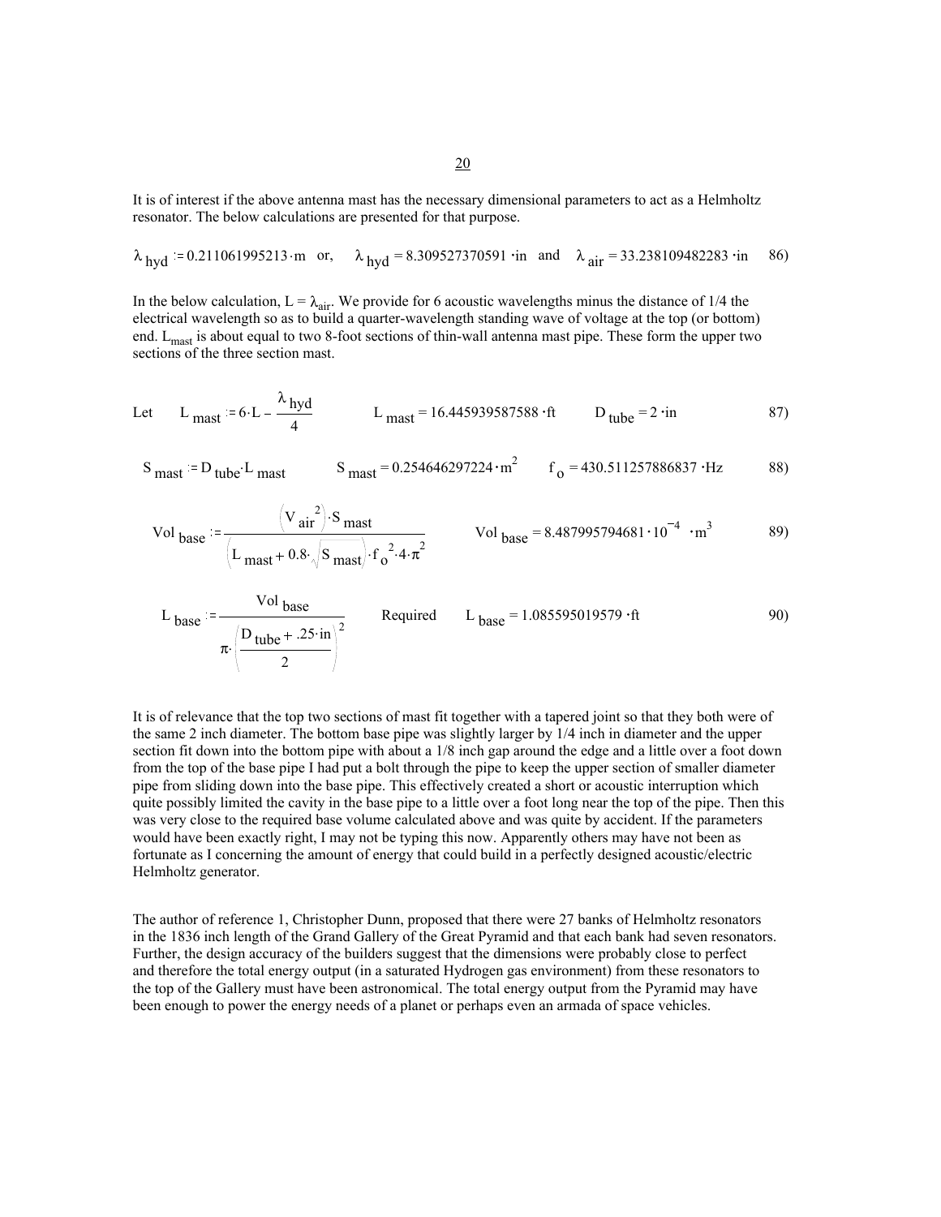It is of interest if the above antenna mast has the necessary dimensional parameters to act as a Helmholtz resonator. The below calculations are presented for that purpose.

$$\lambda_{hyd} := 0.211061995213 \cdot m \quad \text{or,} \quad \lambda_{hyd} = 8.309527370591 \cdot in \quad \text{and} \quad \lambda_{air} = 33.238109482283 \cdot in \qquad 86)$$

In the below calculation, $L = \lambda_{air}$. We provide for 6 acoustic wavelengths minus the distance of 1/4 the electrical wavelength so as to build a quarter-wavelength standing wave of voltage at the top (or bottom) end. $L_{mast}$ is about equal to two 8-foot sections of thin-wall antenna mast pipe. These form the upper two sections of the three section mast.

$$\text{Let} \quad L_{mast} := 6 \cdot L - \frac{\lambda_{hyd}}{4} \qquad L_{mast} = 16.445939587588 \cdot ft \qquad D_{tube} = 2 \cdot in \qquad 87)$$

$$S_{mast} := D_{tube} \cdot L_{mast} \qquad S_{mast} = 0.254646297224 \cdot m^2 \qquad f_o = 430.511257886837 \cdot Hz \qquad 88)$$

$$Vol_{base} := \frac{\left(V_{air}^{\;2}\right) \cdot S_{mast}}{\left(L_{mast} + 0.8 \cdot \sqrt{S_{mast}}\right) \cdot f_o^{\;2} \cdot 4 \cdot \pi^2} \qquad Vol_{base} = 8.487995794681 \cdot 10^{-4} \cdot m^3 \qquad 89)$$

$$L_{base} := \frac{Vol_{base}}{\pi \cdot \left(\frac{D_{tube} + .25 \cdot in}{2}\right)^2} \qquad \text{Required} \qquad L_{base} = 1.085595019579 \cdot ft \qquad 90)$$

It is of relevance that the top two sections of mast fit together with a tapered joint so that they both were of the same 2 inch diameter. The bottom base pipe was slightly larger by 1/4 inch in diameter and the upper section fit down into the bottom pipe with about a 1/8 inch gap around the edge and a little over a foot down from the top of the base pipe I had put a bolt through the pipe to keep the upper section of smaller diameter pipe from sliding down into the base pipe. This effectively created a short or acoustic interruption which quite possibly limited the cavity in the base pipe to a little over a foot long near the top of the pipe. Then this was very close to the required base volume calculated above and was quite by accident. If the parameters would have been exactly right, I may not be typing this now. Apparently others may have not been as fortunate as I concerning the amount of energy that could build in a perfectly designed acoustic/electric Helmholtz generator.

The author of reference 1, Christopher Dunn, proposed that there were 27 banks of Helmholtz resonators in the 1836 inch length of the Grand Gallery of the Great Pyramid and that each bank had seven resonators. Further, the design accuracy of the builders suggest that the dimensions were probably close to perfect and therefore the total energy output (in a saturated Hydrogen gas environment) from these resonators to the top of the Gallery must have been astronomical. The total energy output from the Pyramid may have been enough to power the energy needs of a planet or perhaps even an armada of space vehicles.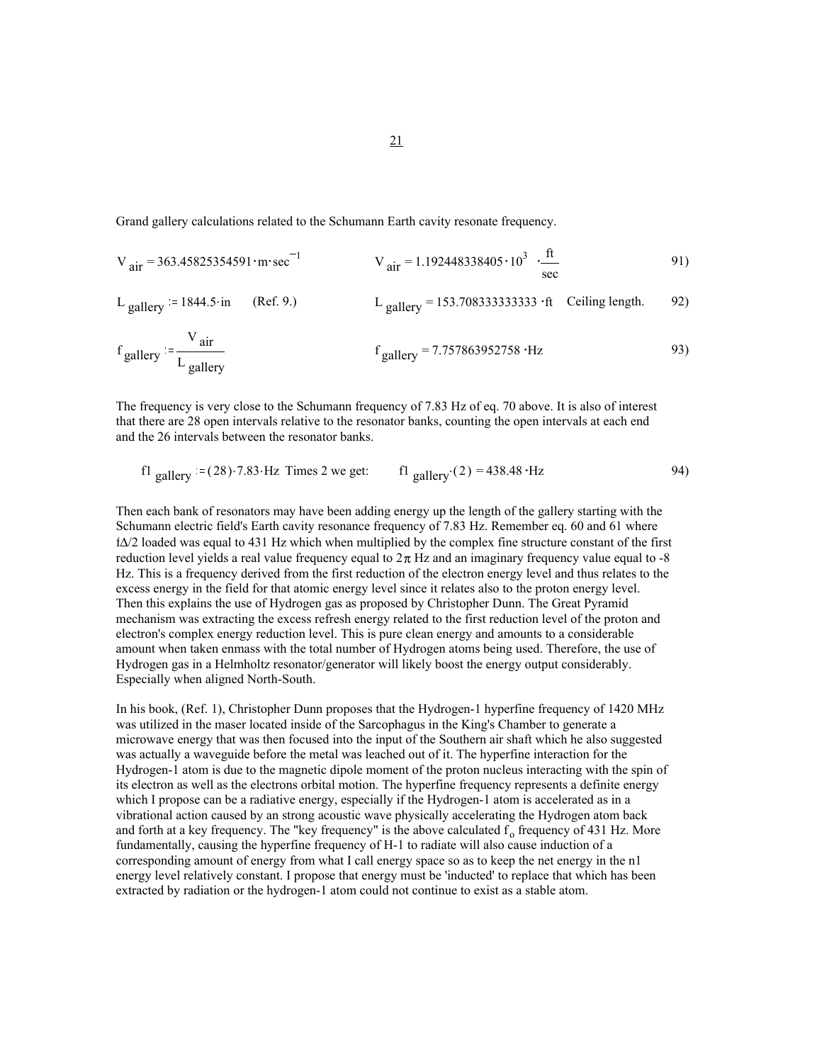Grand gallery calculations related to the Schumann Earth cavity resonate frequency.

$$V_{air} = 363.45825354591 \cdot m \cdot sec^{-1} \qquad V_{air} = 1.192448338405 \cdot 10^{3} \cdot \frac{ft}{sec} \qquad 91)$$

$$L_{gallery} := 1844.5 \cdot in \quad \text{(Ref. 9.)} \qquad L_{gallery} = 153.708333333333 \cdot ft \quad \text{Ceiling length.} \qquad 92)$$

$$f_{gallery} := \frac{V_{air}}{L_{gallery}} \qquad f_{gallery} = 7.757863952758 \cdot Hz \qquad 93)$$

The frequency is very close to the Schumann frequency of 7.83 Hz of eq. 70 above. It is also of interest that there are 28 open intervals relative to the resonator banks, counting the open intervals at each end and the 26 intervals between the resonator banks.

$$f1_{gallery} := (28) \cdot 7.83 \cdot Hz \quad \text{Times 2 we get:} \qquad f1_{gallery} \cdot (2) = 438.48 \cdot Hz \qquad 94)$$

Then each bank of resonators may have been adding energy up the length of the gallery starting with the Schumann electric field's Earth cavity resonance frequency of 7.83 Hz. Remember eq. 60 and 61 where $f\Delta/2$ loaded was equal to 431 Hz which when multiplied by the complex fine structure constant of the first reduction level yields a real value frequency equal to $2\pi$ Hz and an imaginary frequency value equal to -8 Hz. This is a frequency derived from the first reduction of the electron energy level and thus relates to the excess energy in the field for that atomic energy level since it relates also to the proton energy level. Then this explains the use of Hydrogen gas as proposed by Christopher Dunn. The Great Pyramid mechanism was extracting the excess refresh energy related to the first reduction level of the proton and electron's complex energy reduction level. This is pure clean energy and amounts to a considerable amount when taken enmass with the total number of Hydrogen atoms being used. Therefore, the use of Hydrogen gas in a Helmholtz resonator/generator will likely boost the energy output considerably. Especially when aligned North-South.

In his book, (Ref. 1), Christopher Dunn proposes that the Hydrogen-1 hyperfine frequency of 1420 MHz was utilized in the maser located inside of the Sarcophagus in the King's Chamber to generate a microwave energy that was then focused into the input of the Southern air shaft which he also suggested was actually a waveguide before the metal was leached out of it. The hyperfine interaction for the Hydrogen-1 atom is due to the magnetic dipole moment of the proton nucleus interacting with the spin of its electron as well as the electrons orbital motion. The hyperfine frequency represents a definite energy which I propose can be a radiative energy, especially if the Hydrogen-1 atom is accelerated as in a vibrational action caused by an strong acoustic wave physically accelerating the Hydrogen atom back and forth at a key frequency. The "key frequency" is the above calculated $f_o$ frequency of 431 Hz. More fundamentally, causing the hyperfine frequency of H-1 to radiate will also cause induction of a corresponding amount of energy from what I call energy space so as to keep the net energy in the n1 energy level relatively constant. I propose that energy must be 'inducted' to replace that which has been extracted by radiation or the hydrogen-1 atom could not continue to exist as a stable atom.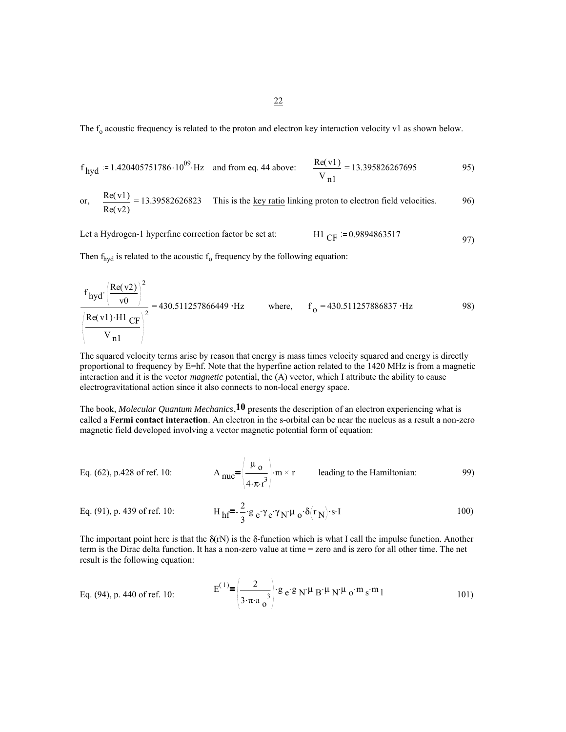The $f_o$ acoustic frequency is related to the proton and electron key interaction velocity v1 as shown below.

$$f_{hyd} := 1.420405751786 \cdot 10^{09} \cdot Hz \quad \text{and from eq. 44 above:} \quad \frac{Re(v1)}{V_{n1}} = 13.395826267695 \qquad 95)$$

$$\text{or,} \quad \frac{Re(v1)}{Re(v2)} = 13.39582626823 \quad \text{This is the key ratio linking proton to electron field velocities.} \qquad 96)$$

Let a Hydrogen-1 hyperfine correction factor be set at: $H1_{CF} := 0.9894863517$ 97)

Then $f_{hyd}$ is related to the acoustic $f_o$ frequency by the following equation:

$$\frac{f_{hyd} \cdot \left(\frac{Re(v2)}{v0}\right)^2}{\left(\frac{Re(v1) \cdot H1_{CF}}{V_{n1}}\right)^2} = 430.511257866449 \cdot Hz \qquad \text{where,} \qquad f_o = 430.511257886837 \cdot Hz \qquad 98)$$

The squared velocity terms arise by reason that energy is mass times velocity squared and energy is directly proportional to frequency by E=hf. Note that the hyperfine action related to the 1420 MHz is from a magnetic interaction and it is the vector *magnetic* potential, the (A) vector, which I attribute the ability to cause electrogravitational action since it also connects to non-local energy space.

The book, *Molecular Quantum Mechanics*,**10** presents the description of an electron experiencing what is called a **Fermi contact interaction**. An electron in the s-orbital can be near the nucleus as a result a non-zero magnetic field developed involving a vector magnetic potential form of equation:

$$\text{Eq. (62), p.428 of ref. 10:} \qquad A_{nuc} = \left(\frac{\mu_o}{4 \cdot \pi \cdot r^3}\right) \cdot m \times r \qquad \text{leading to the Hamiltonian:} \qquad 99)$$

$$\text{Eq. (91), p. 439 of ref. 10:} \qquad H_{hf} = -\frac{2}{3} \cdot g_e \cdot \gamma_e \cdot \gamma_N \cdot \mu_o \cdot \delta(r_N) \cdot s \cdot I \qquad 100)$$

The important point here is that the $\delta(rN)$ is the $\delta$-function which is what I call the impulse function. Another term is the Dirac delta function. It has a non-zero value at time = zero and is zero for all other time. The net result is the following equation:

$$\text{Eq. (94), p. 440 of ref. 10:} \qquad E^{(1)} = \left(\frac{2}{3 \cdot \pi \cdot a_o^3}\right) \cdot g_e \cdot g_N \cdot \mu_B \cdot \mu_N \cdot \mu_o \cdot m_s \cdot m_I \qquad 101)$$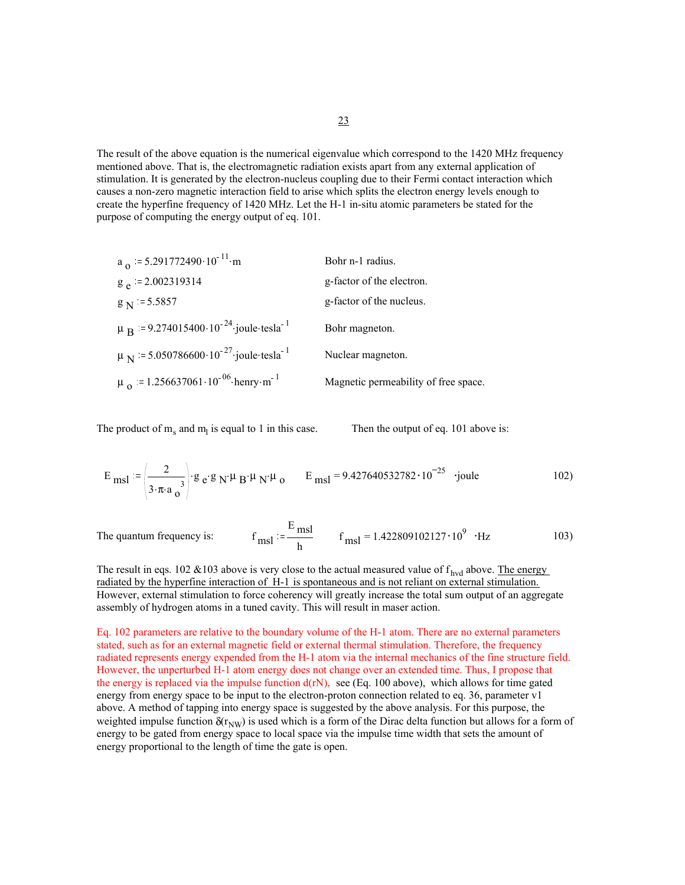The result of the above equation is the numerical eigenvalue which correspond to the 1420 MHz frequency mentioned above. That is, the electromagnetic radiation exists apart from any external application of stimulation. It is generated by the electron-nucleus coupling due to their Fermi contact interaction which causes a non-zero magnetic interaction field to arise which splits the electron energy levels enough to create the hyperfine frequency of 1420 MHz. Let the H-1 in-situ atomic parameters be stated for the purpose of computing the energy output of eq. 101.

| | |
|---|---|
| $a_o := 5.291772490 \cdot 10^{-11} \cdot m$ | Bohr n-1 radius. |
| $g_e := 2.002319314$ | g-factor of the electron. |
| $g_N := 5.5857$ | g-factor of the nucleus. |
| $\mu_B := 9.274015400 \cdot 10^{-24} \cdot joule \cdot tesla^{-1}$ | Bohr magneton. |
| $\mu_N := 5.050786600 \cdot 10^{-27} \cdot joule \cdot tesla^{-1}$ | Nuclear magneton. |
| $\mu_o := 1.256637061 \cdot 10^{-06} \cdot henry \cdot m^{-1}$ | Magnetic permeability of free space. |

The product of $m_s$ and $m_l$ is equal to 1 in this case. Then the output of eq. 101 above is:

$$E_{msl} := \left(\frac{2}{3 \cdot \pi \cdot a_o^{3}}\right) \cdot g_e \cdot g_N \cdot \mu_B \cdot \mu_N \cdot \mu_o \qquad E_{msl} = 9.427640532782 \cdot 10^{-25} \cdot joule \qquad 102)$$

The quantum frequency is:

$$f_{msl} := \frac{E_{msl}}{h} \qquad f_{msl} = 1.422809102127 \cdot 10^{9} \cdot Hz \qquad 103)$$

The result in eqs. 102 &103 above is very close to the actual measured value of $f_{hvd}$ above. <u>The energy radiated by the hyperfine interaction of H-1 is spontaneous and is not reliant on external stimulation.</u> However, external stimulation to force coherency will greatly increase the total sum output of an aggregate assembly of hydrogen atoms in a tuned cavity. This will result in maser action.

Eq. 102 parameters are relative to the boundary volume of the H-1 atom. There are no external parameters stated, such as for an external magnetic field or external thermal stimulation. Therefore, the frequency radiated represents energy expended from the H-1 atom via the internal mechanics of the fine structure field. However, the unperturbed H-1 atom energy does not change over an extended time. Thus, I propose that the energy is replaced via the impulse function d(rN), see (Eq. 100 above), which allows for time gated energy from energy space to be input to the electron-proton connection related to eq. 36, parameter v1 above. A method of tapping into energy space is suggested by the above analysis. For this purpose, the weighted impulse function $\delta(r_{NW})$ is used which is a form of the Dirac delta function but allows for a form of energy to be gated from energy space to local space via the impulse time width that sets the amount of energy proportional to the length of time the gate is open.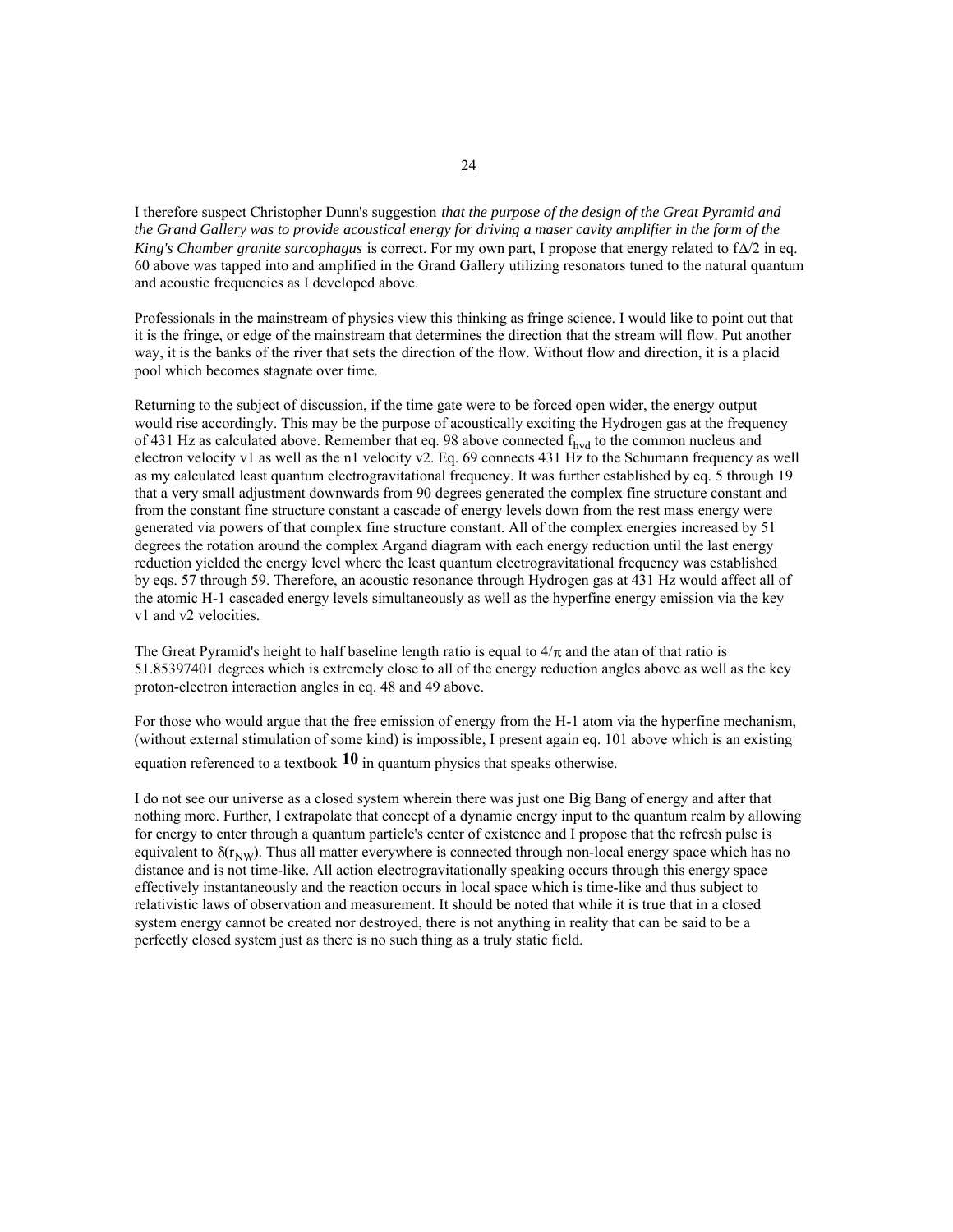I therefore suspect Christopher Dunn's suggestion *that the purpose of the design of the Great Pyramid and the Grand Gallery was to provide acoustical energy for driving a maser cavity amplifier in the form of the King's Chamber granite sarcophagus* is correct. For my own part, I propose that energy related to $f\Delta/2$ in eq. 60 above was tapped into and amplified in the Grand Gallery utilizing resonators tuned to the natural quantum and acoustic frequencies as I developed above.

Professionals in the mainstream of physics view this thinking as fringe science. I would like to point out that it is the fringe, or edge of the mainstream that determines the direction that the stream will flow. Put another way, it is the banks of the river that sets the direction of the flow. Without flow and direction, it is a placid pool which becomes stagnate over time.

Returning to the subject of discussion, if the time gate were to be forced open wider, the energy output would rise accordingly. This may be the purpose of acoustically exciting the Hydrogen gas at the frequency of 431 Hz as calculated above. Remember that eq. 98 above connected $f_{hvd}$ to the common nucleus and electron velocity v1 as well as the n1 velocity v2. Eq. 69 connects 431 Hz to the Schumann frequency as well as my calculated least quantum electrogravitational frequency. It was further established by eq. 5 through 19 that a very small adjustment downwards from 90 degrees generated the complex fine structure constant and from the constant fine structure constant a cascade of energy levels down from the rest mass energy were generated via powers of that complex fine structure constant. All of the complex energies increased by 51 degrees the rotation around the complex Argand diagram with each energy reduction until the last energy reduction yielded the energy level where the least quantum electrogravitational frequency was established by eqs. 57 through 59. Therefore, an acoustic resonance through Hydrogen gas at 431 Hz would affect all of the atomic H-1 cascaded energy levels simultaneously as well as the hyperfine energy emission via the key v1 and v2 velocities.

The Great Pyramid's height to half baseline length ratio is equal to $4/\pi$ and the atan of that ratio is 51.85397401 degrees which is extremely close to all of the energy reduction angles above as well as the key proton-electron interaction angles in eq. 48 and 49 above.

For those who would argue that the free emission of energy from the H-1 atom via the hyperfine mechanism, (without external stimulation of some kind) is impossible, I present again eq. 101 above which is an existing equation referenced to a textbook **10** in quantum physics that speaks otherwise.

I do not see our universe as a closed system wherein there was just one Big Bang of energy and after that nothing more. Further, I extrapolate that concept of a dynamic energy input to the quantum realm by allowing for energy to enter through a quantum particle's center of existence and I propose that the refresh pulse is equivalent to $\delta(r_{NW})$. Thus all matter everywhere is connected through non-local energy space which has no distance and is not time-like. All action electrogravitationally speaking occurs through this energy space effectively instantaneously and the reaction occurs in local space which is time-like and thus subject to relativistic laws of observation and measurement. It should be noted that while it is true that in a closed system energy cannot be created nor destroyed, there is not anything in reality that can be said to be a perfectly closed system just as there is no such thing as a truly static field.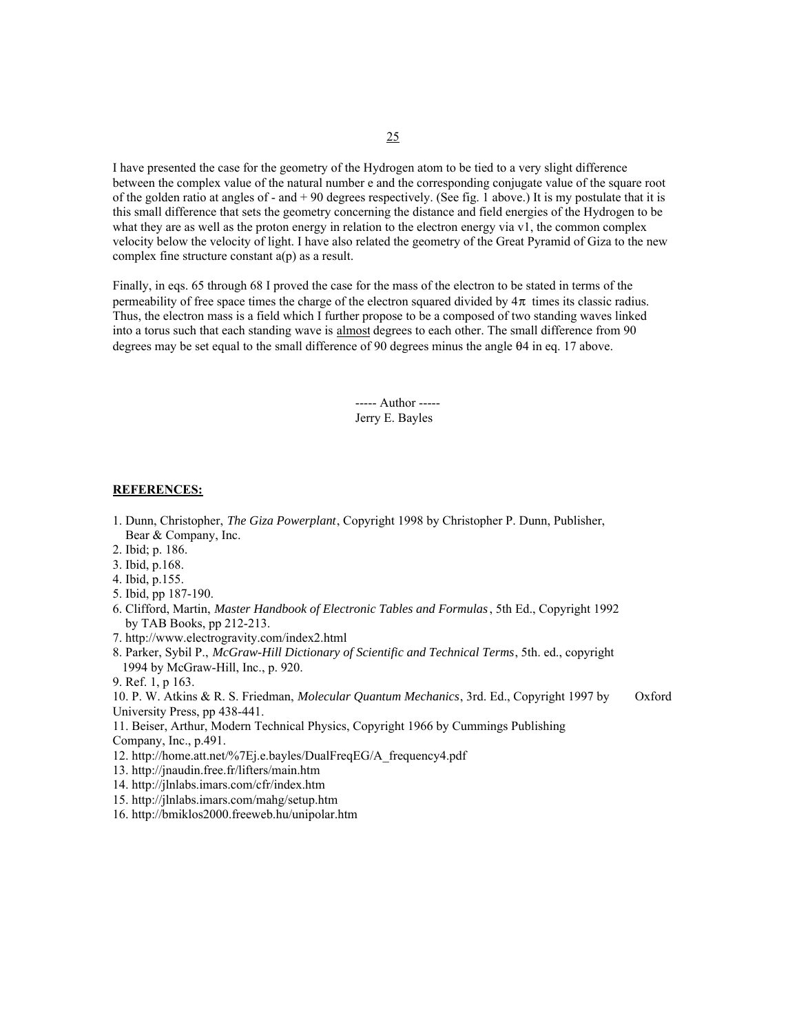I have presented the case for the geometry of the Hydrogen atom to be tied to a very slight difference between the complex value of the natural number e and the corresponding conjugate value of the square root of the golden ratio at angles of - and + 90 degrees respectively. (See fig. 1 above.) It is my postulate that it is this small difference that sets the geometry concerning the distance and field energies of the Hydrogen to be what they are as well as the proton energy in relation to the electron energy via v1, the common complex velocity below the velocity of light. I have also related the geometry of the Great Pyramid of Giza to the new complex fine structure constant a(p) as a result.

Finally, in eqs. 65 through 68 I proved the case for the mass of the electron to be stated in terms of the permeability of free space times the charge of the electron squared divided by $4\pi$ times its classic radius. Thus, the electron mass is a field which I further propose to be a composed of two standing waves linked into a torus such that each standing wave is <u>almost</u> degrees to each other. The small difference from 90 degrees may be set equal to the small difference of 90 degrees minus the angle $\theta 4$ in eq. 17 above.

----- Author -----
Jerry E. Bayles

**<u>REFERENCES:</u>**

1. Dunn, Christopher, *The Giza Powerplant*, Copyright 1998 by Christopher P. Dunn, Publisher, Bear & Company, Inc.
2. Ibid; p. 186.
3. Ibid, p.168.
4. Ibid, p.155.
5. Ibid, pp 187-190.
6. Clifford, Martin, *Master Handbook of Electronic Tables and Formulas*, 5th Ed., Copyright 1992 by TAB Books, pp 212-213.
7. http://www.electrogravity.com/index2.html
8. Parker, Sybil P., *McGraw-Hill Dictionary of Scientific and Technical Terms*, 5th. ed., copyright 1994 by McGraw-Hill, Inc., p. 920.
9. Ref. 1, p 163.
10. P. W. Atkins & R. S. Friedman, *Molecular Quantum Mechanics*, 3rd. Ed., Copyright 1997 by Oxford University Press, pp 438-441.
11. Beiser, Arthur, Modern Technical Physics, Copyright 1966 by Cummings Publishing Company, Inc., p.491.
12. http://home.att.net/%7Ej.e.bayles/DualFreqEG/A_frequency4.pdf
13. http://jnaudin.free.fr/lifters/main.htm
14. http://jlnlabs.imars.com/cfr/index.htm
15. http://jlnlabs.imars.com/mahg/setup.htm
16. http://bmiklos2000.freeweb.hu/unipolar.htm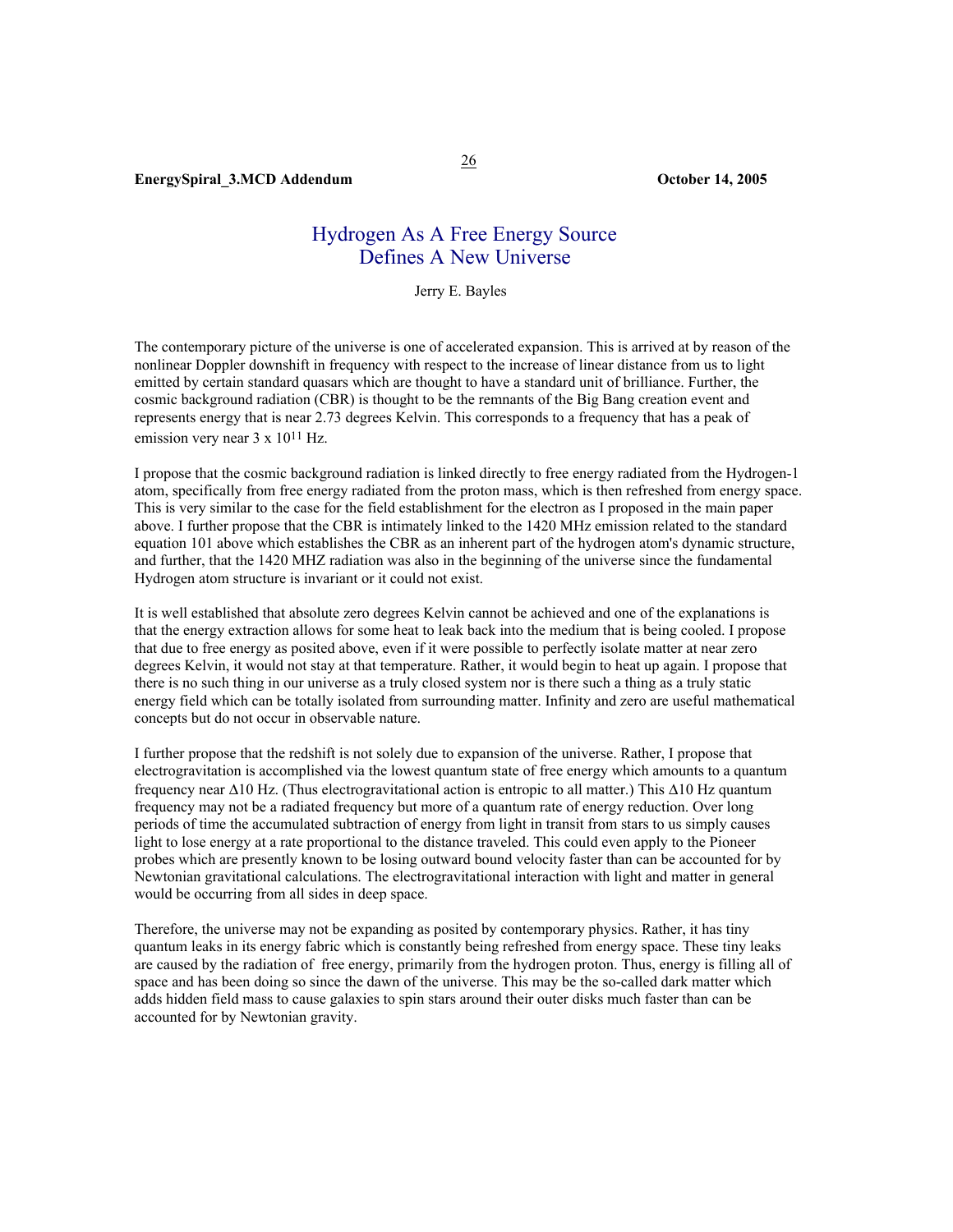**EnergySpiral_3.MCD Addendum** **October 14, 2005**

# Hydrogen As A Free Energy Source Defines A New Universe

Jerry E. Bayles

The contemporary picture of the universe is one of accelerated expansion. This is arrived at by reason of the nonlinear Doppler downshift in frequency with respect to the increase of linear distance from us to light emitted by certain standard quasars which are thought to have a standard unit of brilliance. Further, the cosmic background radiation (CBR) is thought to be the remnants of the Big Bang creation event and represents energy that is near 2.73 degrees Kelvin. This corresponds to a frequency that has a peak of emission very near $3 \times 10^{11}$ Hz.

I propose that the cosmic background radiation is linked directly to free energy radiated from the Hydrogen-1 atom, specifically from free energy radiated from the proton mass, which is then refreshed from energy space. This is very similar to the case for the field establishment for the electron as I proposed in the main paper above. I further propose that the CBR is intimately linked to the 1420 MHz emission related to the standard equation 101 above which establishes the CBR as an inherent part of the hydrogen atom's dynamic structure, and further, that the 1420 MHZ radiation was also in the beginning of the universe since the fundamental Hydrogen atom structure is invariant or it could not exist.

It is well established that absolute zero degrees Kelvin cannot be achieved and one of the explanations is that the energy extraction allows for some heat to leak back into the medium that is being cooled. I propose that due to free energy as posited above, even if it were possible to perfectly isolate matter at near zero degrees Kelvin, it would not stay at that temperature. Rather, it would begin to heat up again. I propose that there is no such thing in our universe as a truly closed system nor is there such a thing as a truly static energy field which can be totally isolated from surrounding matter. Infinity and zero are useful mathematical concepts but do not occur in observable nature.

I further propose that the redshift is not solely due to expansion of the universe. Rather, I propose that electrogravitation is accomplished via the lowest quantum state of free energy which amounts to a quantum frequency near $\Delta 10$ Hz. (Thus electrogravitational action is entropic to all matter.) This $\Delta 10$ Hz quantum frequency may not be a radiated frequency but more of a quantum rate of energy reduction. Over long periods of time the accumulated subtraction of energy from light in transit from stars to us simply causes light to lose energy at a rate proportional to the distance traveled. This could even apply to the Pioneer probes which are presently known to be losing outward bound velocity faster than can be accounted for by Newtonian gravitational calculations. The electrogravitational interaction with light and matter in general would be occurring from all sides in deep space.

Therefore, the universe may not be expanding as posited by contemporary physics. Rather, it has tiny quantum leaks in its energy fabric which is constantly being refreshed from energy space. These tiny leaks are caused by the radiation of free energy, primarily from the hydrogen proton. Thus, energy is filling all of space and has been doing so since the dawn of the universe. This may be the so-called dark matter which adds hidden field mass to cause galaxies to spin stars around their outer disks much faster than can be accounted for by Newtonian gravity.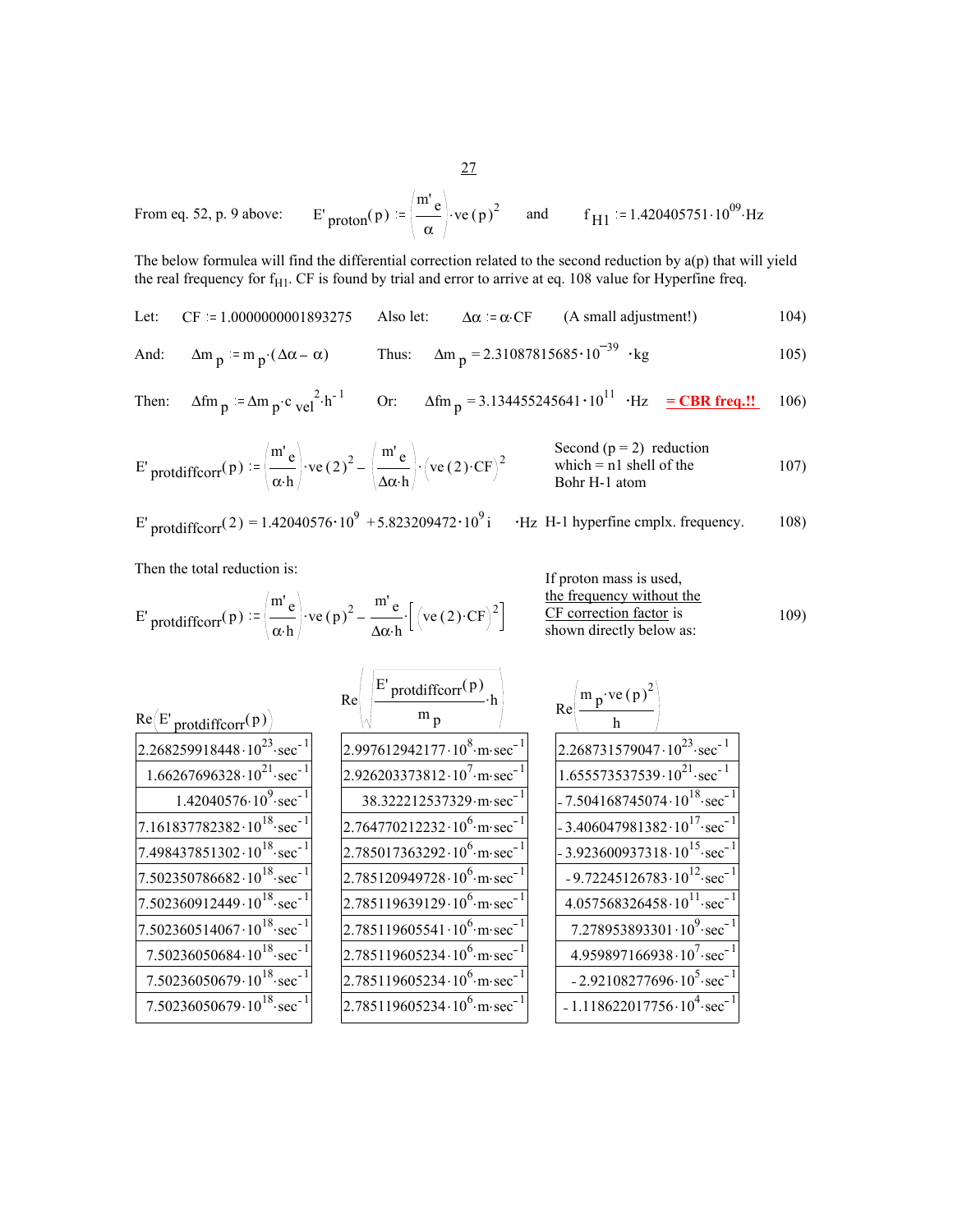From eq. 52, p. 9 above: $E'_{proton}(p) := \left(\dfrac{m'_e}{\alpha}\right)\cdot ve(p)^2$ and $f_{H1} := 1.420405751\cdot 10^{09}\cdot Hz$

The below formulea will find the differential correction related to the second reduction by a(p) that will yield the real frequency for $f_{H1}$. CF is found by trial and error to arrive at eq. 108 value for Hyperfine freq.

Let: $CF := 1.0000000001893275$ Also let: $\Delta\alpha := \alpha\cdot CF$ (A small adjustment!) 104)

And: $\Delta m_p := m_p\cdot(\Delta\alpha - \alpha)$ Thus: $\Delta m_p = 2.31087815685\cdot 10^{-39}\cdot kg$ 105)

Then: $\Delta fm_p := \Delta m_p\cdot c_{vel}^2\cdot h^{-1}$ Or: $\Delta fm_p = 3.134455245641\cdot 10^{11}\cdot Hz$ **= CBR freq.!!** 106)

$$E'_{protdiffcorr}(p) := \left(\frac{m'_e}{\alpha\cdot h}\right)\cdot ve(2)^2 - \left(\frac{m'_e}{\Delta\alpha\cdot h}\right)\cdot\left(ve(2)\cdot CF\right)^2$$

Second (p = 2) reduction which = n1 shell of the Bohr H-1 atom 107)

$E'_{protdiffcorr}(2) = 1.42040576\cdot 10^{9} + 5.823209472\cdot 10^{9}\,i \cdot Hz$ H-1 hyperfine cmplx. frequency. 108)

Then the total reduction is:

$$E'_{protdiffcorr}(p) := \left(\frac{m'_e}{\alpha\cdot h}\right)\cdot ve(p)^2 - \frac{m'_e}{\Delta\alpha\cdot h}\cdot\left[\left(ve(2)\cdot CF\right)^2\right]$$

If proton mass is used, the frequency without the CF correction factor is shown directly below as: 109)

| $Re\left(E'_{protdiffcorr}(p)\right)$ | $Re\left(\sqrt{\dfrac{E'_{protdiffcorr}(p)}{m_p}\cdot h}\right)$ | $Re\left(\dfrac{m_p\cdot ve(p)^2}{h}\right)$ |
|---|---|---|
| $2.268259918448\cdot 10^{23}\cdot sec^{-1}$ | $2.997612942177\cdot 10^{8}\cdot m\cdot sec^{-1}$ | $2.268731579047\cdot 10^{23}\cdot sec^{-1}$ |
| $1.66267696328\cdot 10^{21}\cdot sec^{-1}$ | $2.926203373812\cdot 10^{7}\cdot m\cdot sec^{-1}$ | $1.655573537539\cdot 10^{21}\cdot sec^{-1}$ |
| $1.42040576\cdot 10^{9}\cdot sec^{-1}$ | $38.322212537329\cdot m\cdot sec^{-1}$ | $-7.504168745074\cdot 10^{18}\cdot sec^{-1}$ |
| $7.161837782382\cdot 10^{18}\cdot sec^{-1}$ | $2.764770212232\cdot 10^{6}\cdot m\cdot sec^{-1}$ | $-3.406047981382\cdot 10^{17}\cdot sec^{-1}$ |
| $7.498437851302\cdot 10^{18}\cdot sec^{-1}$ | $2.785017363292\cdot 10^{6}\cdot m\cdot sec^{-1}$ | $-3.923600937318\cdot 10^{15}\cdot sec^{-1}$ |
| $7.502350786682\cdot 10^{18}\cdot sec^{-1}$ | $2.785120949728\cdot 10^{6}\cdot m\cdot sec^{-1}$ | $-9.72245126783\cdot 10^{12}\cdot sec^{-1}$ |
| $7.502360912449\cdot 10^{18}\cdot sec^{-1}$ | $2.785119639129\cdot 10^{6}\cdot m\cdot sec^{-1}$ | $4.057568326458\cdot 10^{11}\cdot sec^{-1}$ |
| $7.502360514067\cdot 10^{18}\cdot sec^{-1}$ | $2.785119605541\cdot 10^{6}\cdot m\cdot sec^{-1}$ | $7.278953893301\cdot 10^{9}\cdot sec^{-1}$ |
| $7.50236050684\cdot 10^{18}\cdot sec^{-1}$ | $2.785119605234\cdot 10^{6}\cdot m\cdot sec^{-1}$ | $4.959897166938\cdot 10^{7}\cdot sec^{-1}$ |
| $7.50236050679\cdot 10^{18}\cdot sec^{-1}$ | $2.785119605234\cdot 10^{6}\cdot m\cdot sec^{-1}$ | $-2.92108277696\cdot 10^{5}\cdot sec^{-1}$ |
| $7.50236050679\cdot 10^{18}\cdot sec^{-1}$ | $2.785119605234\cdot 10^{6}\cdot m\cdot sec^{-1}$ | $-1.118622017756\cdot 10^{4}\cdot sec^{-1}$ |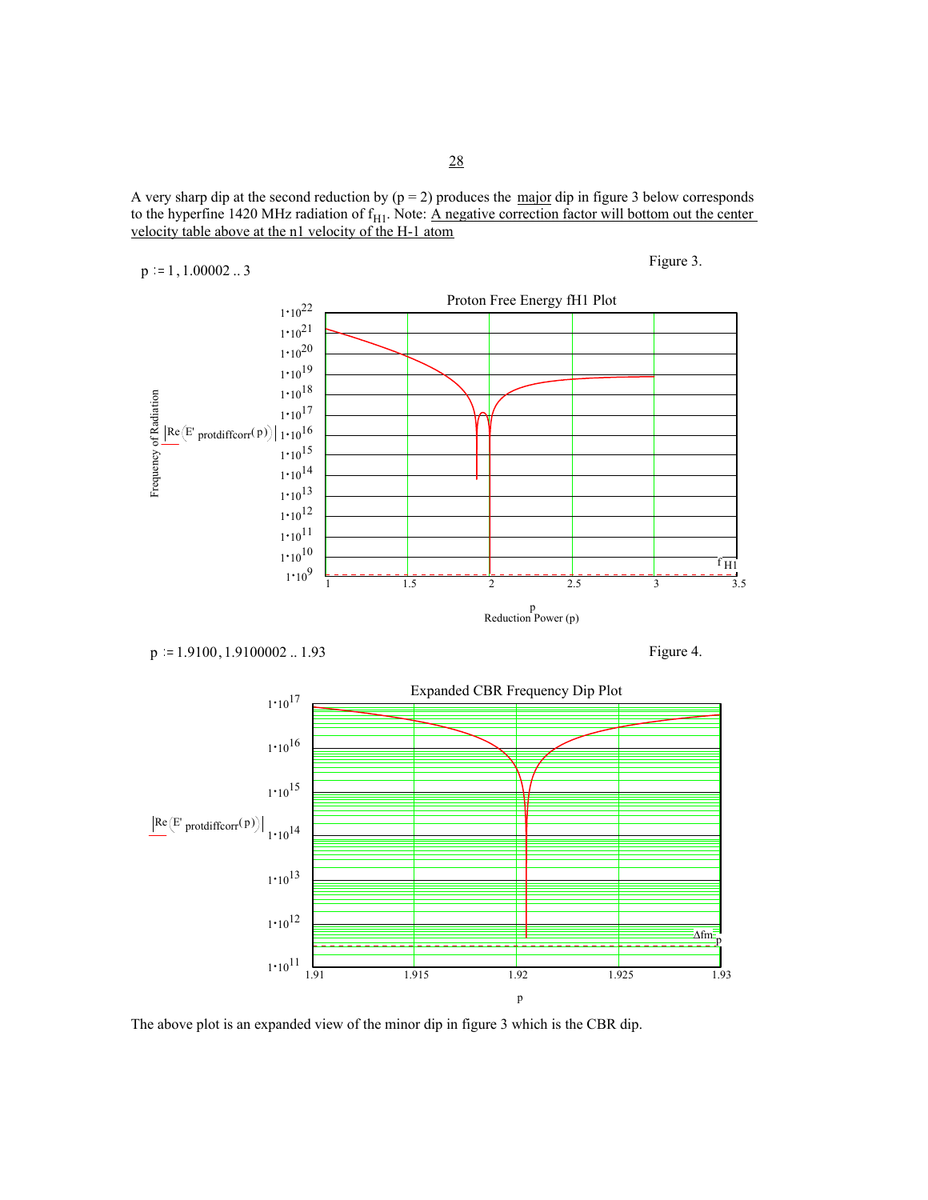A very sharp dip at the second reduction by (p = 2) produces the major dip in figure 3 below corresponds to the hyperfine 1420 MHz radiation of $f_{H1}$. Note: A negative correction factor will bottom out the center velocity table above at the n1 velocity of the H-1 atom

$p := 1, 1.00002 .. 3$

Figure 3.

Proton Free Energy fH1 Plot

Frequency of Radiation

$|Re(E'_{protdiffcorr}(p))|$

$1\cdot10^{22}$
$1\cdot10^{21}$
$1\cdot10^{20}$
$1\cdot10^{19}$
$1\cdot10^{18}$
$1\cdot10^{17}$
$1\cdot10^{16}$
$1\cdot10^{15}$
$1\cdot10^{14}$
$1\cdot10^{13}$
$1\cdot10^{12}$
$1\cdot10^{11}$
$1\cdot10^{10}$
$1\cdot10^{9}$

$f_{H1}$

1 1.5 2 2.5 3 3.5

p
Reduction Power (p)

$p := 1.9100, 1.9100002 .. 1.93$

Figure 4.

Expanded CBR Frequency Dip Plot

$|Re(E'_{protdiffcorr}(p))|$

$1\cdot10^{17}$
$1\cdot10^{16}$
$1\cdot10^{15}$
$1\cdot10^{14}$
$1\cdot10^{13}$
$1\cdot10^{12}$
$1\cdot10^{11}$

$\Delta fm_p$

1.91 1.915 1.92 1.925 1.93

p

The above plot is an expanded view of the minor dip in figure 3 which is the CBR dip.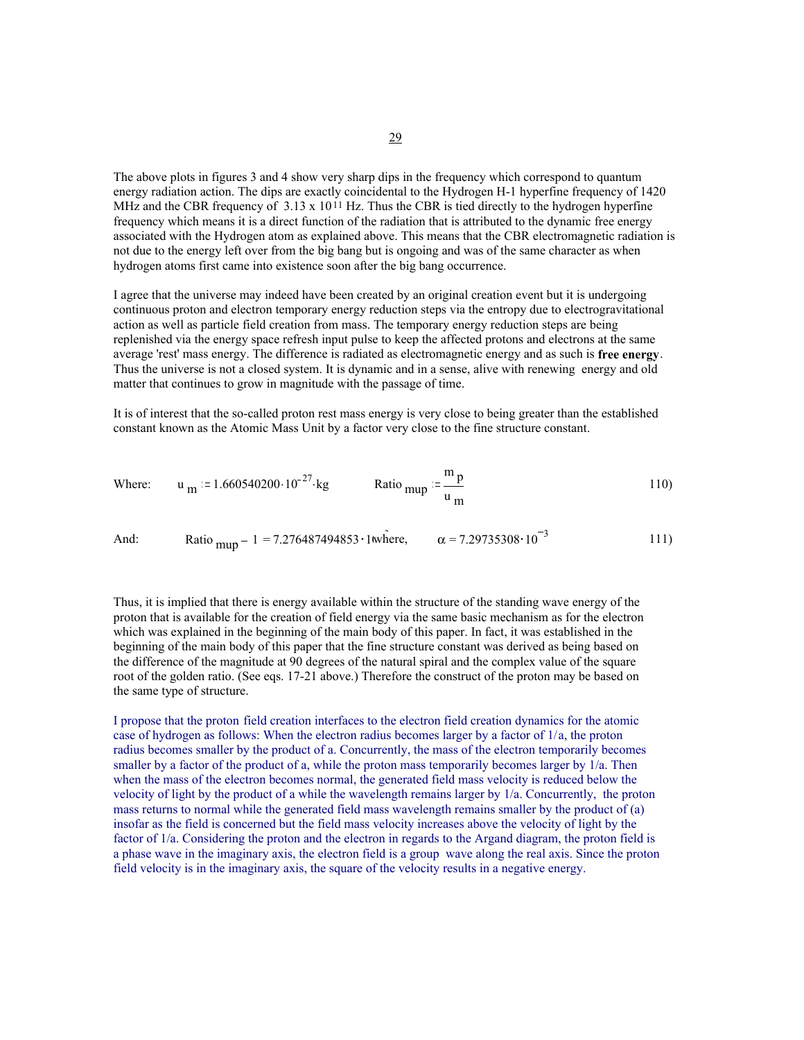The above plots in figures 3 and 4 show very sharp dips in the frequency which correspond to quantum energy radiation action. The dips are exactly coincidental to the Hydrogen H-1 hyperfine frequency of 1420 MHz and the CBR frequency of $3.13 \times 10^{11}$ Hz. Thus the CBR is tied directly to the hydrogen hyperfine frequency which means it is a direct function of the radiation that is attributed to the dynamic free energy associated with the Hydrogen atom as explained above. This means that the CBR electromagnetic radiation is not due to the energy left over from the big bang but is ongoing and was of the same character as when hydrogen atoms first came into existence soon after the big bang occurrence.

I agree that the universe may indeed have been created by an original creation event but it is undergoing continuous proton and electron temporary energy reduction steps via the entropy due to electrogravitational action as well as particle field creation from mass. The temporary energy reduction steps are being replenished via the energy space refresh input pulse to keep the affected protons and electrons at the same average 'rest' mass energy. The difference is radiated as electromagnetic energy and as such is **free energy**. Thus the universe is not a closed system. It is dynamic and in a sense, alive with renewing energy and old matter that continues to grow in magnitude with the passage of time.

It is of interest that the so-called proton rest mass energy is very close to being greater than the established constant known as the Atomic Mass Unit by a factor very close to the fine structure constant.

Where: $\quad u_m := 1.660540200 \cdot 10^{-27} \cdot kg \qquad Ratio_{mup} := \dfrac{m_p}{u_m}$ $\qquad$ 110)

And: $\quad Ratio_{mup} - 1 = 7.276487494853 \cdot 10^{-3}$ where, $\quad \alpha = 7.29735308 \cdot 10^{-3}$ $\qquad$ 111)

Thus, it is implied that there is energy available within the structure of the standing wave energy of the proton that is available for the creation of field energy via the same basic mechanism as for the electron which was explained in the beginning of the main body of this paper. In fact, it was established in the beginning of the main body of this paper that the fine structure constant was derived as being based on the difference of the magnitude at 90 degrees of the natural spiral and the complex value of the square root of the golden ratio. (See eqs. 17-21 above.) Therefore the construct of the proton may be based on the same type of structure.

I propose that the proton field creation interfaces to the electron field creation dynamics for the atomic case of hydrogen as follows: When the electron radius becomes larger by a factor of 1/a, the proton radius becomes smaller by the product of a. Concurrently, the mass of the electron temporarily becomes smaller by a factor of the product of a, while the proton mass temporarily becomes larger by 1/a. Then when the mass of the electron becomes normal, the generated field mass velocity is reduced below the velocity of light by the product of a while the wavelength remains larger by 1/a. Concurrently, the proton mass returns to normal while the generated field mass wavelength remains smaller by the product of (a) insofar as the field is concerned but the field mass velocity increases above the velocity of light by the factor of 1/a. Considering the proton and the electron in regards to the Argand diagram, the proton field is a phase wave in the imaginary axis, the electron field is a group wave along the real axis. Since the proton field velocity is in the imaginary axis, the square of the velocity results in a negative energy.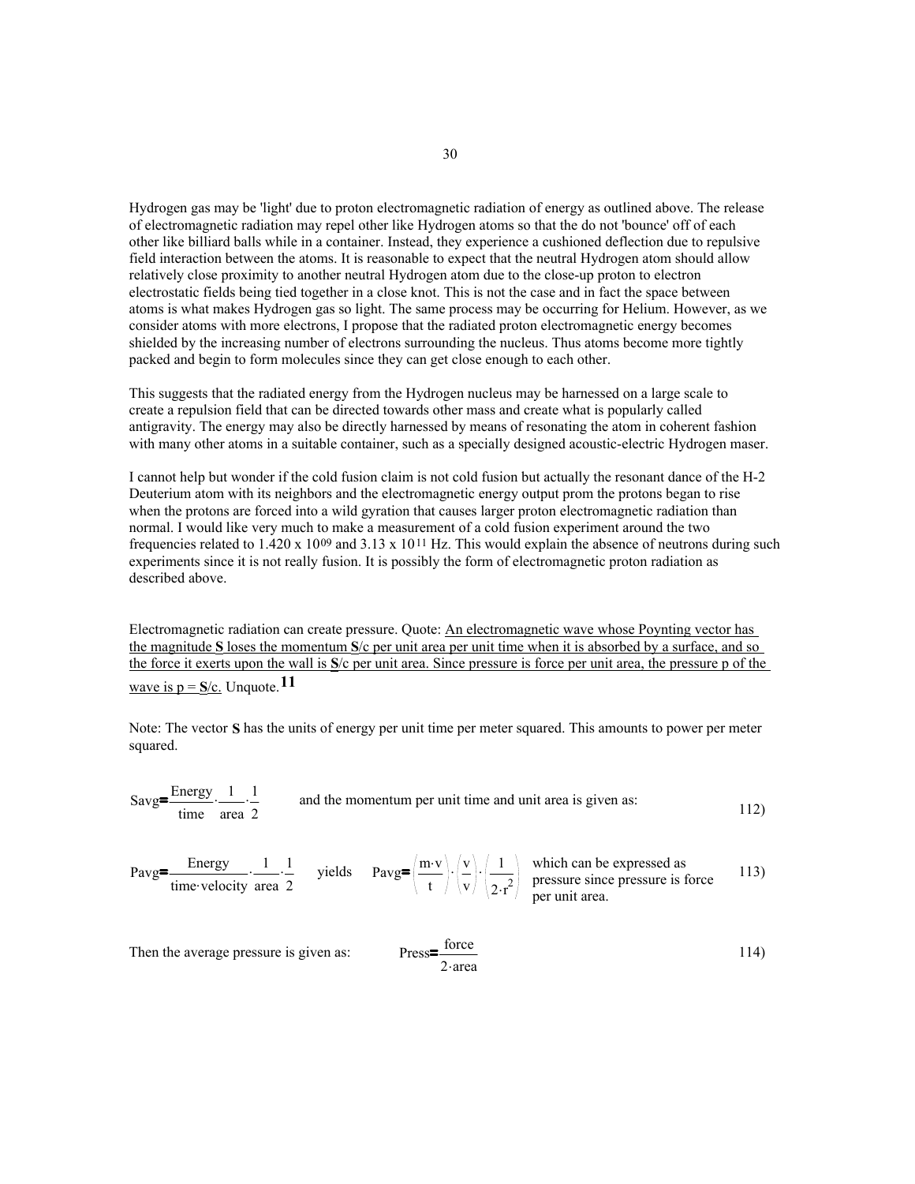Hydrogen gas may be 'light' due to proton electromagnetic radiation of energy as outlined above. The release of electromagnetic radiation may repel other like Hydrogen atoms so that the do not 'bounce' off of each other like billiard balls while in a container. Instead, they experience a cushioned deflection due to repulsive field interaction between the atoms. It is reasonable to expect that the neutral Hydrogen atom should allow relatively close proximity to another neutral Hydrogen atom due to the close-up proton to electron electrostatic fields being tied together in a close knot. This is not the case and in fact the space between atoms is what makes Hydrogen gas so light. The same process may be occurring for Helium. However, as we consider atoms with more electrons, I propose that the radiated proton electromagnetic energy becomes shielded by the increasing number of electrons surrounding the nucleus. Thus atoms become more tightly packed and begin to form molecules since they can get close enough to each other.

This suggests that the radiated energy from the Hydrogen nucleus may be harnessed on a large scale to create a repulsion field that can be directed towards other mass and create what is popularly called antigravity. The energy may also be directly harnessed by means of resonating the atom in coherent fashion with many other atoms in a suitable container, such as a specially designed acoustic-electric Hydrogen maser.

I cannot help but wonder if the cold fusion claim is not cold fusion but actually the resonant dance of the H-2 Deuterium atom with its neighbors and the electromagnetic energy output prom the protons began to rise when the protons are forced into a wild gyration that causes larger proton electromagnetic radiation than normal. I would like very much to make a measurement of a cold fusion experiment around the two frequencies related to $1.420 \times 10^{09}$ and $3.13 \times 10^{11}$ Hz. This would explain the absence of neutrons during such experiments since it is not really fusion. It is possibly the form of electromagnetic proton radiation as described above.

Electromagnetic radiation can create pressure. Quote: An electromagnetic wave whose Poynting vector has the magnitude **S** loses the momentum **S**/c per unit area per unit time when it is absorbed by a surface, and so the force it exerts upon the wall is **S**/c per unit area. Since pressure is force per unit area, the pressure p of the wave is p = **S**/c. Unquote.[11]

Note: The vector **S** has the units of energy per unit time per meter squared. This amounts to power per meter squared.

$$\text{Savg} = \frac{\text{Energy}}{\text{time}} \cdot \frac{1}{\text{area}} \cdot \frac{1}{2} \quad \text{and the momentum per unit time and unit area is given as:} \tag{112}$$

$$\text{Pavg} = \frac{\text{Energy}}{\text{time} \cdot \text{velocity}} \cdot \frac{1}{\text{area}} \cdot \frac{1}{2} \quad \text{yields} \quad \text{Pavg} = \left(\frac{m \cdot v}{t}\right) \cdot \left(\frac{v}{v}\right) \cdot \left(\frac{1}{2 \cdot r^2}\right) \tag{113}$$

which can be expressed as pressure since pressure is force per unit area.

Then the average pressure is given as:

$$\text{Press} = \frac{\text{force}}{2 \cdot \text{area}} \tag{114}$$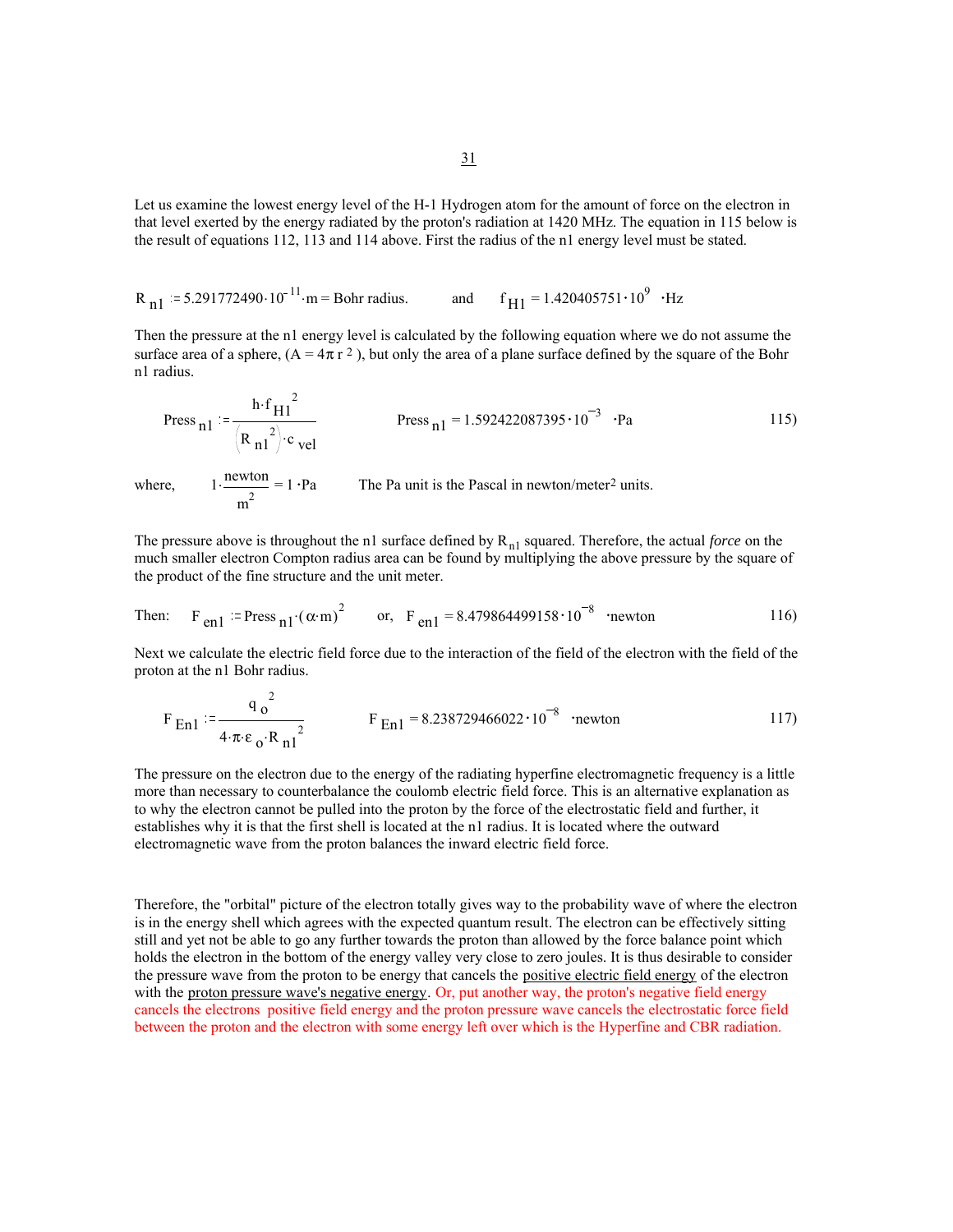Let us examine the lowest energy level of the H-1 Hydrogen atom for the amount of force on the electron in that level exerted by the energy radiated by the proton's radiation at 1420 MHz. The equation in 115 below is the result of equations 112, 113 and 114 above. First the radius of the n1 energy level must be stated.

$R_{n1} := 5.291772490 \cdot 10^{-11} \cdot m$ = Bohr radius. and $f_{H1} = 1.420405751 \cdot 10^{9} \cdot Hz$

Then the pressure at the n1 energy level is calculated by the following equation where we do not assume the surface area of a sphere, ($A = 4\pi r^2$), but only the area of a plane surface defined by the square of the Bohr n1 radius.

$$Press_{n1} := \frac{h \cdot f_{H1}^{2}}{\left(R_{n1}^{2}\right) \cdot c_{vel}} \qquad Press_{n1} = 1.592422087395 \cdot 10^{-3} \cdot Pa \qquad 115)$$

where, $1 \cdot \frac{newton}{m^2} = 1 \cdot Pa$ The Pa unit is the Pascal in newton/meter$^2$ units.

The pressure above is throughout the n1 surface defined by $R_{n1}$ squared. Therefore, the actual *force* on the much smaller electron Compton radius area can be found by multiplying the above pressure by the square of the product of the fine structure and the unit meter.

$$\text{Then: } F_{en1} := Press_{n1} \cdot (\alpha \cdot m)^2 \quad \text{or,} \quad F_{en1} = 8.479864499158 \cdot 10^{-8} \cdot newton \qquad 116)$$

Next we calculate the electric field force due to the interaction of the field of the electron with the field of the proton at the n1 Bohr radius.

$$F_{En1} := \frac{q_o^{2}}{4 \cdot \pi \cdot \varepsilon_o \cdot R_{n1}^{2}} \qquad F_{En1} = 8.238729466022 \cdot 10^{-8} \cdot newton \qquad 117)$$

The pressure on the electron due to the energy of the radiating hyperfine electromagnetic frequency is a little more than necessary to counterbalance the coulomb electric field force. This is an alternative explanation as to why the electron cannot be pulled into the proton by the force of the electrostatic field and further, it establishes why it is that the first shell is located at the n1 radius. It is located where the outward electromagnetic wave from the proton balances the inward electric field force.

Therefore, the "orbital" picture of the electron totally gives way to the probability wave of where the electron is in the energy shell which agrees with the expected quantum result. The electron can be effectively sitting still and yet not be able to go any further towards the proton than allowed by the force balance point which holds the electron in the bottom of the energy valley very close to zero joules. It is thus desirable to consider the pressure wave from the proton to be energy that cancels the positive electric field energy of the electron with the proton pressure wave's negative energy. Or, put another way, the proton's negative field energy cancels the electrons positive field energy and the proton pressure wave cancels the electrostatic force field between the proton and the electron with some energy left over which is the Hyperfine and CBR radiation.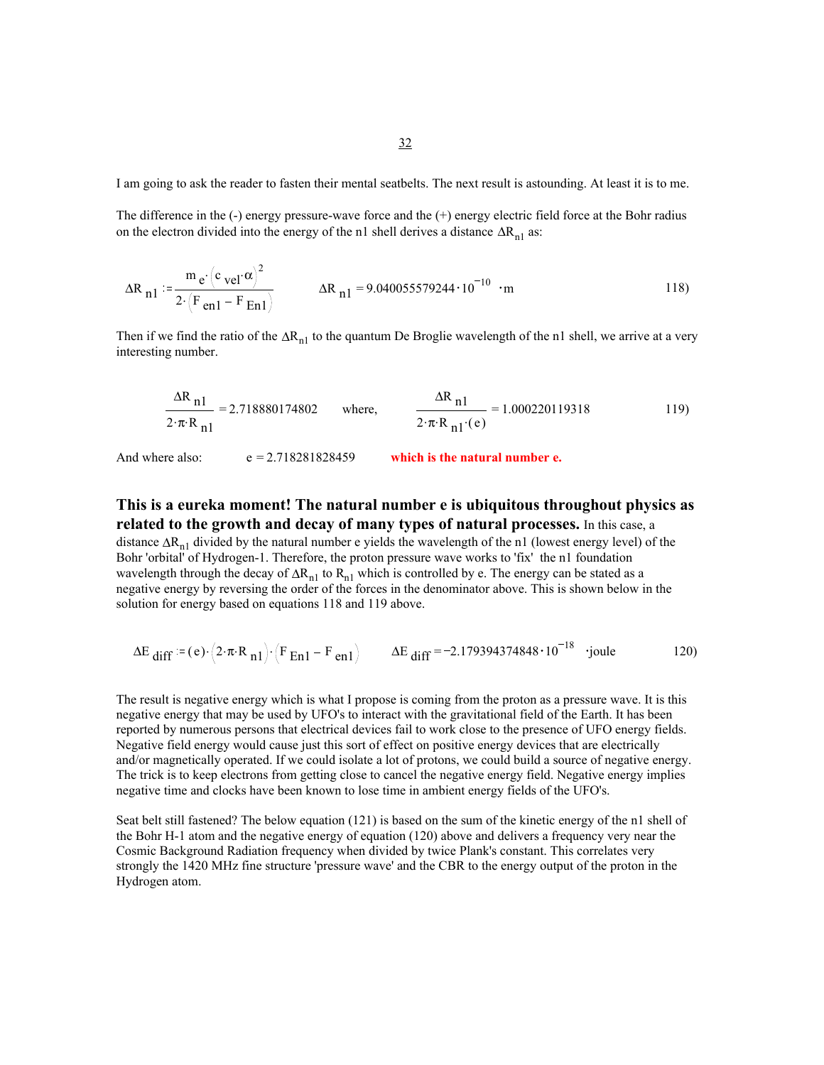I am going to ask the reader to fasten their mental seatbelts. The next result is astounding. At least it is to me.

The difference in the (-) energy pressure-wave force and the (+) energy electric field force at the Bohr radius on the electron divided into the energy of the n1 shell derives a distance $\Delta R_{n1}$ as:

$$\Delta R_{n1} := \frac{m_e \cdot (c_{vel} \cdot \alpha)^2}{2 \cdot (F_{en1} - F_{En1})} \qquad \Delta R_{n1} = 9.040055579244 \cdot 10^{-10} \cdot m \qquad 118)$$

Then if we find the ratio of the $\Delta R_{n1}$ to the quantum De Broglie wavelength of the n1 shell, we arrive at a very interesting number.

$$\frac{\Delta R_{n1}}{2 \cdot \pi \cdot R_{n1}} = 2.718880174802 \qquad \text{where,} \qquad \frac{\Delta R_{n1}}{2 \cdot \pi \cdot R_{n1} \cdot (e)} = 1.000220119318 \qquad 119)$$

And where also: $e = 2.718281828459$ **which is the natural number e.**

**This is a eureka moment! The natural number e is ubiquitous throughout physics as related to the growth and decay of many types of natural processes.** In this case, a distance $\Delta R_{n1}$ divided by the natural number e yields the wavelength of the n1 (lowest energy level) of the Bohr 'orbital' of Hydrogen-1. Therefore, the proton pressure wave works to 'fix' the n1 foundation wavelength through the decay of $\Delta R_{n1}$ to $R_{n1}$ which is controlled by e. The energy can be stated as a negative energy by reversing the order of the forces in the denominator above. This is shown below in the solution for energy based on equations 118 and 119 above.

$$\Delta E_{diff} := (e) \cdot (2 \cdot \pi \cdot R_{n1}) \cdot (F_{En1} - F_{en1}) \qquad \Delta E_{diff} = -2.179394374848 \cdot 10^{-18} \cdot joule \qquad 120)$$

The result is negative energy which is what I propose is coming from the proton as a pressure wave. It is this negative energy that may be used by UFO's to interact with the gravitational field of the Earth. It has been reported by numerous persons that electrical devices fail to work close to the presence of UFO energy fields. Negative field energy would cause just this sort of effect on positive energy devices that are electrically and/or magnetically operated. If we could isolate a lot of protons, we could build a source of negative energy. The trick is to keep electrons from getting close to cancel the negative energy field. Negative energy implies negative time and clocks have been known to lose time in ambient energy fields of the UFO's.

Seat belt still fastened? The below equation (121) is based on the sum of the kinetic energy of the n1 shell of the Bohr H-1 atom and the negative energy of equation (120) above and delivers a frequency very near the Cosmic Background Radiation frequency when divided by twice Plank's constant. This correlates very strongly the 1420 MHz fine structure 'pressure wave' and the CBR to the energy output of the proton in the Hydrogen atom.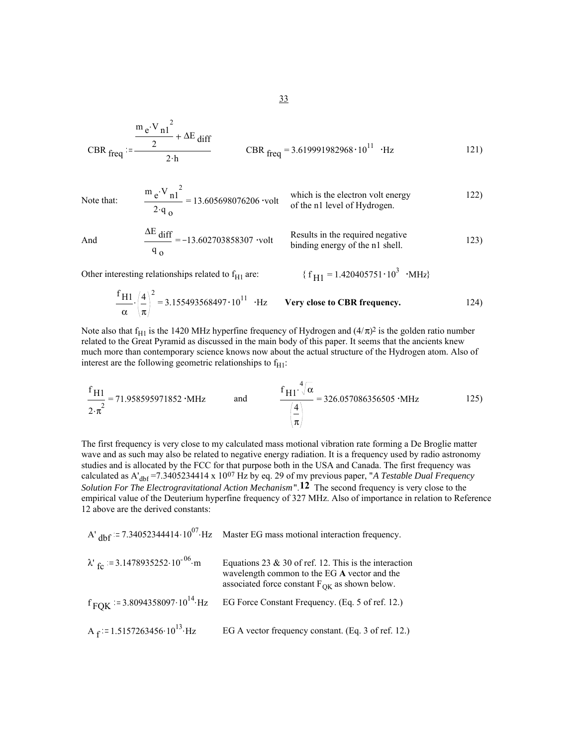$$CBR_{freq} := \frac{\frac{m_e \cdot V_{n1}^2}{2} + \Delta E_{diff}}{2 \cdot h} \qquad CBR_{freq} = 3.619991982968 \cdot 10^{11} \cdot Hz \qquad 121)$$

Note that: $\dfrac{m_e \cdot V_{n1}^2}{2 \cdot q_o} = 13.605698076206 \cdot volt$ which is the electron volt energy of the n1 level of Hydrogen. 122)

And $\dfrac{\Delta E_{diff}}{q_o} = -13.602703858307 \cdot volt$ Results in the required negative binding energy of the n1 shell. 123)

Other interesting relationships related to $f_{H1}$ are: $\{ f_{H1} = 1.420405751 \cdot 10^3 \cdot MHz \}$

$$\frac{f_{H1}}{\alpha} \cdot \left(\frac{4}{\pi}\right)^2 = 3.155493568497 \cdot 10^{11} \cdot Hz \qquad \textbf{Very close to CBR frequency.} \qquad 124)$$

Note also that $f_{H1}$ is the 1420 MHz hyperfine frequency of Hydrogen and $(4/\pi)^2$ is the golden ratio number related to the Great Pyramid as discussed in the main body of this paper. It seems that the ancients knew much more than contemporary science knows now about the actual structure of the Hydrogen atom. Also of interest are the following geometric relationships to $f_{H1}$:

$$\frac{f_{H1}}{2 \cdot \pi^2} = 71.958595971852 \cdot MHz \qquad \text{and} \qquad \frac{f_{H1} \cdot \sqrt[4]{\alpha}}{\left(\frac{4}{\pi}\right)} = 326.057086356505 \cdot MHz \qquad 125)$$

The first frequency is very close to my calculated mass motional vibration rate forming a De Broglie matter wave and as such may also be related to negative energy radiation. It is a frequency used by radio astronomy studies and is allocated by the FCC for that purpose both in the USA and Canada. The first frequency was calculated as $A'_{dbf} = 7.3405234414 \times 10^{07}$ Hz by eq. 29 of my previous paper, "*A Testable Dual Frequency Solution For The Electrogravitational Action Mechanism*".**12** The second frequency is very close to the empirical value of the Deuterium hyperfine frequency of 327 MHz. Also of importance in relation to Reference 12 above are the derived constants:

| | |
|---|---|
| $A'_{dbf} := 7.34052344414 \cdot 10^{07} \cdot Hz$ | Master EG mass motional interaction frequency. |
| $\lambda'_{fc} := 3.1478935252 \cdot 10^{-06} \cdot m$ | Equations 23 & 30 of ref. 12. This is the interaction wavelength common to the EG **A** vector and the associated force constant $F_{QK}$ as shown below. |
| $f_{FQK} := 3.8094358097 \cdot 10^{14} \cdot Hz$ | EG Force Constant Frequency. (Eq. 5 of ref. 12.) |
| $A_f := 1.5157263456 \cdot 10^{13} \cdot Hz$ | EG A vector frequency constant. (Eq. 3 of ref. 12.) |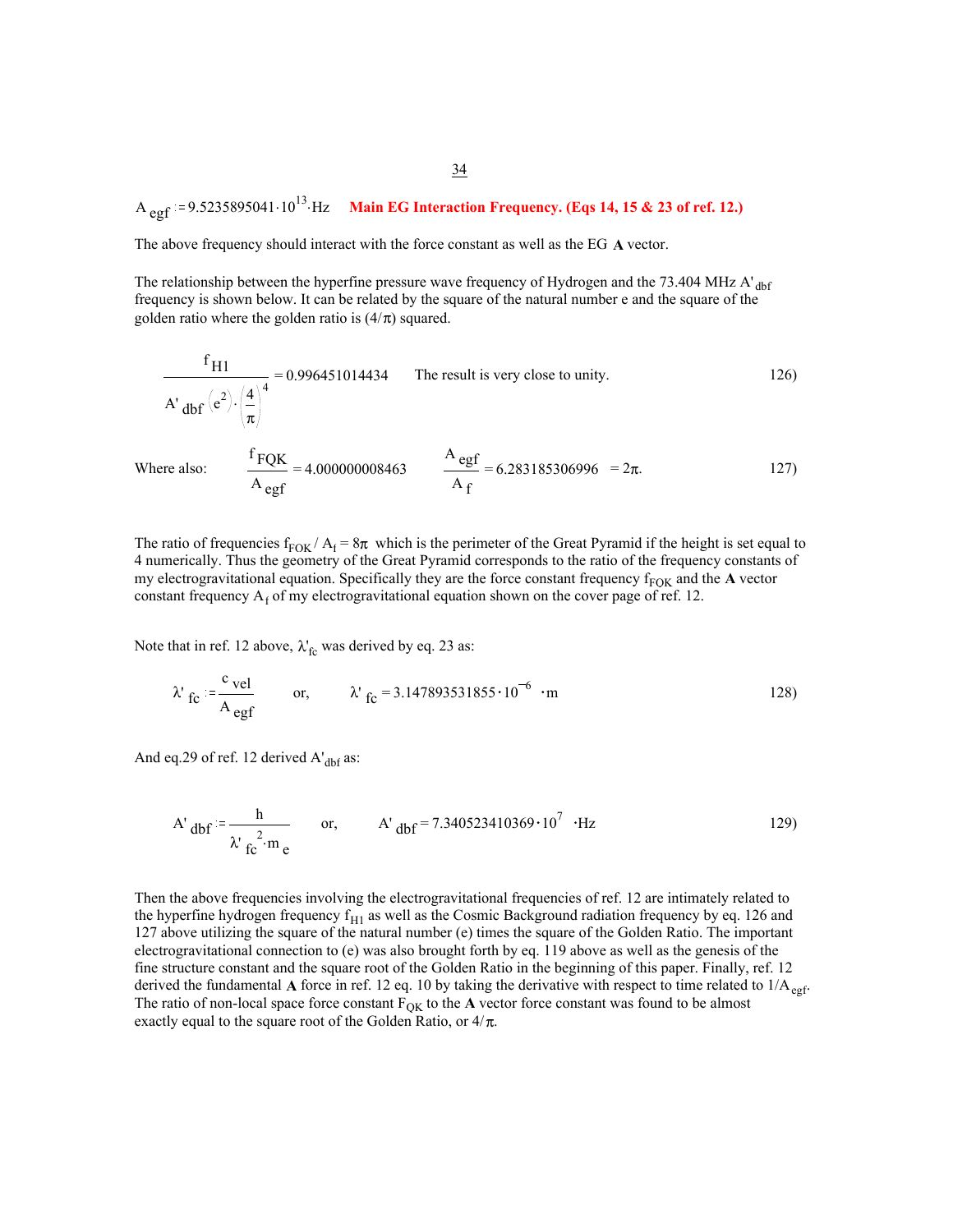$A_{egf} := 9.5235895041 \cdot 10^{13} \cdot Hz$ **Main EG Interaction Frequency. (Eqs 14, 15 & 23 of ref. 12.)**

The above frequency should interact with the force constant as well as the EG **A** vector.

The relationship between the hyperfine pressure wave frequency of Hydrogen and the 73.404 MHz $A'_{dbf}$ frequency is shown below. It can be related by the square of the natural number e and the square of the golden ratio where the golden ratio is $(4/\pi)$ squared.

$$\frac{f_{H1}}{A'_{dbf}\left(e^2\right)\cdot\left(\frac{4}{\pi}\right)^4} = 0.996451014434 \qquad \text{The result is very close to unity.} \tag{126}$$

Where also:

$$\frac{f_{FQK}}{A_{egf}} = 4.000000008463 \qquad \frac{A_{egf}}{A_f} = 6.283185306996 \quad = 2\pi. \tag{127}$$

The ratio of frequencies $f_{FOK} / A_f = 8\pi$ which is the perimeter of the Great Pyramid if the height is set equal to 4 numerically. Thus the geometry of the Great Pyramid corresponds to the ratio of the frequency constants of my electrogravitational equation. Specifically they are the force constant frequency $f_{FQK}$ and the **A** vector constant frequency $A_f$ of my electrogravitational equation shown on the cover page of ref. 12.

Note that in ref. 12 above, $\lambda'_{fc}$ was derived by eq. 23 as:

$$\lambda'_{fc} := \frac{c_{vel}}{A_{egf}} \qquad \text{or,} \qquad \lambda'_{fc} = 3.147893531855 \cdot 10^{-6} \cdot m \tag{128}$$

And eq.29 of ref. 12 derived $A'_{dbf}$ as:

$$A'_{dbf} := \frac{h}{\lambda'^{\,2}_{fc} \cdot m_e} \qquad \text{or,} \qquad A'_{dbf} = 7.340523410369 \cdot 10^{7} \cdot Hz \tag{129}$$

Then the above frequencies involving the electrogravitational frequencies of ref. 12 are intimately related to the hyperfine hydrogen frequency $f_{H1}$ as well as the Cosmic Background radiation frequency by eq. 126 and 127 above utilizing the square of the natural number (e) times the square of the Golden Ratio. The important electrogravitational connection to (e) was also brought forth by eq. 119 above as well as the genesis of the fine structure constant and the square root of the Golden Ratio in the beginning of this paper. Finally, ref. 12 derived the fundamental **A** force in ref. 12 eq. 10 by taking the derivative with respect to time related to $1/A_{egf}$. The ratio of non-local space force constant $F_{QK}$ to the **A** vector force constant was found to be almost exactly equal to the square root of the Golden Ratio, or $4/\pi$.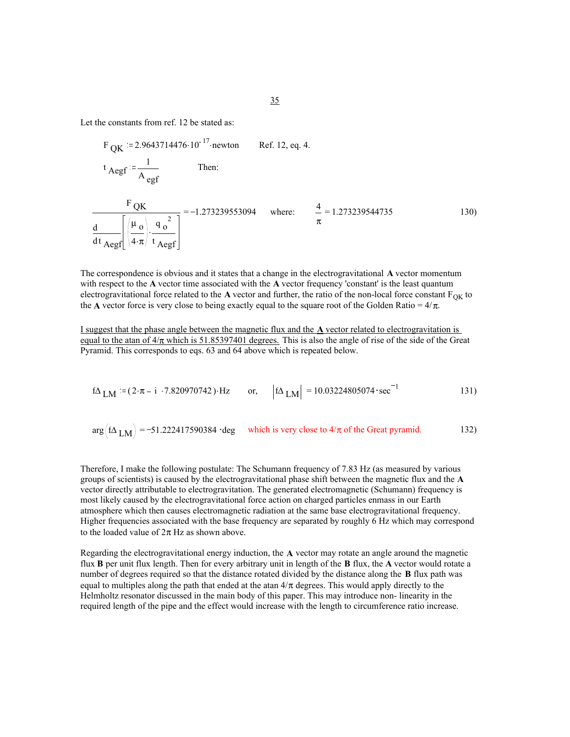Let the constants from ref. 12 be stated as:

$$F_{QK} := 2.9643714476 \cdot 10^{-17} \cdot \text{newton} \qquad \text{Ref. 12, eq. 4.}$$

$$t_{Aegf} := \frac{1}{A_{egf}} \qquad \text{Then:}$$

$$\frac{F_{QK}}{\frac{d}{dt_{Aegf}}\left[\left(\frac{\mu_o}{4 \cdot \pi}\right) \cdot \frac{q_o^{\,2}}{t_{Aegf}}\right]} = -1.273239553094 \qquad \text{where:} \qquad \frac{4}{\pi} = 1.273239544735 \tag{130}$$

The correspondence is obvious and it states that a change in the electrogravitational **A** vector momentum with respect to the **A** vector time associated with the **A** vector frequency 'constant' is the least quantum electrogravitational force related to the **A** vector and further, the ratio of the non-local force constant $F_{QK}$ to the **A** vector force is very close to being exactly equal to the square root of the Golden Ratio = $4/\pi$.

<u>I suggest that the phase angle between the magnetic flux and the **A** vector related to electrogravitation is equal to the atan of $4/\pi$ which is 51.85397401 degrees.</u> This is also the angle of rise of the side of the Great Pyramid. This corresponds to eqs. 63 and 64 above which is repeated below.

$$f\Delta_{LM} := (2 \cdot \pi - i \cdot 7.820970742) \cdot \text{Hz} \qquad \text{or,} \qquad \left|f\Delta_{LM}\right| = 10.03224805074 \cdot \text{sec}^{-1} \tag{131}$$

$$\arg\left(f\Delta_{LM}\right) = -51.222417590384 \cdot \text{deg} \qquad \text{which is very close to } 4/\pi \text{ of the Great pyramid.} \tag{132}$$

Therefore, I make the following postulate: The Schumann frequency of 7.83 Hz (as measured by various groups of scientists) is caused by the electrogravitational phase shift between the magnetic flux and the **A** vector directly attributable to electrogravitation. The generated electromagnetic (Schumann) frequency is most likely caused by the electrogravitational force action on charged particles enmass in our Earth atmosphere which then causes electromagnetic radiation at the same base electrogravitational frequency. Higher frequencies associated with the base frequency are separated by roughly 6 Hz which may correspond to the loaded value of $2\pi$ Hz as shown above.

Regarding the electrogravitational energy induction, the **A** vector may rotate an angle around the magnetic flux **B** per unit flux length. Then for every arbitrary unit in length of the **B** flux, the **A** vector would rotate a number of degrees required so that the distance rotated divided by the distance along the **B** flux path was equal to multiples along the path that ended at the atan $4/\pi$ degrees. This would apply directly to the Helmholtz resonator discussed in the main body of this paper. This may introduce non- linearity in the required length of the pipe and the effect would increase with the length to circumference ratio increase.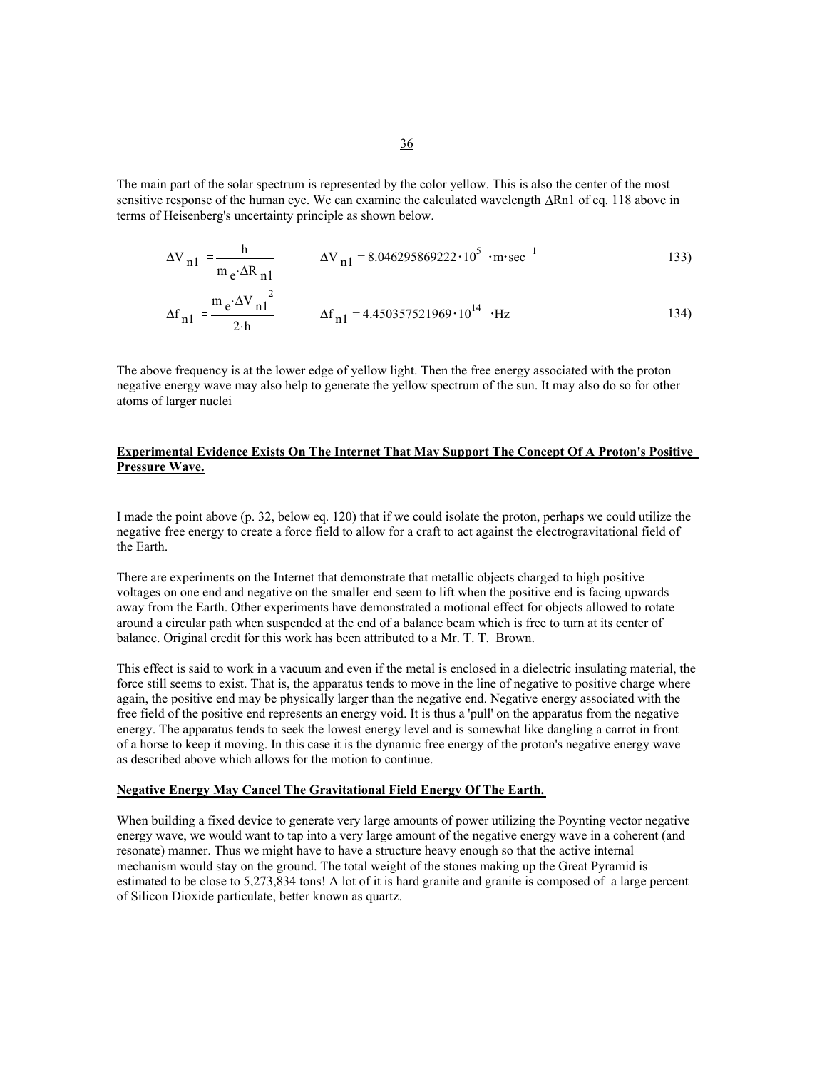The main part of the solar spectrum is represented by the color yellow. This is also the center of the most sensitive response of the human eye. We can examine the calculated wavelength $\Delta Rn1$ of eq. 118 above in terms of Heisenberg's uncertainty principle as shown below.

$$\Delta V_{n1} := \frac{h}{m_e \cdot \Delta R_{n1}} \qquad \Delta V_{n1} = 8.046295869222 \cdot 10^{5} \cdot m \cdot sec^{-1} \tag{133}$$

$$\Delta f_{n1} := \frac{m_e \cdot \Delta V_{n1}^{2}}{2 \cdot h} \qquad \Delta f_{n1} = 4.450357521969 \cdot 10^{14} \cdot Hz \tag{134}$$

The above frequency is at the lower edge of yellow light. Then the free energy associated with the proton negative energy wave may also help to generate the yellow spectrum of the sun. It may also do so for other atoms of larger nuclei

**Experimental Evidence Exists On The Internet That May Support The Concept Of A Proton's Positive Pressure Wave.**

I made the point above (p. 32, below eq. 120) that if we could isolate the proton, perhaps we could utilize the negative free energy to create a force field to allow for a craft to act against the electrogravitational field of the Earth.

There are experiments on the Internet that demonstrate that metallic objects charged to high positive voltages on one end and negative on the smaller end seem to lift when the positive end is facing upwards away from the Earth. Other experiments have demonstrated a motional effect for objects allowed to rotate around a circular path when suspended at the end of a balance beam which is free to turn at its center of balance. Original credit for this work has been attributed to a Mr. T. T. Brown.

This effect is said to work in a vacuum and even if the metal is enclosed in a dielectric insulating material, the force still seems to exist. That is, the apparatus tends to move in the line of negative to positive charge where again, the positive end may be physically larger than the negative end. Negative energy associated with the free field of the positive end represents an energy void. It is thus a 'pull' on the apparatus from the negative energy. The apparatus tends to seek the lowest energy level and is somewhat like dangling a carrot in front of a horse to keep it moving. In this case it is the dynamic free energy of the proton's negative energy wave as described above which allows for the motion to continue.

**Negative Energy May Cancel The Gravitational Field Energy Of The Earth.**

When building a fixed device to generate very large amounts of power utilizing the Poynting vector negative energy wave, we would want to tap into a very large amount of the negative energy wave in a coherent (and resonate) manner. Thus we might have to have a structure heavy enough so that the active internal mechanism would stay on the ground. The total weight of the stones making up the Great Pyramid is estimated to be close to 5,273,834 tons! A lot of it is hard granite and granite is composed of a large percent of Silicon Dioxide particulate, better known as quartz.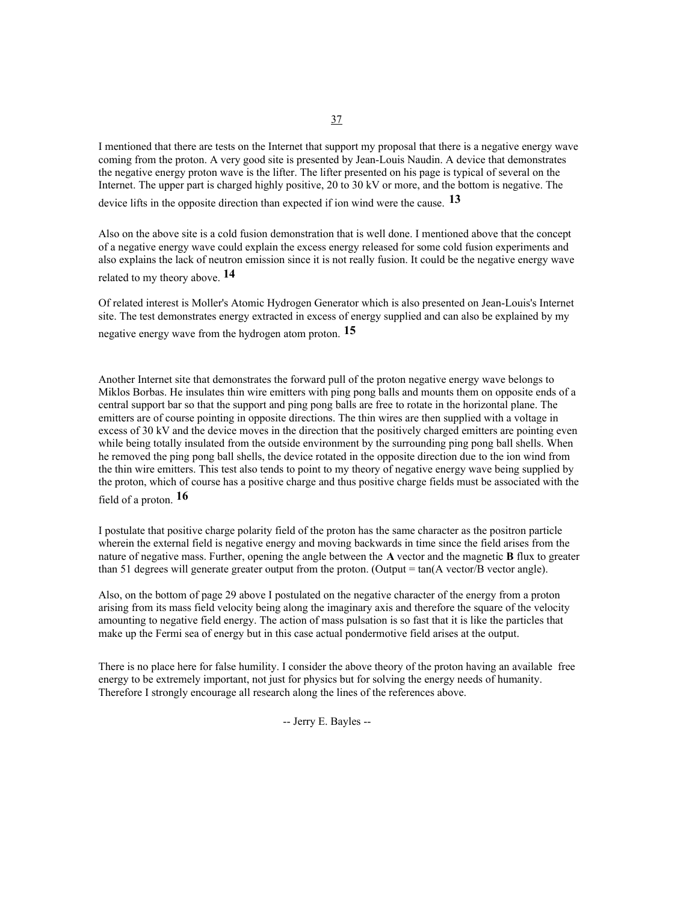I mentioned that there are tests on the Internet that support my proposal that there is a negative energy wave coming from the proton. A very good site is presented by Jean-Louis Naudin. A device that demonstrates the negative energy proton wave is the lifter. The lifter presented on his page is typical of several on the Internet. The upper part is charged highly positive, 20 to 30 kV or more, and the bottom is negative. The device lifts in the opposite direction than expected if ion wind were the cause. **13**

Also on the above site is a cold fusion demonstration that is well done. I mentioned above that the concept of a negative energy wave could explain the excess energy released for some cold fusion experiments and also explains the lack of neutron emission since it is not really fusion. It could be the negative energy wave related to my theory above. **14**

Of related interest is Moller's Atomic Hydrogen Generator which is also presented on Jean-Louis's Internet site. The test demonstrates energy extracted in excess of energy supplied and can also be explained by my negative energy wave from the hydrogen atom proton. **15**

Another Internet site that demonstrates the forward pull of the proton negative energy wave belongs to Miklos Borbas. He insulates thin wire emitters with ping pong balls and mounts them on opposite ends of a central support bar so that the support and ping pong balls are free to rotate in the horizontal plane. The emitters are of course pointing in opposite directions. The thin wires are then supplied with a voltage in excess of 30 kV and the device moves in the direction that the positively charged emitters are pointing even while being totally insulated from the outside environment by the surrounding ping pong ball shells. When he removed the ping pong ball shells, the device rotated in the opposite direction due to the ion wind from the thin wire emitters. This test also tends to point to my theory of negative energy wave being supplied by the proton, which of course has a positive charge and thus positive charge fields must be associated with the field of a proton. **16**

I postulate that positive charge polarity field of the proton has the same character as the positron particle wherein the external field is negative energy and moving backwards in time since the field arises from the nature of negative mass. Further, opening the angle between the **A** vector and the magnetic **B** flux to greater than 51 degrees will generate greater output from the proton. (Output = tan(A vector/B vector angle).

Also, on the bottom of page 29 above I postulated on the negative character of the energy from a proton arising from its mass field velocity being along the imaginary axis and therefore the square of the velocity amounting to negative field energy. The action of mass pulsation is so fast that it is like the particles that make up the Fermi sea of energy but in this case actual pondermotive field arises at the output.

There is no place here for false humility. I consider the above theory of the proton having an available free energy to be extremely important, not just for physics but for solving the energy needs of humanity. Therefore I strongly encourage all research along the lines of the references above.

-- Jerry E. Bayles --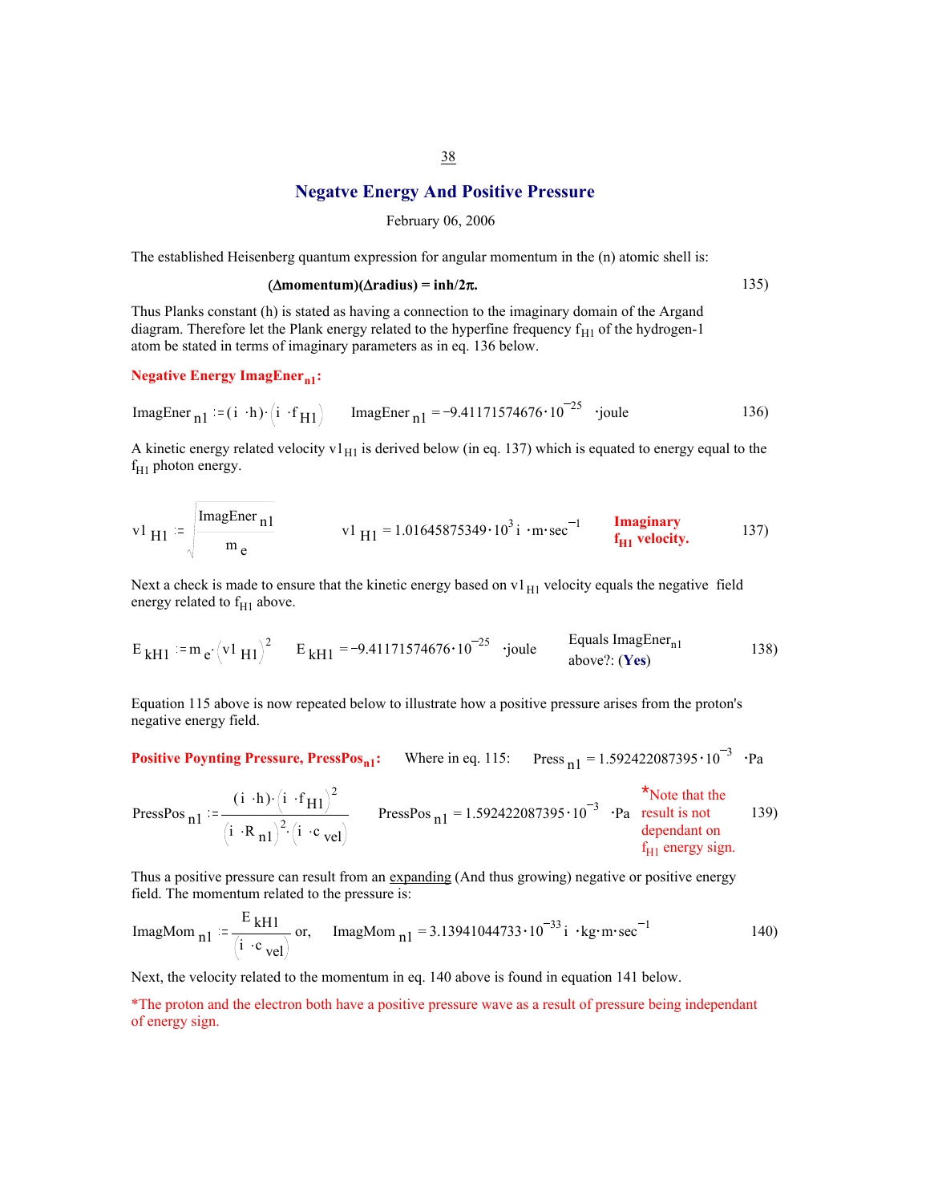## Negatve Energy And Positive Pressure

February 06, 2006

The established Heisenberg quantum expression for angular momentum in the (n) atomic shell is:

$$(\Delta \textbf{momentum})(\Delta \textbf{radius}) = \textbf{inh}/2\pi. \qquad 135)$$

Thus Planks constant (h) is stated as having a connection to the imaginary domain of the Argand diagram. Therefore let the Plank energy related to the hyperfine frequency $f_{H1}$ of the hydrogen-1 atom be stated in terms of imaginary parameters as in eq. 136 below.

**Negative Energy $ImagEner_{n1}$:**

$$ImagEner_{n1} := (i \cdot h) \cdot (i \cdot f_{H1}) \qquad ImagEner_{n1} = -9.41171574676 \cdot 10^{-25} \cdot joule \qquad 136)$$

A kinetic energy related velocity $v1_{H1}$ is derived below (in eq. 137) which is equated to energy equal to the $f_{H1}$ photon energy.

$$v1_{H1} := \sqrt{\frac{ImagEner_{n1}}{m_e}} \qquad v1_{H1} = 1.01645875349 \cdot 10^{3} i \cdot m \cdot sec^{-1} \qquad 137)$$

**Imaginary $f_{H1}$ velocity.**

Next a check is made to ensure that the kinetic energy based on $v1_{H1}$ velocity equals the negative field energy related to $f_{H1}$ above.

$$E_{kH1} := m_e \cdot (v1_{H1})^2 \qquad E_{kH1} = -9.41171574676 \cdot 10^{-25} \cdot joule \qquad 138)$$

Equals $ImagEner_{n1}$ above?: (**Yes**)

Equation 115 above is now repeated below to illustrate how a positive pressure arises from the proton's negative energy field.

**Positive Poynting Pressure, $PressPos_{n1}$:** Where in eq. 115: $Press_{n1} = 1.592422087395 \cdot 10^{-3} \cdot Pa$

$$PressPos_{n1} := \frac{(i \cdot h) \cdot (i \cdot f_{H1})^2}{(i \cdot R_{n1})^2 \cdot (i \cdot c_{vel})} \qquad PressPos_{n1} = 1.592422087395 \cdot 10^{-3} \cdot Pa \qquad 139)$$

*Note that the result is not dependant on $f_{H1}$ energy sign.

Thus a positive pressure can result from an <u>expanding</u> (And thus growing) negative or positive energy field. The momentum related to the pressure is:

$$ImagMom_{n1} := \frac{E_{kH1}}{(i \cdot c_{vel})} \text{ or,} \qquad ImagMom_{n1} = 3.13941044733 \cdot 10^{-33} i \cdot kg \cdot m \cdot sec^{-1} \qquad 140)$$

Next, the velocity related to the momentum in eq. 140 above is found in equation 141 below.

*The proton and the electron both have a positive pressure wave as a result of pressure being independant of energy sign.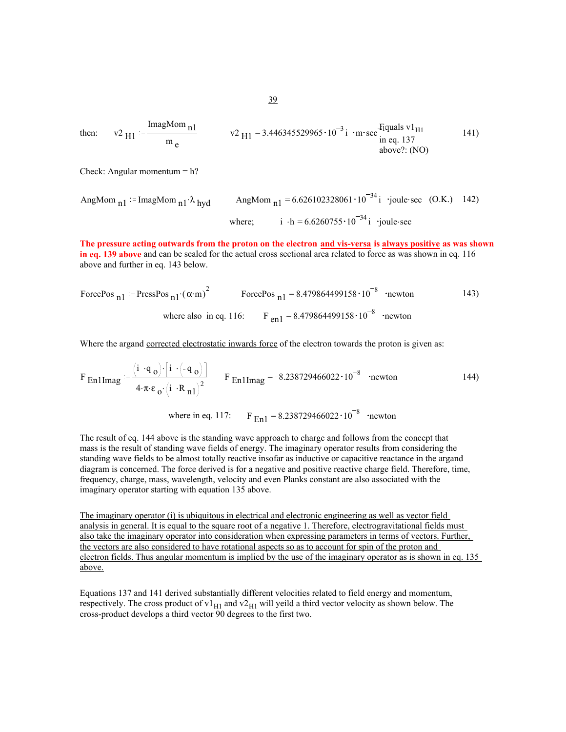then: $$v2_{H1} := \frac{ImagMom_{n1}}{m_e} \qquad v2_{H1} = 3.446345529965 \cdot 10^{-3} i \cdot m \cdot sec^{-1}$$ Equals $v1_{H1}$ in eq. 137 above?: (NO) 141)

Check: Angular momentum = h?

$$AngMom_{n1} := ImagMom_{n1} \cdot \lambda_{hyd} \qquad AngMom_{n1} = 6.626102328061 \cdot 10^{-34} i \cdot joule \cdot sec$$ (O.K.) 142)

where; $\quad i \cdot h = 6.6260755 \cdot 10^{-34} i \cdot joule \cdot sec$

**The pressure acting outwards from the proton on the electron <u>and vis-versa</u> is <u>always positive</u> as was shown in eq. 139 above** and can be scaled for the actual cross sectional area related to force as was shown in eq. 116 above and further in eq. 143 below.

$$ForcePos_{n1} := PressPos_{n1} \cdot (\alpha \cdot m)^2 \qquad ForcePos_{n1} = 8.479864499158 \cdot 10^{-8} \cdot newton$$ 143)

where also in eq. 116: $\quad F_{en1} = 8.479864499158 \cdot 10^{-8} \cdot newton$

Where the argand <u>corrected electrostatic inwards force</u> of the electron towards the proton is given as:

$$F_{En1Imag} := \frac{(i \cdot q_o) \cdot [i \cdot (-q_o)]}{4 \cdot \pi \cdot \varepsilon_o \cdot (i \cdot R_{n1})^2} \qquad F_{En1Imag} = -8.238729466022 \cdot 10^{-8} \cdot newton$$ 144)

where in eq. 117: $\quad F_{En1} = 8.238729466022 \cdot 10^{-8} \cdot newton$

The result of eq. 144 above is the standing wave approach to charge and follows from the concept that mass is the result of standing wave fields of energy. The imaginary operator results from considering the standing wave fields to be almost totally reactive insofar as inductive or capacitive reactance in the argand diagram is concerned. The force derived is for a negative and positive reactive charge field. Therefore, time, frequency, charge, mass, wavelength, velocity and even Planks constant are also associated with the imaginary operator starting with equation 135 above.

<u>The imaginary operator (i) is ubiquitous in electrical and electronic engineering as well as vector field analysis in general. It is equal to the square root of a negative 1. Therefore, electrogravitational fields must also take the imaginary operator into consideration when expressing parameters in terms of vectors. Further, the vectors are also considered to have rotational aspects so as to account for spin of the proton and electron fields. Thus angular momentum is implied by the use of the imaginary operator as is shown in eq. 135 above.</u>

Equations 137 and 141 derived substantially different velocities related to field energy and momentum, respectively. The cross product of $v1_{H1}$ and $v2_{H1}$ will yeild a third vector velocity as shown below. The cross-product develops a third vector 90 degrees to the first two.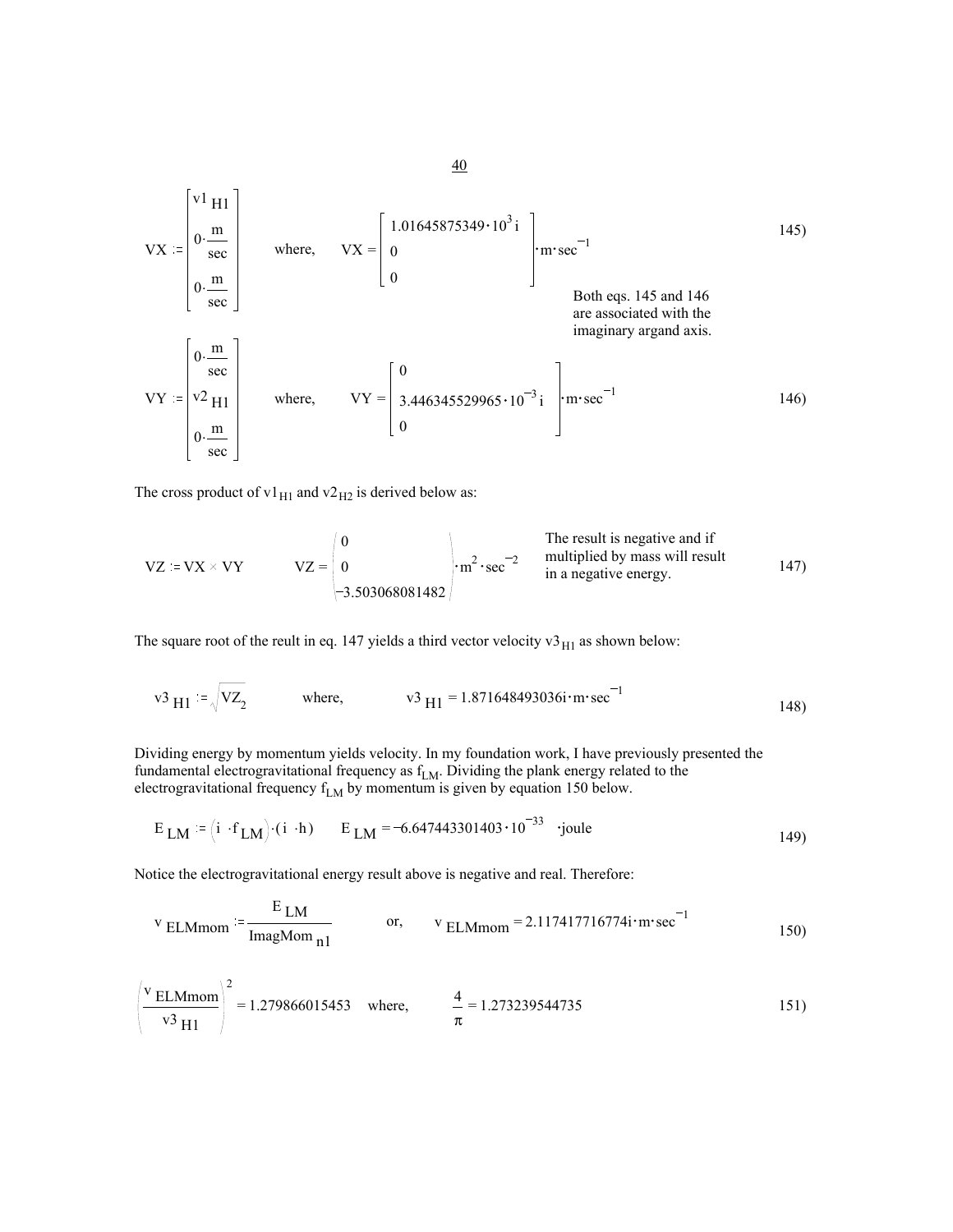$$VX := \begin{bmatrix} v1_{H1} \\ 0 \cdot \frac{m}{sec} \\ 0 \cdot \frac{m}{sec} \end{bmatrix} \qquad \text{where,} \qquad VX = \begin{bmatrix} 1.01645875349 \cdot 10^{3}\,i \\ 0 \\ 0 \end{bmatrix} \cdot m \cdot sec^{-1} \tag{145}$$

Both eqs. 145 and 146 are associated with the imaginary argand axis.

$$VY := \begin{bmatrix} 0 \cdot \frac{m}{sec} \\ v2_{H1} \\ 0 \cdot \frac{m}{sec} \end{bmatrix} \qquad \text{where,} \qquad VY = \begin{bmatrix} 0 \\ 3.446345529965 \cdot 10^{-3}\,i \\ 0 \end{bmatrix} \cdot m \cdot sec^{-1} \tag{146}$$

The cross product of $v1_{H1}$ and $v2_{H2}$ is derived below as:

$$VZ := VX \times VY \qquad VZ = \begin{pmatrix} 0 \\ 0 \\ -3.503068081482 \end{pmatrix} \cdot m^{2} \cdot sec^{-2} \tag{147}$$

The result is negative and if multiplied by mass will result in a negative energy.

The square root of the reult in eq. 147 yields a third vector velocity $v3_{H1}$ as shown below:

$$v3_{H1} := \sqrt{VZ_{2}} \qquad \text{where,} \qquad v3_{H1} = 1.871648493036i \cdot m \cdot sec^{-1} \tag{148}$$

Dividing energy by momentum yields velocity. In my foundation work, I have previously presented the fundamental electrogravitational frequency as $f_{LM}$. Dividing the plank energy related to the electrogravitational frequency $f_{LM}$ by momentum is given by equation 150 below.

$$E_{LM} := \left(i \cdot f_{LM}\right) \cdot (i \cdot h) \qquad E_{LM} = -6.647443301403 \cdot 10^{-33} \cdot joule \tag{149}$$

Notice the electrogravitational energy result above is negative and real. Therefore:

$$v_{ELMmom} := \frac{E_{LM}}{ImagMom_{n1}} \qquad \text{or,} \qquad v_{ELMmom} = 2.117417716774i \cdot m \cdot sec^{-1} \tag{150}$$

$$\left(\frac{v_{ELMmom}}{v3_{H1}}\right)^{2} = 1.279866015453 \qquad \text{where,} \qquad \frac{4}{\pi} = 1.273239544735 \tag{151}$$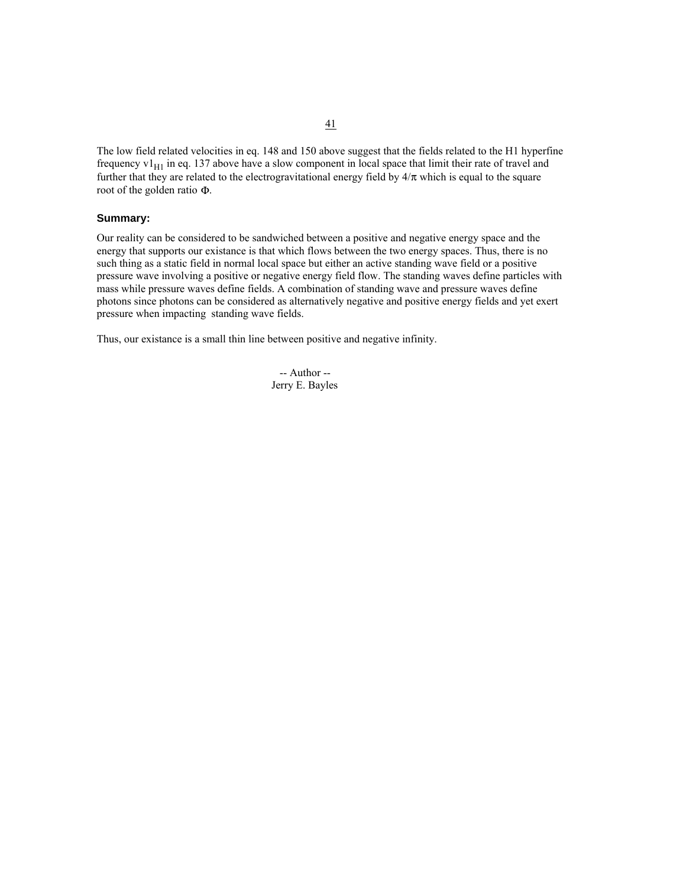The low field related velocities in eq. 148 and 150 above suggest that the fields related to the H1 hyperfine frequency $v1_{H1}$ in eq. 137 above have a slow component in local space that limit their rate of travel and further that they are related to the electrogravitational energy field by $4/\pi$ which is equal to the square root of the golden ratio $\Phi$.

### Summary:

Our reality can be considered to be sandwiched between a positive and negative energy space and the energy that supports our existance is that which flows between the two energy spaces. Thus, there is no such thing as a static field in normal local space but either an active standing wave field or a positive pressure wave involving a positive or negative energy field flow. The standing waves define particles with mass while pressure waves define fields. A combination of standing wave and pressure waves define photons since photons can be considered as alternatively negative and positive energy fields and yet exert pressure when impacting standing wave fields.

Thus, our existance is a small thin line between positive and negative infinity.

-- Author --
Jerry E. Bayles